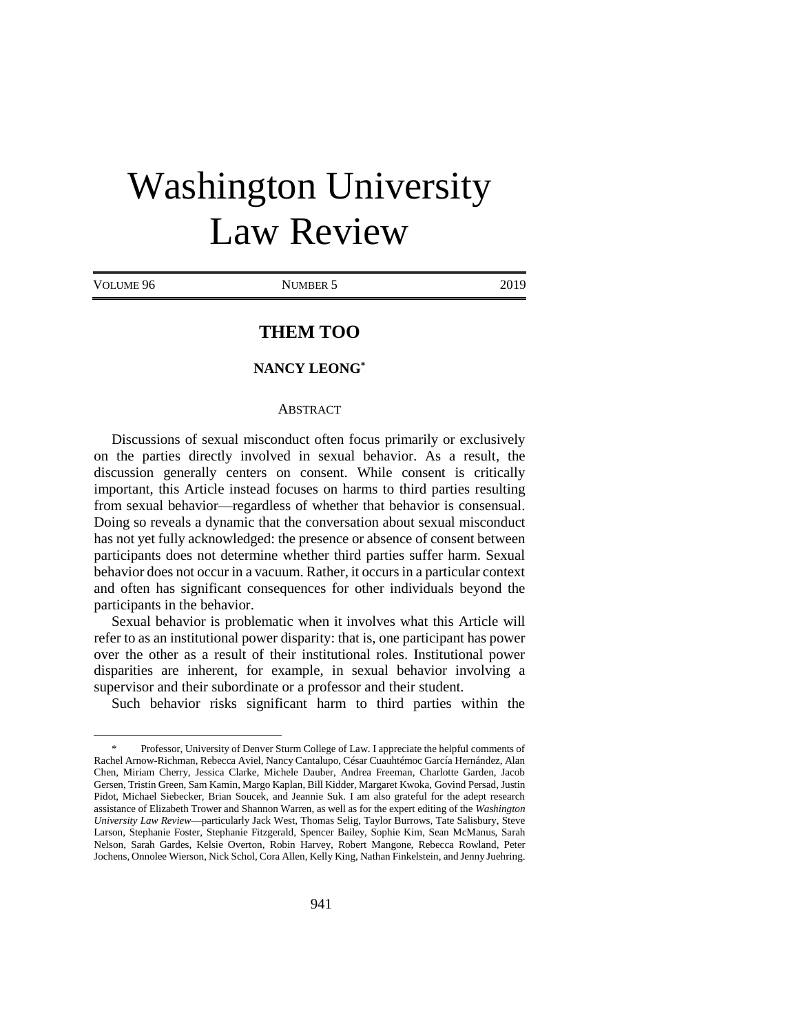# Washington University Law Review

VOLUME 96 NUMBER 5 2019

## THEM TOO

**NANCY LEONG***

ABSTRACT

Discussions of sexual misconduct often focus primarily or exclusively on the parties directly involved in sexual behavior. As a result, the discussion generally centers on consent. While consent is critically important, this Article instead focuses on harms to third parties resulting from sexual behavior—regardless of whether that behavior is consensual. Doing so reveals a dynamic that the conversation about sexual misconduct has not yet fully acknowledged: the presence or absence of consent between participants does not determine whether third parties suffer harm. Sexual behavior does not occur in a vacuum. Rather, it occurs in a particular context and often has significant consequences for other individuals beyond the participants in the behavior.

Sexual behavior is problematic when it involves what this Article will refer to as an institutional power disparity: that is, one participant has power over the other as a result of their institutional roles. Institutional power disparities are inherent, for example, in sexual behavior involving a supervisor and their subordinate or a professor and their student.

Such behavior risks significant harm to third parties within the

---

\* Professor, University of Denver Sturm College of Law. I appreciate the helpful comments of Rachel Arnow-Richman, Rebecca Aviel, Nancy Cantalupo, César Cuauhtémoc García Hernández, Alan Chen, Miriam Cherry, Jessica Clarke, Michele Dauber, Andrea Freeman, Charlotte Garden, Jacob Gersen, Tristin Green, Sam Kamin, Margo Kaplan, Bill Kidder, Margaret Kwoka, Govind Persad, Justin Pidot, Michael Siebecker, Brian Soucek, and Jeannie Suk. I am also grateful for the adept research assistance of Elizabeth Trower and Shannon Warren, as well as for the expert editing of the *Washington University Law Review*—particularly Jack West, Thomas Selig, Taylor Burrows, Tate Salisbury, Steve Larson, Stephanie Foster, Stephanie Fitzgerald, Spencer Bailey, Sophie Kim, Sean McManus, Sarah Nelson, Sarah Gardes, Kelsie Overton, Robin Harvey, Robert Mangone, Rebecca Rowland, Peter Jochens, Onnolee Wierson, Nick Schol, Cora Allen, Kelly King, Nathan Finkelstein, and Jenny Juehring.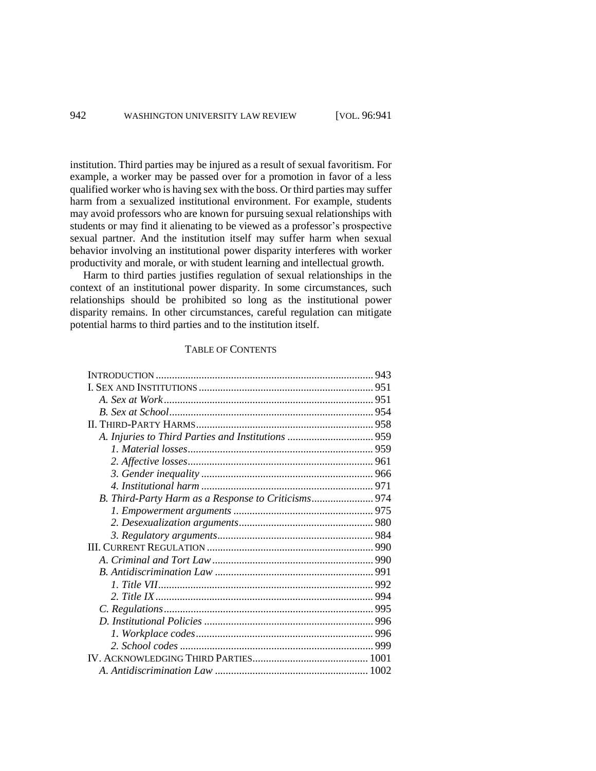institution. Third parties may be injured as a result of sexual favoritism. For example, a worker may be passed over for a promotion in favor of a less qualified worker who is having sex with the boss. Or third parties may suffer harm from a sexualized institutional environment. For example, students may avoid professors who are known for pursuing sexual relationships with students or may find it alienating to be viewed as a professor's prospective sexual partner. And the institution itself may suffer harm when sexual behavior involving an institutional power disparity interferes with worker productivity and morale, or with student learning and intellectual growth.

Harm to third parties justifies regulation of sexual relationships in the context of an institutional power disparity. In some circumstances, such relationships should be prohibited so long as the institutional power disparity remains. In other circumstances, careful regulation can mitigate potential harms to third parties and to the institution itself.

TABLE OF CONTENTS

INTRODUCTION ..... 943
I. SEX AND INSTITUTIONS ..... 951
  *A. Sex at Work* ..... 951
  *B. Sex at School* ..... 954
II. THIRD-PARTY HARMS ..... 958
  *A. Injuries to Third Parties and Institutions* ..... 959
    *1. Material losses* ..... 959
    *2. Affective losses* ..... 961
    *3. Gender inequality* ..... 966
    *4. Institutional harm* ..... 971
  *B. Third-Party Harm as a Response to Criticisms* ..... 974
    *1. Empowerment arguments* ..... 975
    *2. Desexualization arguments* ..... 980
    *3. Regulatory arguments* ..... 984
III. CURRENT REGULATION ..... 990
  *A. Criminal and Tort Law* ..... 990
  *B. Antidiscrimination Law* ..... 991
    *1. Title VII* ..... 992
    *2. Title IX* ..... 994
  *C. Regulations* ..... 995
  *D. Institutional Policies* ..... 996
    *1. Workplace codes* ..... 996
    *2. School codes* ..... 999
IV. ACKNOWLEDGING THIRD PARTIES ..... 1001
  *A. Antidiscrimination Law* ..... 1002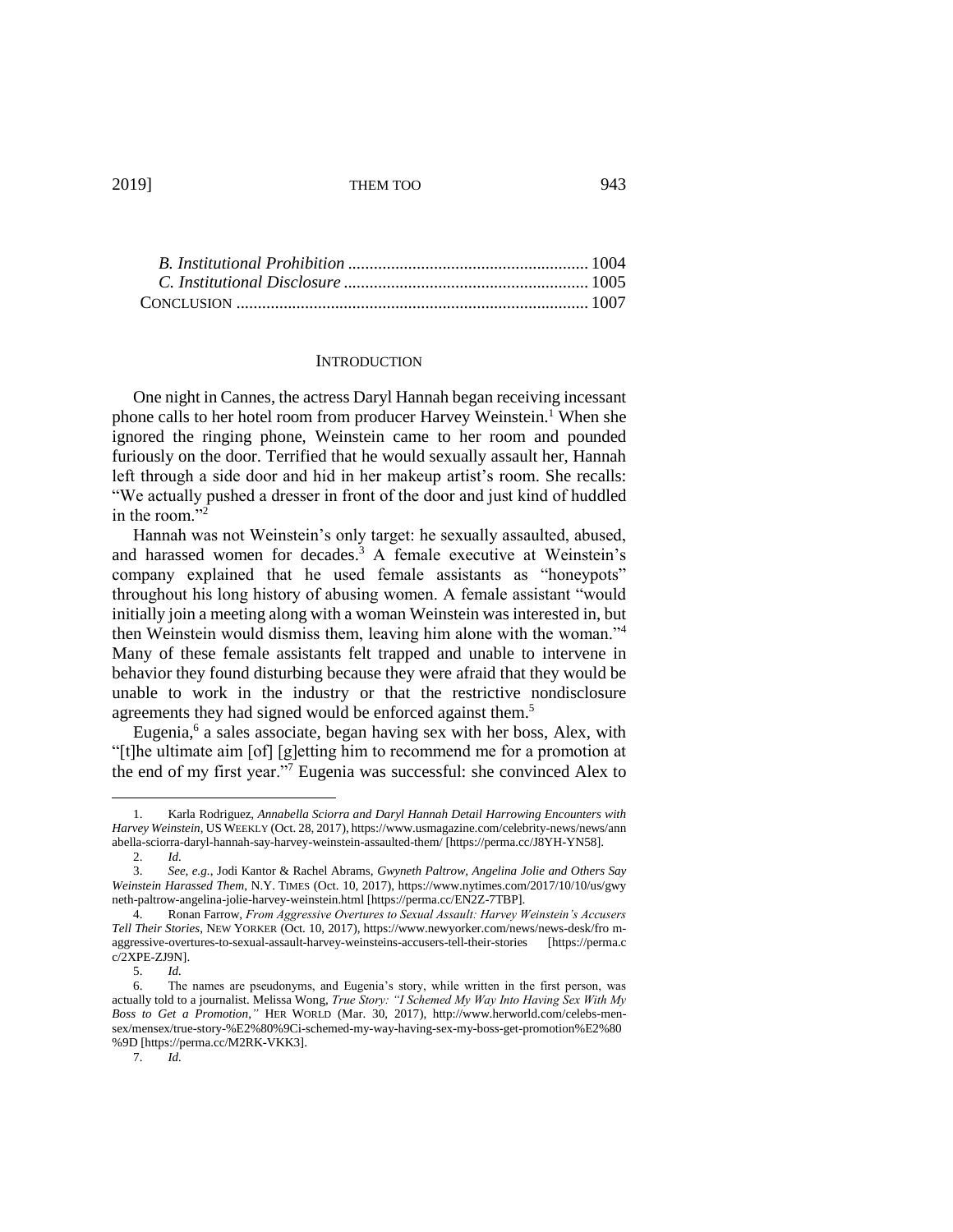*B. Institutional Prohibition* ........................................................ 1004
*C. Institutional Disclosure* .......................................................... 1005
CONCLUSION .................................................................................. 1007

## INTRODUCTION

One night in Cannes, the actress Daryl Hannah began receiving incessant phone calls to her hotel room from producer Harvey Weinstein.[1] When she ignored the ringing phone, Weinstein came to her room and pounded furiously on the door. Terrified that he would sexually assault her, Hannah left through a side door and hid in her makeup artist's room. She recalls: "We actually pushed a dresser in front of the door and just kind of huddled in the room."[2]

Hannah was not Weinstein's only target: he sexually assaulted, abused, and harassed women for decades.[3] A female executive at Weinstein's company explained that he used female assistants as "honeypots" throughout his long history of abusing women. A female assistant "would initially join a meeting along with a woman Weinstein was interested in, but then Weinstein would dismiss them, leaving him alone with the woman."[4] Many of these female assistants felt trapped and unable to intervene in behavior they found disturbing because they were afraid that they would be unable to work in the industry or that the restrictive nondisclosure agreements they had signed would be enforced against them.[5]

Eugenia,[6] a sales associate, began having sex with her boss, Alex, with "[t]he ultimate aim [of] [g]etting him to recommend me for a promotion at the end of my first year."[7] Eugenia was successful: she convinced Alex to

---

1. Karla Rodriguez, *Annabella Sciorra and Daryl Hannah Detail Harrowing Encounters with Harvey Weinstein*, US WEEKLY (Oct. 28, 2017), https://www.usmagazine.com/celebrity-news/news/annabella-sciorra-daryl-hannah-say-harvey-weinstein-assaulted-them/ [https://perma.cc/J8YH-YN58].
2. *Id.*
3. *See, e.g.*, Jodi Kantor & Rachel Abrams, *Gwyneth Paltrow, Angelina Jolie and Others Say Weinstein Harassed Them*, N.Y. TIMES (Oct. 10, 2017), https://www.nytimes.com/2017/10/10/us/gwyneth-paltrow-angelina-jolie-harvey-weinstein.html [https://perma.cc/EN2Z-7TBP].
4. Ronan Farrow, *From Aggressive Overtures to Sexual Assault: Harvey Weinstein's Accusers Tell Their Stories*, NEW YORKER (Oct. 10, 2017), https://www.newyorker.com/news/news-desk/from-aggressive-overtures-to-sexual-assault-harvey-weinsteins-accusers-tell-their-stories [https://perma.cc/2XPE-ZJ9N].
5. *Id.*
6. The names are pseudonyms, and Eugenia's story, while written in the first person, was actually told to a journalist. Melissa Wong, *True Story: "I Schemed My Way Into Having Sex With My Boss to Get a Promotion*,*"* HER WORLD (Mar. 30, 2017), http://www.herworld.com/celebs-men-sex/mensex/true-story-%E2%80%9Ci-schemed-my-way-having-sex-my-boss-get-promotion%E2%80%9D [https://perma.cc/M2RK-VKK3].
7. *Id.*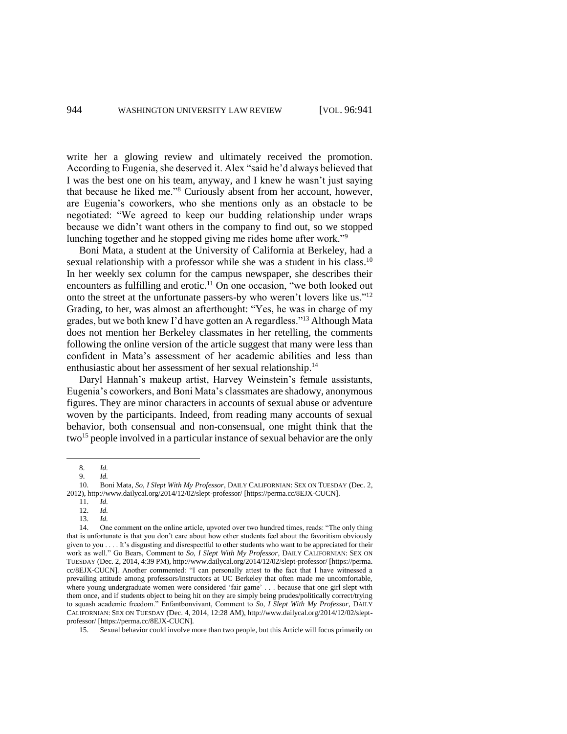write her a glowing review and ultimately received the promotion. According to Eugenia, she deserved it. Alex "said he'd always believed that I was the best one on his team, anyway, and I knew he wasn't just saying that because he liked me."[8] Curiously absent from her account, however, are Eugenia's coworkers, who she mentions only as an obstacle to be negotiated: "We agreed to keep our budding relationship under wraps because we didn't want others in the company to find out, so we stopped lunching together and he stopped giving me rides home after work."[9]

Boni Mata, a student at the University of California at Berkeley, had a sexual relationship with a professor while she was a student in his class.[10] In her weekly sex column for the campus newspaper, she describes their encounters as fulfilling and erotic.[11] On one occasion, "we both looked out onto the street at the unfortunate passers-by who weren't lovers like us."[12] Grading, to her, was almost an afterthought: "Yes, he was in charge of my grades, but we both knew I'd have gotten an A regardless."[13] Although Mata does not mention her Berkeley classmates in her retelling, the comments following the online version of the article suggest that many were less than confident in Mata's assessment of her academic abilities and less than enthusiastic about her assessment of her sexual relationship.[14]

Daryl Hannah's makeup artist, Harvey Weinstein's female assistants, Eugenia's coworkers, and Boni Mata's classmates are shadowy, anonymous figures. They are minor characters in accounts of sexual abuse or adventure woven by the participants. Indeed, from reading many accounts of sexual behavior, both consensual and non-consensual, one might think that the two[15] people involved in a particular instance of sexual behavior are the only

---

8. *Id.*

9. *Id.*

10. Boni Mata, *So, I Slept With My Professor*, DAILY CALIFORNIAN: SEX ON TUESDAY (Dec. 2, 2012), http://www.dailycal.org/2014/12/02/slept-professor/ [https://perma.cc/8EJX-CUCN].

11. *Id.*

12. *Id.*

13. *Id.*

14. One comment on the online article, upvoted over two hundred times, reads: "The only thing that is unfortunate is that you don't care about how other students feel about the favoritism obviously given to you . . . . It's disgusting and disrespectful to other students who want to be appreciated for their work as well." Go Bears, Comment to *So, I Slept With My Professor*, DAILY CALIFORNIAN: SEX ON TUESDAY (Dec. 2, 2014, 4:39 PM), http://www.dailycal.org/2014/12/02/slept-professor/ [https://perma.cc/8EJX-CUCN]. Another commented: "I can personally attest to the fact that I have witnessed a prevailing attitude among professors/instructors at UC Berkeley that often made me uncomfortable, where young undergraduate women were considered 'fair game' . . . because that one girl slept with them once, and if students object to being hit on they are simply being prudes/politically correct/trying to squash academic freedom." Enfantbonvivant, Comment to *So, I Slept With My Professor*, DAILY CALIFORNIAN: SEX ON TUESDAY (Dec. 4, 2014, 12:28 AM), http://www.dailycal.org/2014/12/02/slept-professor/ [https://perma.cc/8EJX-CUCN].

15. Sexual behavior could involve more than two people, but this Article will focus primarily on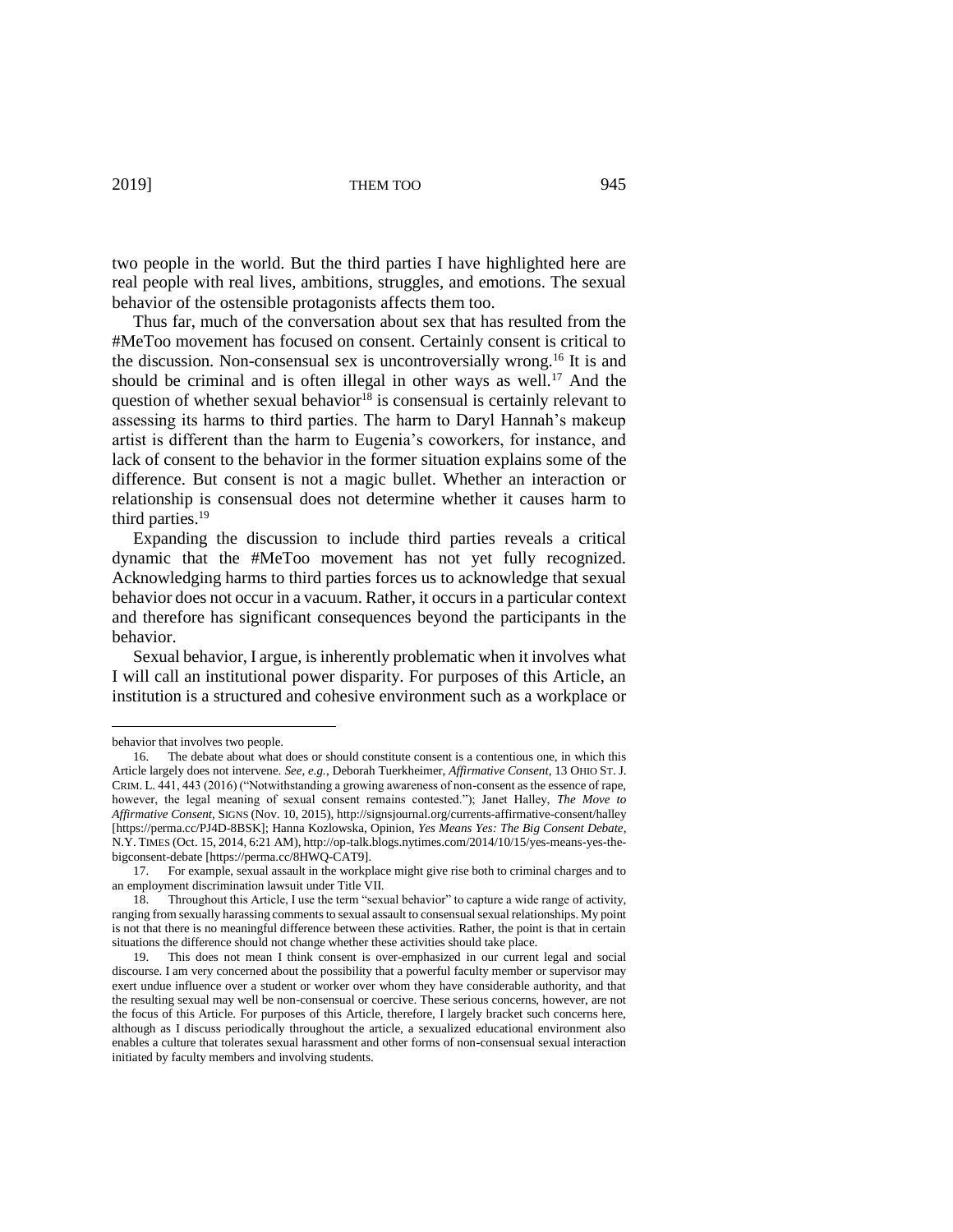two people in the world. But the third parties I have highlighted here are real people with real lives, ambitions, struggles, and emotions. The sexual behavior of the ostensible protagonists affects them too.

Thus far, much of the conversation about sex that has resulted from the #MeToo movement has focused on consent. Certainly consent is critical to the discussion. Non-consensual sex is uncontroversially wrong.[16] It is and should be criminal and is often illegal in other ways as well.[17] And the question of whether sexual behavior[18] is consensual is certainly relevant to assessing its harms to third parties. The harm to Daryl Hannah's makeup artist is different than the harm to Eugenia's coworkers, for instance, and lack of consent to the behavior in the former situation explains some of the difference. But consent is not a magic bullet. Whether an interaction or relationship is consensual does not determine whether it causes harm to third parties.[19]

Expanding the discussion to include third parties reveals a critical dynamic that the #MeToo movement has not yet fully recognized. Acknowledging harms to third parties forces us to acknowledge that sexual behavior does not occur in a vacuum. Rather, it occurs in a particular context and therefore has significant consequences beyond the participants in the behavior.

Sexual behavior, I argue, is inherently problematic when it involves what I will call an institutional power disparity. For purposes of this Article, an institution is a structured and cohesive environment such as a workplace or

---

behavior that involves two people.

16. The debate about what does or should constitute consent is a contentious one, in which this Article largely does not intervene. *See, e.g.*, Deborah Tuerkheimer, *Affirmative Consent*, 13 OHIO ST. J. CRIM. L. 441, 443 (2016) ("Notwithstanding a growing awareness of non-consent as the essence of rape, however, the legal meaning of sexual consent remains contested."); Janet Halley, *The Move to Affirmative Consent*, SIGNS (Nov. 10, 2015), http://signsjournal.org/currents-affirmative-consent/halley [https://perma.cc/PJ4D-8BSK]; Hanna Kozlowska, Opinion, *Yes Means Yes: The Big Consent Debate*, N.Y. TIMES (Oct. 15, 2014, 6:21 AM), http://op-talk.blogs.nytimes.com/2014/10/15/yes-means-yes-the-bigconsent-debate [https://perma.cc/8HWQ-CAT9].

17. For example, sexual assault in the workplace might give rise both to criminal charges and to an employment discrimination lawsuit under Title VII.

18. Throughout this Article, I use the term "sexual behavior" to capture a wide range of activity, ranging from sexually harassing comments to sexual assault to consensual sexual relationships. My point is not that there is no meaningful difference between these activities. Rather, the point is that in certain situations the difference should not change whether these activities should take place.

19. This does not mean I think consent is over-emphasized in our current legal and social discourse. I am very concerned about the possibility that a powerful faculty member or supervisor may exert undue influence over a student or worker over whom they have considerable authority, and that the resulting sexual may well be non-consensual or coercive. These serious concerns, however, are not the focus of this Article. For purposes of this Article, therefore, I largely bracket such concerns here, although as I discuss periodically throughout the article, a sexualized educational environment also enables a culture that tolerates sexual harassment and other forms of non-consensual sexual interaction initiated by faculty members and involving students.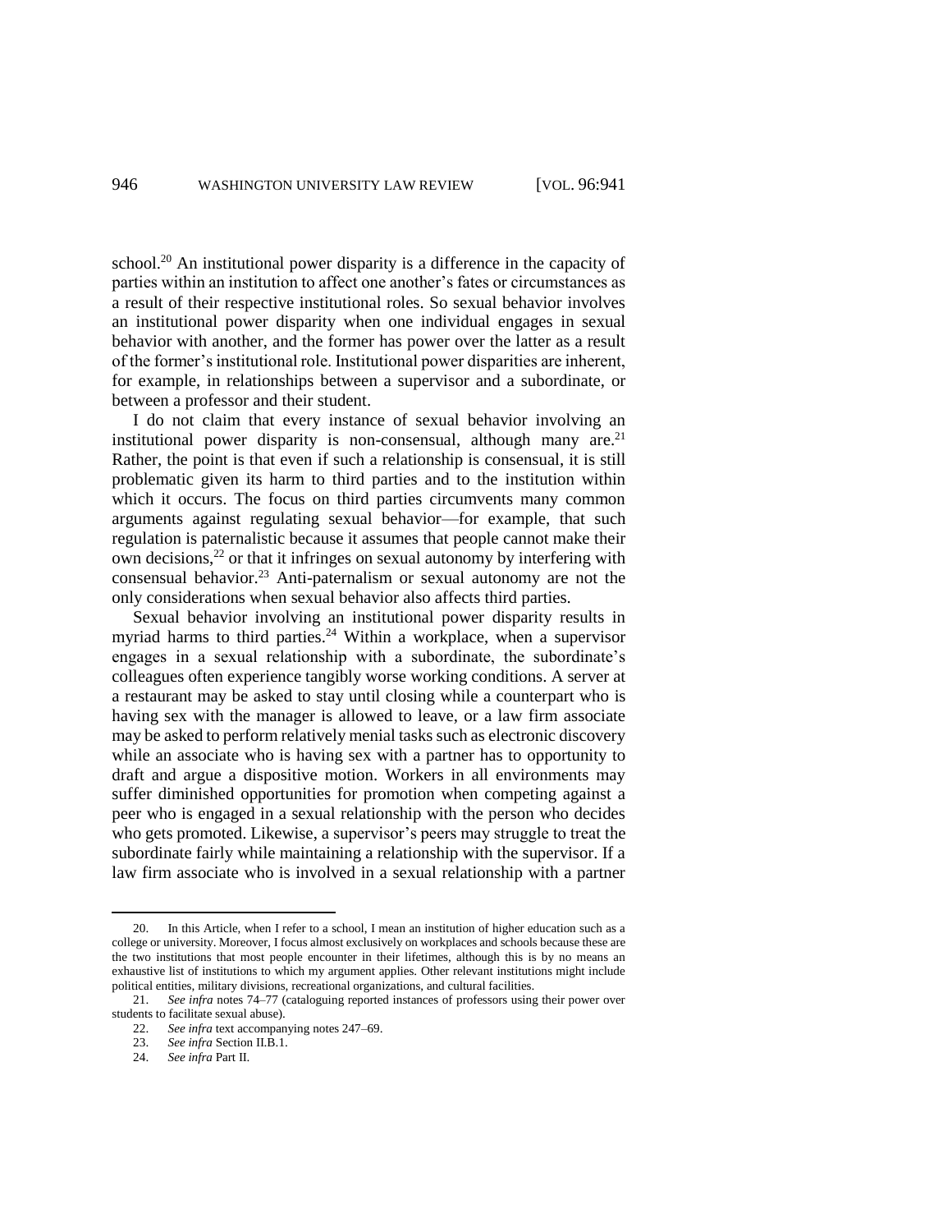school.[20] An institutional power disparity is a difference in the capacity of parties within an institution to affect one another's fates or circumstances as a result of their respective institutional roles. So sexual behavior involves an institutional power disparity when one individual engages in sexual behavior with another, and the former has power over the latter as a result of the former's institutional role. Institutional power disparities are inherent, for example, in relationships between a supervisor and a subordinate, or between a professor and their student.

I do not claim that every instance of sexual behavior involving an institutional power disparity is non-consensual, although many are.[21] Rather, the point is that even if such a relationship is consensual, it is still problematic given its harm to third parties and to the institution within which it occurs. The focus on third parties circumvents many common arguments against regulating sexual behavior—for example, that such regulation is paternalistic because it assumes that people cannot make their own decisions,[22] or that it infringes on sexual autonomy by interfering with consensual behavior.[23] Anti-paternalism or sexual autonomy are not the only considerations when sexual behavior also affects third parties.

Sexual behavior involving an institutional power disparity results in myriad harms to third parties.[24] Within a workplace, when a supervisor engages in a sexual relationship with a subordinate, the subordinate's colleagues often experience tangibly worse working conditions. A server at a restaurant may be asked to stay until closing while a counterpart who is having sex with the manager is allowed to leave, or a law firm associate may be asked to perform relatively menial tasks such as electronic discovery while an associate who is having sex with a partner has to opportunity to draft and argue a dispositive motion. Workers in all environments may suffer diminished opportunities for promotion when competing against a peer who is engaged in a sexual relationship with the person who decides who gets promoted. Likewise, a supervisor's peers may struggle to treat the subordinate fairly while maintaining a relationship with the supervisor. If a law firm associate who is involved in a sexual relationship with a partner

---

20. In this Article, when I refer to a school, I mean an institution of higher education such as a college or university. Moreover, I focus almost exclusively on workplaces and schools because these are the two institutions that most people encounter in their lifetimes, although this is by no means an exhaustive list of institutions to which my argument applies. Other relevant institutions might include political entities, military divisions, recreational organizations, and cultural facilities.

21. *See infra* notes 74–77 (cataloguing reported instances of professors using their power over students to facilitate sexual abuse).

22. *See infra* text accompanying notes 247–69.

23. *See infra* Section II.B.1.

24. *See infra* Part II.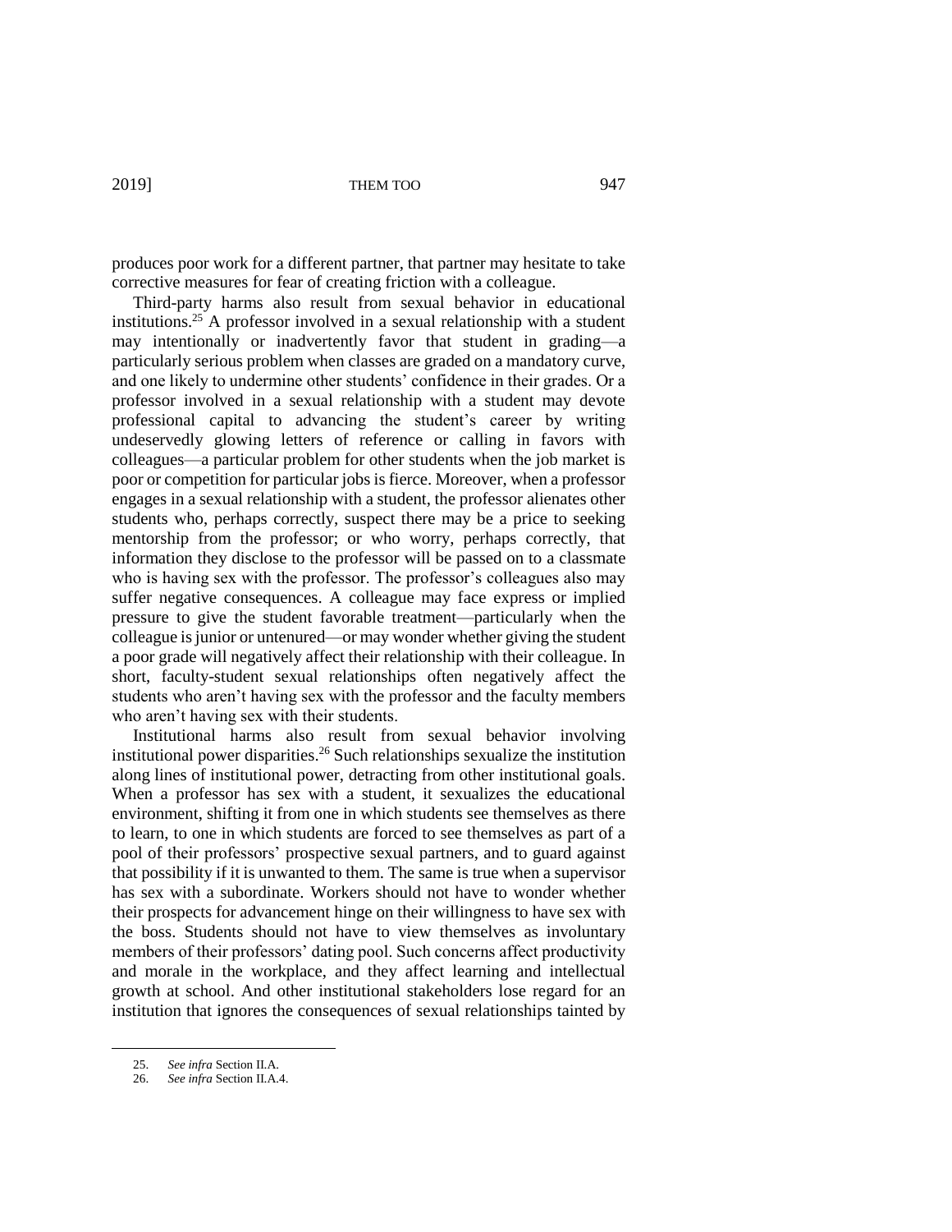produces poor work for a different partner, that partner may hesitate to take corrective measures for fear of creating friction with a colleague.

Third-party harms also result from sexual behavior in educational institutions.[25] A professor involved in a sexual relationship with a student may intentionally or inadvertently favor that student in grading—a particularly serious problem when classes are graded on a mandatory curve, and one likely to undermine other students' confidence in their grades. Or a professor involved in a sexual relationship with a student may devote professional capital to advancing the student's career by writing undeservedly glowing letters of reference or calling in favors with colleagues—a particular problem for other students when the job market is poor or competition for particular jobs is fierce. Moreover, when a professor engages in a sexual relationship with a student, the professor alienates other students who, perhaps correctly, suspect there may be a price to seeking mentorship from the professor; or who worry, perhaps correctly, that information they disclose to the professor will be passed on to a classmate who is having sex with the professor. The professor's colleagues also may suffer negative consequences. A colleague may face express or implied pressure to give the student favorable treatment—particularly when the colleague is junior or untenured—or may wonder whether giving the student a poor grade will negatively affect their relationship with their colleague. In short, faculty-student sexual relationships often negatively affect the students who aren't having sex with the professor and the faculty members who aren't having sex with their students.

Institutional harms also result from sexual behavior involving institutional power disparities.[26] Such relationships sexualize the institution along lines of institutional power, detracting from other institutional goals. When a professor has sex with a student, it sexualizes the educational environment, shifting it from one in which students see themselves as there to learn, to one in which students are forced to see themselves as part of a pool of their professors' prospective sexual partners, and to guard against that possibility if it is unwanted to them. The same is true when a supervisor has sex with a subordinate. Workers should not have to wonder whether their prospects for advancement hinge on their willingness to have sex with the boss. Students should not have to view themselves as involuntary members of their professors' dating pool. Such concerns affect productivity and morale in the workplace, and they affect learning and intellectual growth at school. And other institutional stakeholders lose regard for an institution that ignores the consequences of sexual relationships tainted by

---

25. *See infra* Section II.A.

26. *See infra* Section II.A.4.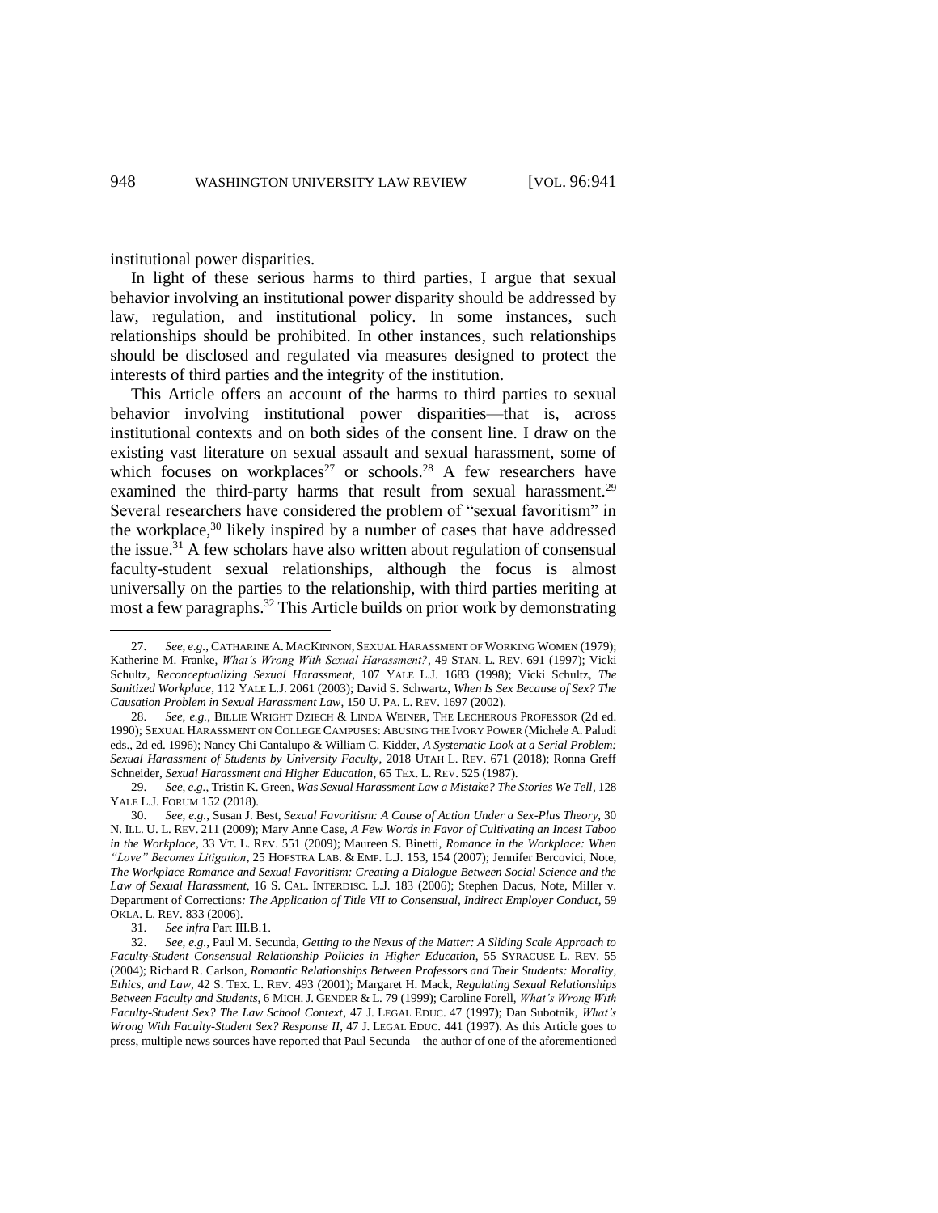institutional power disparities.

In light of these serious harms to third parties, I argue that sexual behavior involving an institutional power disparity should be addressed by law, regulation, and institutional policy. In some instances, such relationships should be prohibited. In other instances, such relationships should be disclosed and regulated via measures designed to protect the interests of third parties and the integrity of the institution.

This Article offers an account of the harms to third parties to sexual behavior involving institutional power disparities—that is, across institutional contexts and on both sides of the consent line. I draw on the existing vast literature on sexual assault and sexual harassment, some of which focuses on workplaces[27] or schools.[28] A few researchers have examined the third-party harms that result from sexual harassment.[29] Several researchers have considered the problem of "sexual favoritism" in the workplace,[30] likely inspired by a number of cases that have addressed the issue.[31] A few scholars have also written about regulation of consensual faculty-student sexual relationships, although the focus is almost universally on the parties to the relationship, with third parties meriting at most a few paragraphs.[32] This Article builds on prior work by demonstrating

---

27. *See, e.g.*, CATHARINE A. MACKINNON, SEXUAL HARASSMENT OF WORKING WOMEN (1979); Katherine M. Franke, *What's Wrong With Sexual Harassment?*, 49 STAN. L. REV. 691 (1997); Vicki Schultz, *Reconceptualizing Sexual Harassment*, 107 YALE L.J. 1683 (1998); Vicki Schultz, *The Sanitized Workplace*, 112 YALE L.J. 2061 (2003); David S. Schwartz, *When Is Sex Because of Sex? The Causation Problem in Sexual Harassment Law*, 150 U. PA. L. REV. 1697 (2002).

28. *See, e.g.*, BILLIE WRIGHT DZIECH & LINDA WEINER, THE LECHEROUS PROFESSOR (2d ed. 1990); SEXUAL HARASSMENT ON COLLEGE CAMPUSES: ABUSING THE IVORY POWER (Michele A. Paludi eds., 2d ed. 1996); Nancy Chi Cantalupo & William C. Kidder, *A Systematic Look at a Serial Problem: Sexual Harassment of Students by University Faculty*, 2018 UTAH L. REV. 671 (2018); Ronna Greff Schneider, *Sexual Harassment and Higher Education*, 65 TEX. L. REV. 525 (1987).

29. *See, e.g.*, Tristin K. Green, *Was Sexual Harassment Law a Mistake? The Stories We Tell*, 128 YALE L.J. FORUM 152 (2018).

30. *See, e.g.*, Susan J. Best, *Sexual Favoritism: A Cause of Action Under a Sex-Plus Theory*, 30 N. ILL. U. L. REV. 211 (2009); Mary Anne Case, *A Few Words in Favor of Cultivating an Incest Taboo in the Workplace*, 33 VT. L. REV. 551 (2009); Maureen S. Binetti, *Romance in the Workplace: When "Love" Becomes Litigation*, 25 HOFSTRA LAB. & EMP. L.J. 153, 154 (2007); Jennifer Bercovici, Note, *The Workplace Romance and Sexual Favoritism: Creating a Dialogue Between Social Science and the Law of Sexual Harassment*, 16 S. CAL. INTERDISC. L.J. 183 (2006); Stephen Dacus, Note, Miller v. Department of Corrections*: The Application of Title VII to Consensual, Indirect Employer Conduct*, 59 OKLA. L. REV. 833 (2006).

31. *See infra* Part III.B.1.

32. *See, e.g.*, Paul M. Secunda, *Getting to the Nexus of the Matter: A Sliding Scale Approach to Faculty-Student Consensual Relationship Policies in Higher Education*, 55 SYRACUSE L. REV. 55 (2004); Richard R. Carlson, *Romantic Relationships Between Professors and Their Students: Morality, Ethics, and Law*, 42 S. TEX. L. REV. 493 (2001); Margaret H. Mack, *Regulating Sexual Relationships Between Faculty and Students*, 6 MICH. J. GENDER & L. 79 (1999); Caroline Forell, *What's Wrong With Faculty-Student Sex? The Law School Context*, 47 J. LEGAL EDUC. 47 (1997); Dan Subotnik, *What's Wrong With Faculty-Student Sex? Response II*, 47 J. LEGAL EDUC. 441 (1997). As this Article goes to press, multiple news sources have reported that Paul Secunda—the author of one of the aforementioned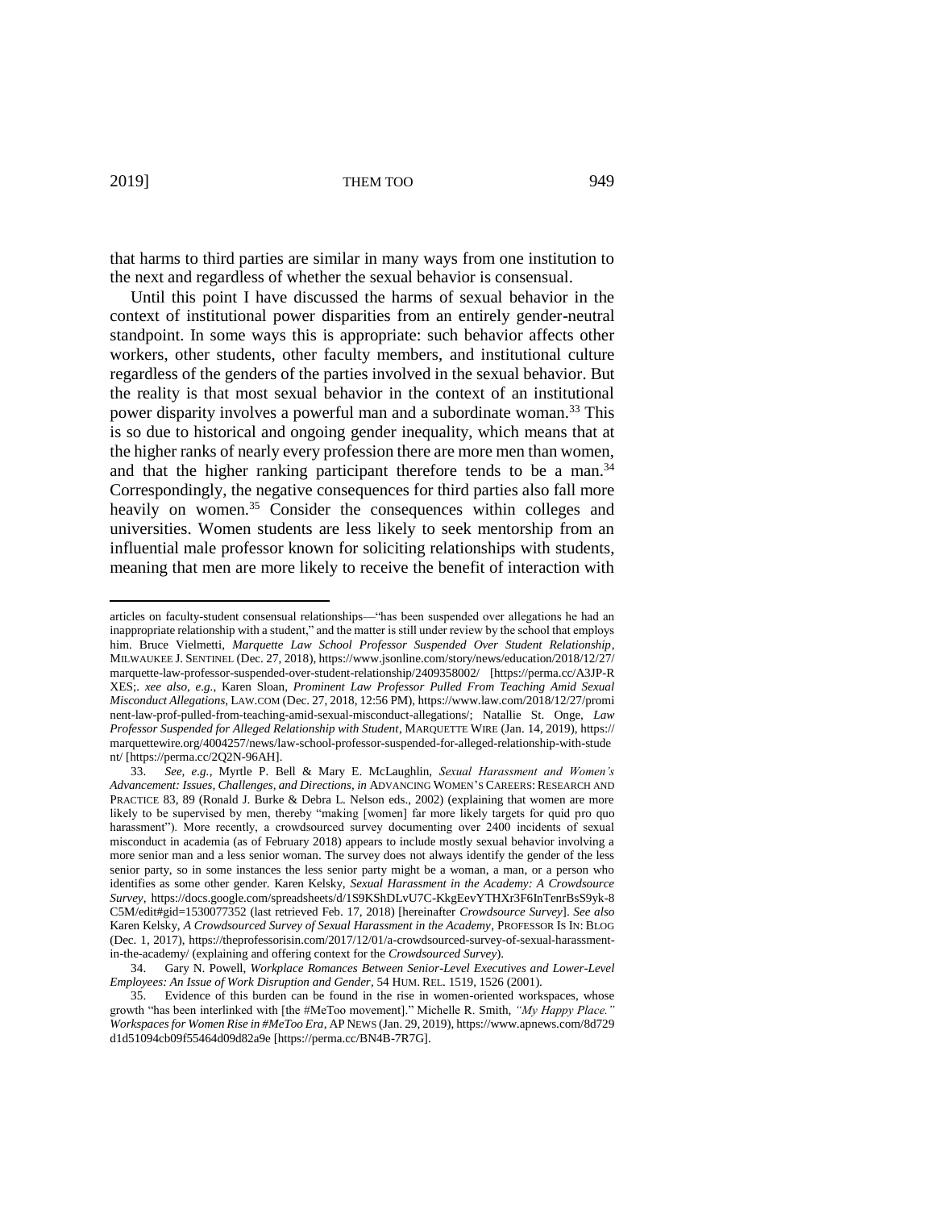that harms to third parties are similar in many ways from one institution to the next and regardless of whether the sexual behavior is consensual.

Until this point I have discussed the harms of sexual behavior in the context of institutional power disparities from an entirely gender-neutral standpoint. In some ways this is appropriate: such behavior affects other workers, other students, other faculty members, and institutional culture regardless of the genders of the parties involved in the sexual behavior. But the reality is that most sexual behavior in the context of an institutional power disparity involves a powerful man and a subordinate woman.[33] This is so due to historical and ongoing gender inequality, which means that at the higher ranks of nearly every profession there are more men than women, and that the higher ranking participant therefore tends to be a man.[34] Correspondingly, the negative consequences for third parties also fall more heavily on women.[35] Consider the consequences within colleges and universities. Women students are less likely to seek mentorship from an influential male professor known for soliciting relationships with students, meaning that men are more likely to receive the benefit of interaction with

---

articles on faculty-student consensual relationships—"has been suspended over allegations he had an inappropriate relationship with a student," and the matter is still under review by the school that employs him. Bruce Vielmetti, *Marquette Law School Professor Suspended Over Student Relationship*, MILWAUKEE J. SENTINEL (Dec. 27, 2018), https://www.jsonline.com/story/news/education/2018/12/27/marquette-law-professor-suspended-over-student-relationship/2409358002/ [https://perma.cc/A3JP-RXES;. *xee also, e.g.*, Karen Sloan, *Prominent Law Professor Pulled From Teaching Amid Sexual Misconduct Allegations*, LAW.COM (Dec. 27, 2018, 12:56 PM), https://www.law.com/2018/12/27/prominent-law-prof-pulled-from-teaching-amid-sexual-misconduct-allegations/; Natallie St. Onge, *Law Professor Suspended for Alleged Relationship with Student*, MARQUETTE WIRE (Jan. 14, 2019), https://marquettewire.org/4004257/news/law-school-professor-suspended-for-alleged-relationship-with-student/ [https://perma.cc/2Q2N-96AH].

33. *See, e.g.*, Myrtle P. Bell & Mary E. McLaughlin, *Sexual Harassment and Women's Advancement: Issues, Challenges, and Directions*, *in* ADVANCING WOMEN'S CAREERS: RESEARCH AND PRACTICE 83, 89 (Ronald J. Burke & Debra L. Nelson eds., 2002) (explaining that women are more likely to be supervised by men, thereby "making [women] far more likely targets for quid pro quo harassment"). More recently, a crowdsourced survey documenting over 2400 incidents of sexual misconduct in academia (as of February 2018) appears to include mostly sexual behavior involving a more senior man and a less senior woman. The survey does not always identify the gender of the less senior party, so in some instances the less senior party might be a woman, a man, or a person who identifies as some other gender. Karen Kelsky, *Sexual Harassment in the Academy: A Crowdsource Survey*, https://docs.google.com/spreadsheets/d/1S9KShDLvU7C-KkgEevYTHXr3F6InTenrBsS9yk-8C5M/edit#gid=1530077352 (last retrieved Feb. 17, 2018) [hereinafter *Crowdsource Survey*]. *See also* Karen Kelsky, *A Crowdsourced Survey of Sexual Harassment in the Academy*, PROFESSOR IS IN: BLOG (Dec. 1, 2017), https://theprofessorisin.com/2017/12/01/a-crowdsourced-survey-of-sexual-harassment-in-the-academy/ (explaining and offering context for the *Crowdsourced Survey*).

34. Gary N. Powell, *Workplace Romances Between Senior-Level Executives and Lower-Level Employees: An Issue of Work Disruption and Gender*, 54 HUM. REL. 1519, 1526 (2001).

35. Evidence of this burden can be found in the rise in women-oriented workspaces, whose growth "has been interlinked with [the #MeToo movement]." Michelle R. Smith, *"My Happy Place." Workspaces for Women Rise in #MeToo Era*, AP NEWS (Jan. 29, 2019), https://www.apnews.com/8d729d1d51094cb09f55464d09d82a9e [https://perma.cc/BN4B-7R7G].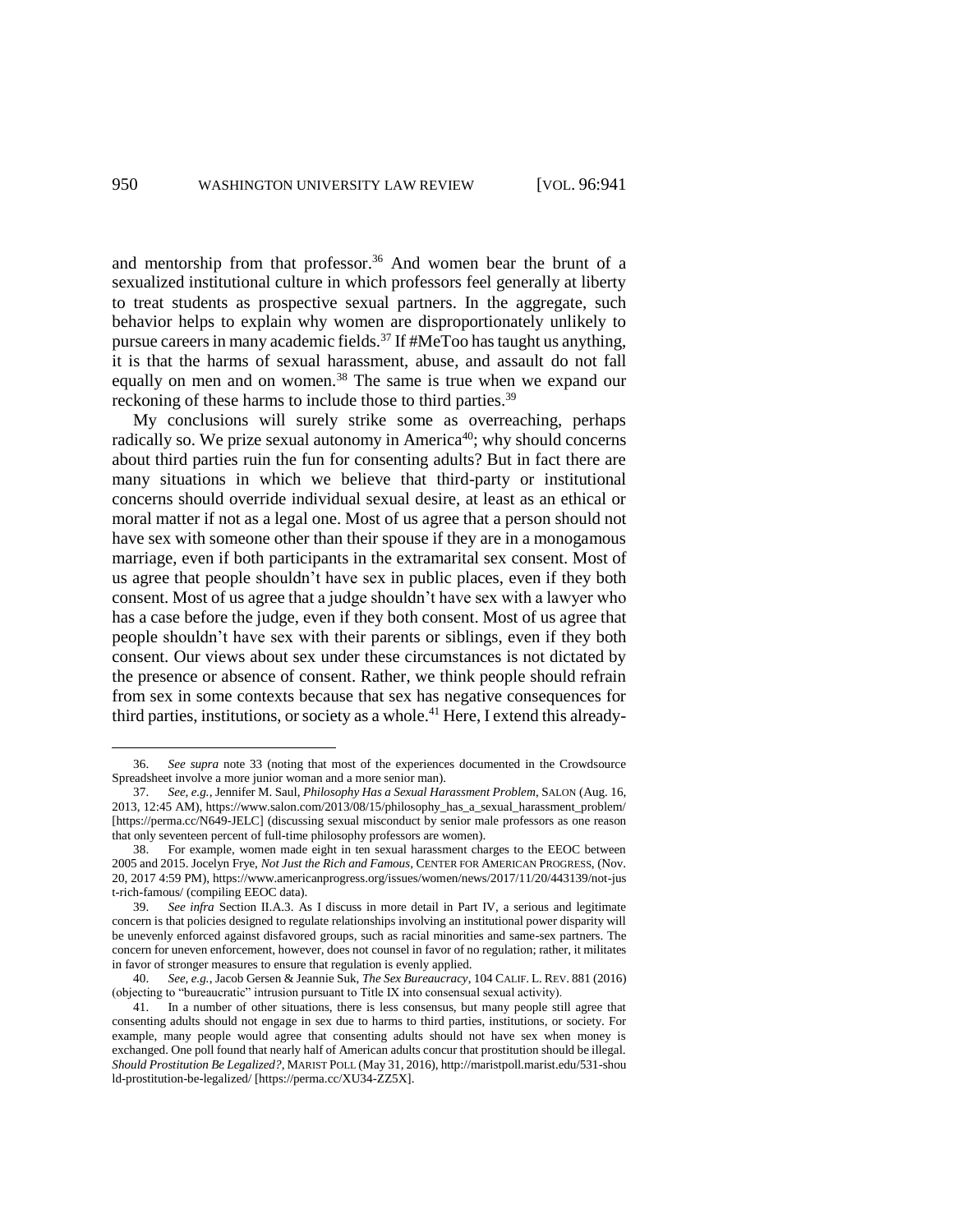and mentorship from that professor.[36] And women bear the brunt of a sexualized institutional culture in which professors feel generally at liberty to treat students as prospective sexual partners. In the aggregate, such behavior helps to explain why women are disproportionately unlikely to pursue careers in many academic fields.[37] If #MeToo has taught us anything, it is that the harms of sexual harassment, abuse, and assault do not fall equally on men and on women.[38] The same is true when we expand our reckoning of these harms to include those to third parties.[39]

My conclusions will surely strike some as overreaching, perhaps radically so. We prize sexual autonomy in America[40]; why should concerns about third parties ruin the fun for consenting adults? But in fact there are many situations in which we believe that third-party or institutional concerns should override individual sexual desire, at least as an ethical or moral matter if not as a legal one. Most of us agree that a person should not have sex with someone other than their spouse if they are in a monogamous marriage, even if both participants in the extramarital sex consent. Most of us agree that people shouldn't have sex in public places, even if they both consent. Most of us agree that a judge shouldn't have sex with a lawyer who has a case before the judge, even if they both consent. Most of us agree that people shouldn't have sex with their parents or siblings, even if they both consent. Our views about sex under these circumstances is not dictated by the presence or absence of consent. Rather, we think people should refrain from sex in some contexts because that sex has negative consequences for third parties, institutions, or society as a whole.[41] Here, I extend this already-

---

36. *See supra* note 33 (noting that most of the experiences documented in the Crowdsource Spreadsheet involve a more junior woman and a more senior man).

37. *See, e.g.*, Jennifer M. Saul, *Philosophy Has a Sexual Harassment Problem*, SALON (Aug. 16, 2013, 12:45 AM), https://www.salon.com/2013/08/15/philosophy_has_a_sexual_harassment_problem/ [https://perma.cc/N649-JELC] (discussing sexual misconduct by senior male professors as one reason that only seventeen percent of full-time philosophy professors are women).

38. For example, women made eight in ten sexual harassment charges to the EEOC between 2005 and 2015. Jocelyn Frye, *Not Just the Rich and Famous*, CENTER FOR AMERICAN PROGRESS, (Nov. 20, 2017 4:59 PM), https://www.americanprogress.org/issues/women/news/2017/11/20/443139/not-just-rich-famous/ (compiling EEOC data).

39. *See infra* Section II.A.3. As I discuss in more detail in Part IV, a serious and legitimate concern is that policies designed to regulate relationships involving an institutional power disparity will be unevenly enforced against disfavored groups, such as racial minorities and same-sex partners. The concern for uneven enforcement, however, does not counsel in favor of no regulation; rather, it militates in favor of stronger measures to ensure that regulation is evenly applied.

40. *See, e.g.*, Jacob Gersen & Jeannie Suk, *The Sex Bureaucracy*, 104 CALIF. L. REV. 881 (2016) (objecting to "bureaucratic" intrusion pursuant to Title IX into consensual sexual activity).

41. In a number of other situations, there is less consensus, but many people still agree that consenting adults should not engage in sex due to harms to third parties, institutions, or society. For example, many people would agree that consenting adults should not have sex when money is exchanged. One poll found that nearly half of American adults concur that prostitution should be illegal. *Should Prostitution Be Legalized?*, MARIST POLL (May 31, 2016), http://maristpoll.marist.edu/531-should-prostitution-be-legalized/ [https://perma.cc/XU34-ZZ5X].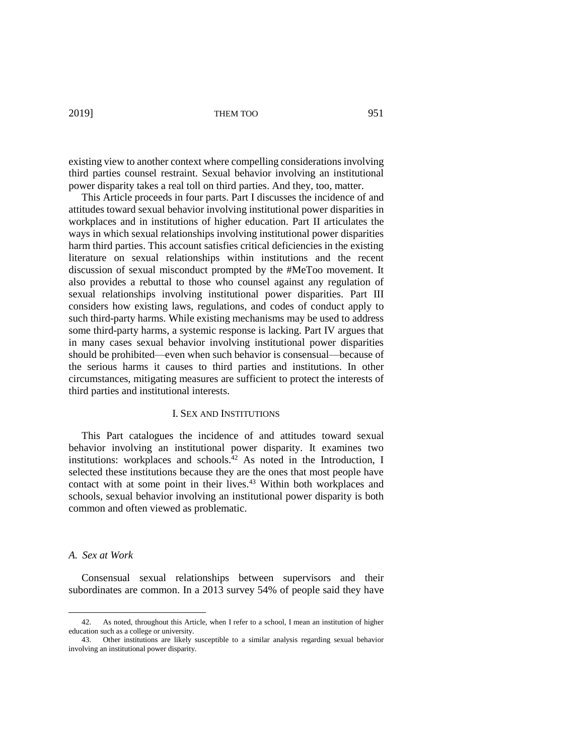existing view to another context where compelling considerations involving third parties counsel restraint. Sexual behavior involving an institutional power disparity takes a real toll on third parties. And they, too, matter.

This Article proceeds in four parts. Part I discusses the incidence of and attitudes toward sexual behavior involving institutional power disparities in workplaces and in institutions of higher education. Part II articulates the ways in which sexual relationships involving institutional power disparities harm third parties. This account satisfies critical deficiencies in the existing literature on sexual relationships within institutions and the recent discussion of sexual misconduct prompted by the #MeToo movement. It also provides a rebuttal to those who counsel against any regulation of sexual relationships involving institutional power disparities. Part III considers how existing laws, regulations, and codes of conduct apply to such third-party harms. While existing mechanisms may be used to address some third-party harms, a systemic response is lacking. Part IV argues that in many cases sexual behavior involving institutional power disparities should be prohibited—even when such behavior is consensual—because of the serious harms it causes to third parties and institutions. In other circumstances, mitigating measures are sufficient to protect the interests of third parties and institutional interests.

## I. Sex and Institutions

This Part catalogues the incidence of and attitudes toward sexual behavior involving an institutional power disparity. It examines two institutions: workplaces and schools.[42] As noted in the Introduction, I selected these institutions because they are the ones that most people have contact with at some point in their lives.[43] Within both workplaces and schools, sexual behavior involving an institutional power disparity is both common and often viewed as problematic.

### *A. Sex at Work*

Consensual sexual relationships between supervisors and their subordinates are common. In a 2013 survey 54% of people said they have

---

42. As noted, throughout this Article, when I refer to a school, I mean an institution of higher education such as a college or university.

43. Other institutions are likely susceptible to a similar analysis regarding sexual behavior involving an institutional power disparity.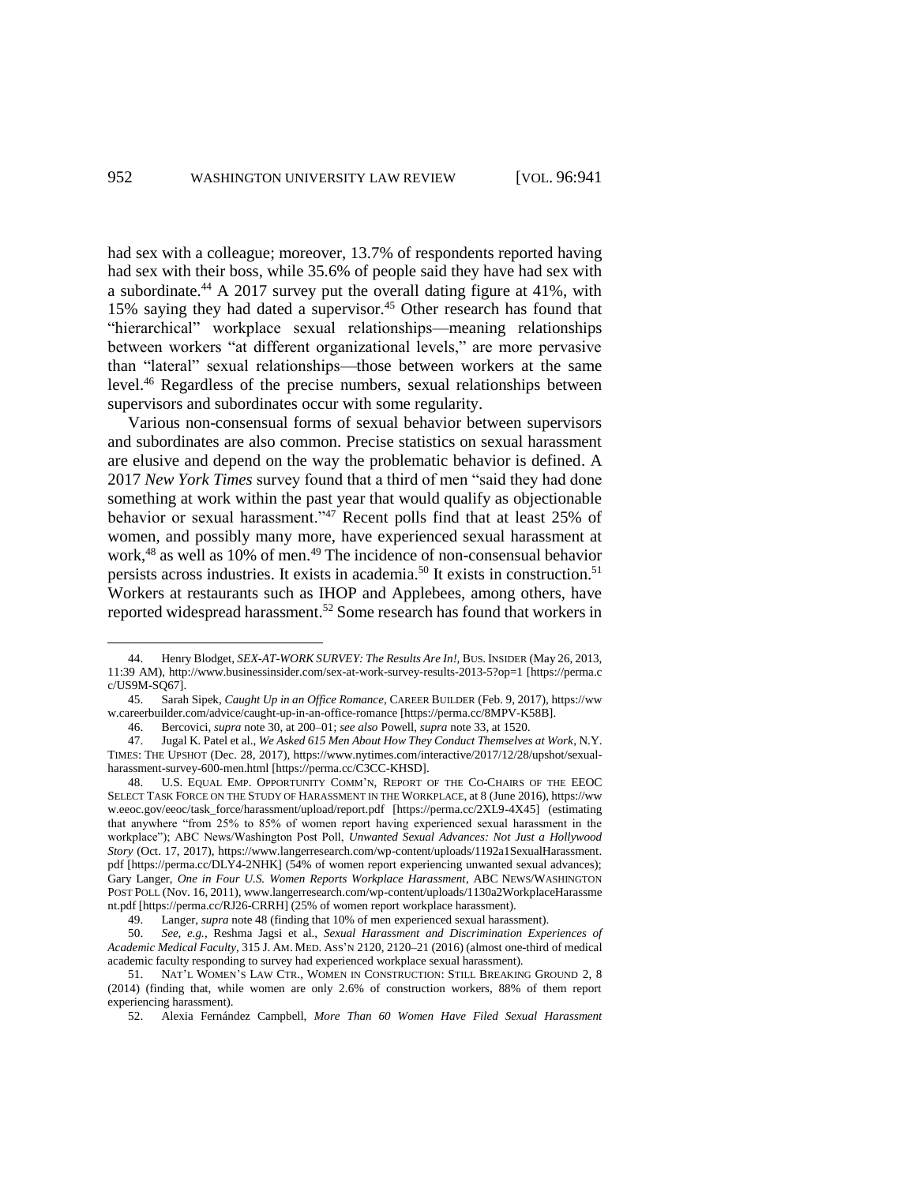had sex with a colleague; moreover, 13.7% of respondents reported having had sex with their boss, while 35.6% of people said they have had sex with a subordinate.[44] A 2017 survey put the overall dating figure at 41%, with 15% saying they had dated a supervisor.[45] Other research has found that "hierarchical" workplace sexual relationships—meaning relationships between workers "at different organizational levels," are more pervasive than "lateral" sexual relationships—those between workers at the same level.[46] Regardless of the precise numbers, sexual relationships between supervisors and subordinates occur with some regularity.

Various non-consensual forms of sexual behavior between supervisors and subordinates are also common. Precise statistics on sexual harassment are elusive and depend on the way the problematic behavior is defined. A 2017 *New York Times* survey found that a third of men "said they had done something at work within the past year that would qualify as objectionable behavior or sexual harassment."[47] Recent polls find that at least 25% of women, and possibly many more, have experienced sexual harassment at work,[48] as well as 10% of men.[49] The incidence of non-consensual behavior persists across industries. It exists in academia.[50] It exists in construction.[51] Workers at restaurants such as IHOP and Applebees, among others, have reported widespread harassment.[52] Some research has found that workers in

---

44. Henry Blodget, *SEX-AT-WORK SURVEY: The Results Are In!*, BUS. INSIDER (May 26, 2013, 11:39 AM), http://www.businessinsider.com/sex-at-work-survey-results-2013-5?op=1 [https://perma.cc/US9M-SQ67].

45. Sarah Sipek, *Caught Up in an Office Romance*, CAREER BUILDER (Feb. 9, 2017), https://www.careerbuilder.com/advice/caught-up-in-an-office-romance [https://perma.cc/8MPV-K58B].

46. Bercovici, *supra* note 30, at 200–01; *see also* Powell, *supra* note 33, at 1520.

47. Jugal K. Patel et al., *We Asked 615 Men About How They Conduct Themselves at Work*, N.Y. TIMES: THE UPSHOT (Dec. 28, 2017), https://www.nytimes.com/interactive/2017/12/28/upshot/sexual-harassment-survey-600-men.html [https://perma.cc/C3CC-KHSD].

48. U.S. EQUAL EMP. OPPORTUNITY COMM'N, REPORT OF THE CO-CHAIRS OF THE EEOC SELECT TASK FORCE ON THE STUDY OF HARASSMENT IN THE WORKPLACE, at 8 (June 2016), https://www.eeoc.gov/eeoc/task_force/harassment/upload/report.pdf [https://perma.cc/2XL9-4X45] (estimating that anywhere "from 25% to 85% of women report having experienced sexual harassment in the workplace"); ABC News/Washington Post Poll, *Unwanted Sexual Advances: Not Just a Hollywood Story* (Oct. 17, 2017), https://www.langerresearch.com/wp-content/uploads/1192a1SexualHarassment.pdf [https://perma.cc/DLY4-2NHK] (54% of women report experiencing unwanted sexual advances); Gary Langer, *One in Four U.S. Women Reports Workplace Harassment*, ABC NEWS/WASHINGTON POST POLL (Nov. 16, 2011), www.langerresearch.com/wp-content/uploads/1130a2WorkplaceHarassment.pdf [https://perma.cc/RJ26-CRRH] (25% of women report workplace harassment).

49. Langer, *supra* note 48 (finding that 10% of men experienced sexual harassment).

50. *See, e.g.*, Reshma Jagsi et al., *Sexual Harassment and Discrimination Experiences of Academic Medical Faculty*, 315 J. AM. MED. ASS'N 2120, 2120–21 (2016) (almost one-third of medical academic faculty responding to survey had experienced workplace sexual harassment).

51. NAT'L WOMEN'S LAW CTR., WOMEN IN CONSTRUCTION: STILL BREAKING GROUND 2, 8 (2014) (finding that, while women are only 2.6% of construction workers, 88% of them report experiencing harassment).

52. Alexia Fernández Campbell, *More Than 60 Women Have Filed Sexual Harassment*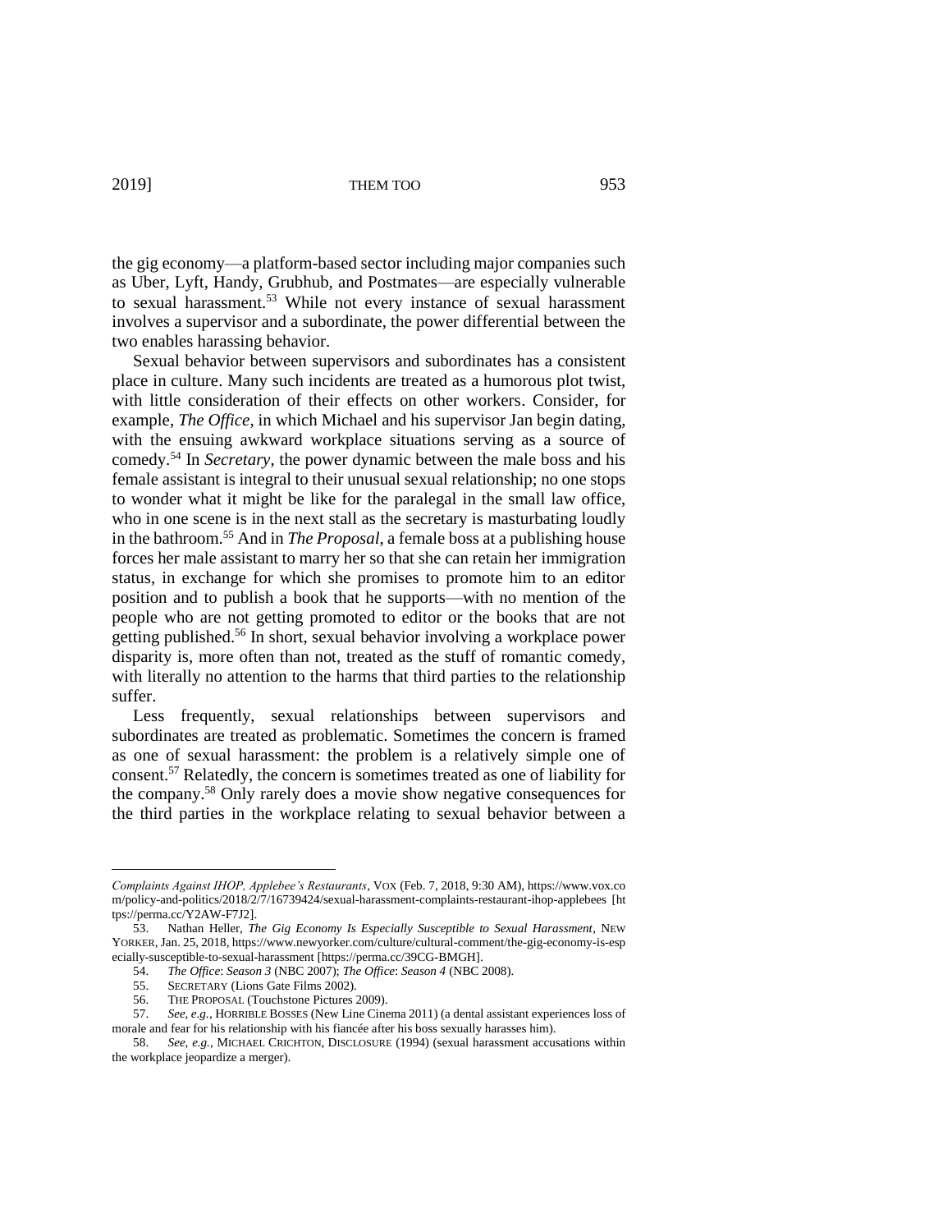the gig economy—a platform-based sector including major companies such as Uber, Lyft, Handy, Grubhub, and Postmates—are especially vulnerable to sexual harassment.[53] While not every instance of sexual harassment involves a supervisor and a subordinate, the power differential between the two enables harassing behavior.

Sexual behavior between supervisors and subordinates has a consistent place in culture. Many such incidents are treated as a humorous plot twist, with little consideration of their effects on other workers. Consider, for example, *The Office*, in which Michael and his supervisor Jan begin dating, with the ensuing awkward workplace situations serving as a source of comedy.[54] In *Secretary*, the power dynamic between the male boss and his female assistant is integral to their unusual sexual relationship; no one stops to wonder what it might be like for the paralegal in the small law office, who in one scene is in the next stall as the secretary is masturbating loudly in the bathroom.[55] And in *The Proposal*, a female boss at a publishing house forces her male assistant to marry her so that she can retain her immigration status, in exchange for which she promises to promote him to an editor position and to publish a book that he supports—with no mention of the people who are not getting promoted to editor or the books that are not getting published.[56] In short, sexual behavior involving a workplace power disparity is, more often than not, treated as the stuff of romantic comedy, with literally no attention to the harms that third parties to the relationship suffer.

Less frequently, sexual relationships between supervisors and subordinates are treated as problematic. Sometimes the concern is framed as one of sexual harassment: the problem is a relatively simple one of consent.[57] Relatedly, the concern is sometimes treated as one of liability for the company.[58] Only rarely does a movie show negative consequences for the third parties in the workplace relating to sexual behavior between a

---

*Complaints Against IHOP, Applebee's Restaurants*, VOX (Feb. 7, 2018, 9:30 AM), https://www.vox.com/policy-and-politics/2018/2/7/16739424/sexual-harassment-complaints-restaurant-ihop-applebees [https://perma.cc/Y2AW-F7J2].

53. Nathan Heller, *The Gig Economy Is Especially Susceptible to Sexual Harassment*, NEW YORKER, Jan. 25, 2018, https://www.newyorker.com/culture/cultural-comment/the-gig-economy-is-especially-susceptible-to-sexual-harassment [https://perma.cc/39CG-BMGH].

54. *The Office*: *Season 3* (NBC 2007); *The Office*: *Season 4* (NBC 2008).

55. SECRETARY (Lions Gate Films 2002).

56. THE PROPOSAL (Touchstone Pictures 2009).

57. *See, e.g.*, HORRIBLE BOSSES (New Line Cinema 2011) (a dental assistant experiences loss of morale and fear for his relationship with his fiancée after his boss sexually harasses him).

58. *See, e.g.*, MICHAEL CRICHTON, DISCLOSURE (1994) (sexual harassment accusations within the workplace jeopardize a merger).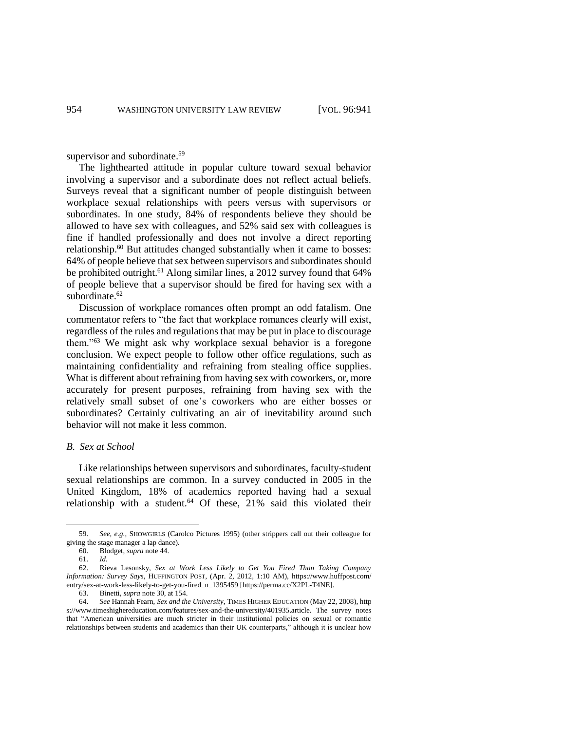supervisor and subordinate.[59]

The lighthearted attitude in popular culture toward sexual behavior involving a supervisor and a subordinate does not reflect actual beliefs. Surveys reveal that a significant number of people distinguish between workplace sexual relationships with peers versus with supervisors or subordinates. In one study, 84% of respondents believe they should be allowed to have sex with colleagues, and 52% said sex with colleagues is fine if handled professionally and does not involve a direct reporting relationship.[60] But attitudes changed substantially when it came to bosses: 64% of people believe that sex between supervisors and subordinates should be prohibited outright.[61] Along similar lines, a 2012 survey found that 64% of people believe that a supervisor should be fired for having sex with a subordinate.[62]

Discussion of workplace romances often prompt an odd fatalism. One commentator refers to "the fact that workplace romances clearly will exist, regardless of the rules and regulations that may be put in place to discourage them."[63] We might ask why workplace sexual behavior is a foregone conclusion. We expect people to follow other office regulations, such as maintaining confidentiality and refraining from stealing office supplies. What is different about refraining from having sex with coworkers, or, more accurately for present purposes, refraining from having sex with the relatively small subset of one's coworkers who are either bosses or subordinates? Certainly cultivating an air of inevitability around such behavior will not make it less common.

### *B. Sex at School*

Like relationships between supervisors and subordinates, faculty-student sexual relationships are common. In a survey conducted in 2005 in the United Kingdom, 18% of academics reported having had a sexual relationship with a student.[64] Of these, 21% said this violated their

---

59. *See, e.g.*, SHOWGIRLS (Carolco Pictures 1995) (other strippers call out their colleague for giving the stage manager a lap dance).

60. Blodget, *supra* note 44.

61. *Id.*

62. Rieva Lesonsky, *Sex at Work Less Likely to Get You Fired Than Taking Company Information: Survey Says*, HUFFINGTON POST, (Apr. 2, 2012, 1:10 AM), https://www.huffpost.com/entry/sex-at-work-less-likely-to-get-you-fired_n_1395459 [https://perma.cc/X2PL-T4NE].

63. Binetti, *supra* note 30, at 154.

64. *See* Hannah Fearn, *Sex and the University*, TIMES HIGHER EDUCATION (May 22, 2008), https://www.timeshighereducation.com/features/sex-and-the-university/401935.article. The survey notes that "American universities are much stricter in their institutional policies on sexual or romantic relationships between students and academics than their UK counterparts," although it is unclear how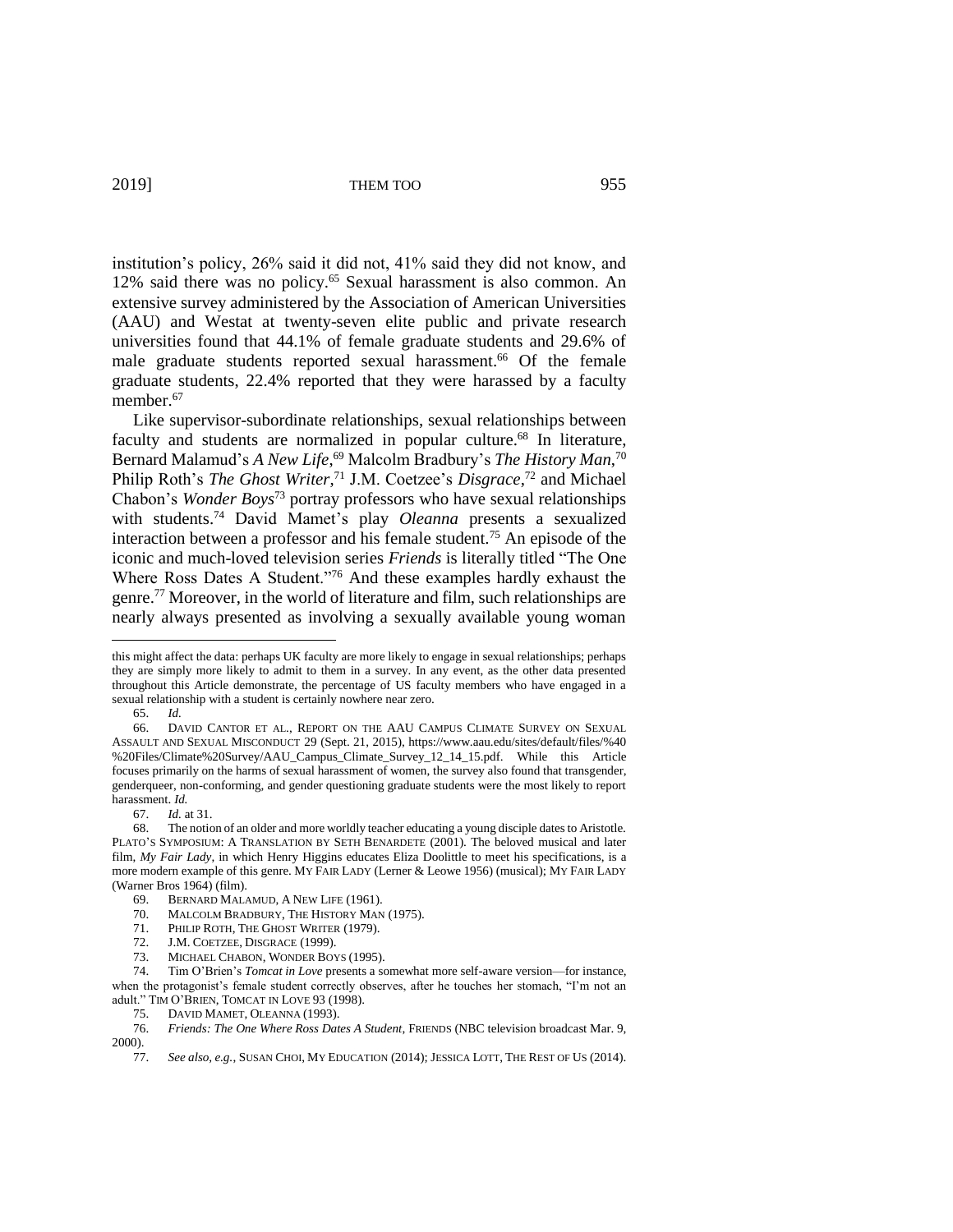institution's policy, 26% said it did not, 41% said they did not know, and 12% said there was no policy.[65] Sexual harassment is also common. An extensive survey administered by the Association of American Universities (AAU) and Westat at twenty-seven elite public and private research universities found that 44.1% of female graduate students and 29.6% of male graduate students reported sexual harassment.[66] Of the female graduate students, 22.4% reported that they were harassed by a faculty member.[67]

Like supervisor-subordinate relationships, sexual relationships between faculty and students are normalized in popular culture.[68] In literature, Bernard Malamud's *A New Life*,[69] Malcolm Bradbury's *The History Man*,[70] Philip Roth's *The Ghost Writer*,[71] J.M. Coetzee's *Disgrace*,[72] and Michael Chabon's *Wonder Boys*[73] portray professors who have sexual relationships with students.[74] David Mamet's play *Oleanna* presents a sexualized interaction between a professor and his female student.[75] An episode of the iconic and much-loved television series *Friends* is literally titled "The One Where Ross Dates A Student."[76] And these examples hardly exhaust the genre.[77] Moreover, in the world of literature and film, such relationships are nearly always presented as involving a sexually available young woman

---

this might affect the data: perhaps UK faculty are more likely to engage in sexual relationships; perhaps they are simply more likely to admit to them in a survey. In any event, as the other data presented throughout this Article demonstrate, the percentage of US faculty members who have engaged in a sexual relationship with a student is certainly nowhere near zero.

65. *Id.*

66. DAVID CANTOR ET AL., REPORT ON THE AAU CAMPUS CLIMATE SURVEY ON SEXUAL ASSAULT AND SEXUAL MISCONDUCT 29 (Sept. 21, 2015), https://www.aau.edu/sites/default/files/%40%20Files/Climate%20Survey/AAU_Campus_Climate_Survey_12_14_15.pdf. While this Article focuses primarily on the harms of sexual harassment of women, the survey also found that transgender, genderqueer, non-conforming, and gender questioning graduate students were the most likely to report harassment. *Id.*

67. *Id.* at 31.

68. The notion of an older and more worldly teacher educating a young disciple dates to Aristotle. PLATO'S SYMPOSIUM: A TRANSLATION BY SETH BENARDETE (2001). The beloved musical and later film, *My Fair Lady*, in which Henry Higgins educates Eliza Doolittle to meet his specifications, is a more modern example of this genre. MY FAIR LADY (Lerner & Leowe 1956) (musical); MY FAIR LADY (Warner Bros 1964) (film).

69. BERNARD MALAMUD, A NEW LIFE (1961).

70. MALCOLM BRADBURY, THE HISTORY MAN (1975).

71. PHILIP ROTH, THE GHOST WRITER (1979).

72. J.M. COETZEE, DISGRACE (1999).

73. MICHAEL CHABON, WONDER BOYS (1995).

74. Tim O'Brien's *Tomcat in Love* presents a somewhat more self-aware version—for instance, when the protagonist's female student correctly observes, after he touches her stomach, "I'm not an adult." TIM O'BRIEN, TOMCAT IN LOVE 93 (1998).

75. DAVID MAMET, OLEANNA (1993).

76. *Friends: The One Where Ross Dates A Student*, FRIENDS (NBC television broadcast Mar. 9, 2000).

77. *See also, e.g.*, SUSAN CHOI, MY EDUCATION (2014); JESSICA LOTT, THE REST OF US (2014).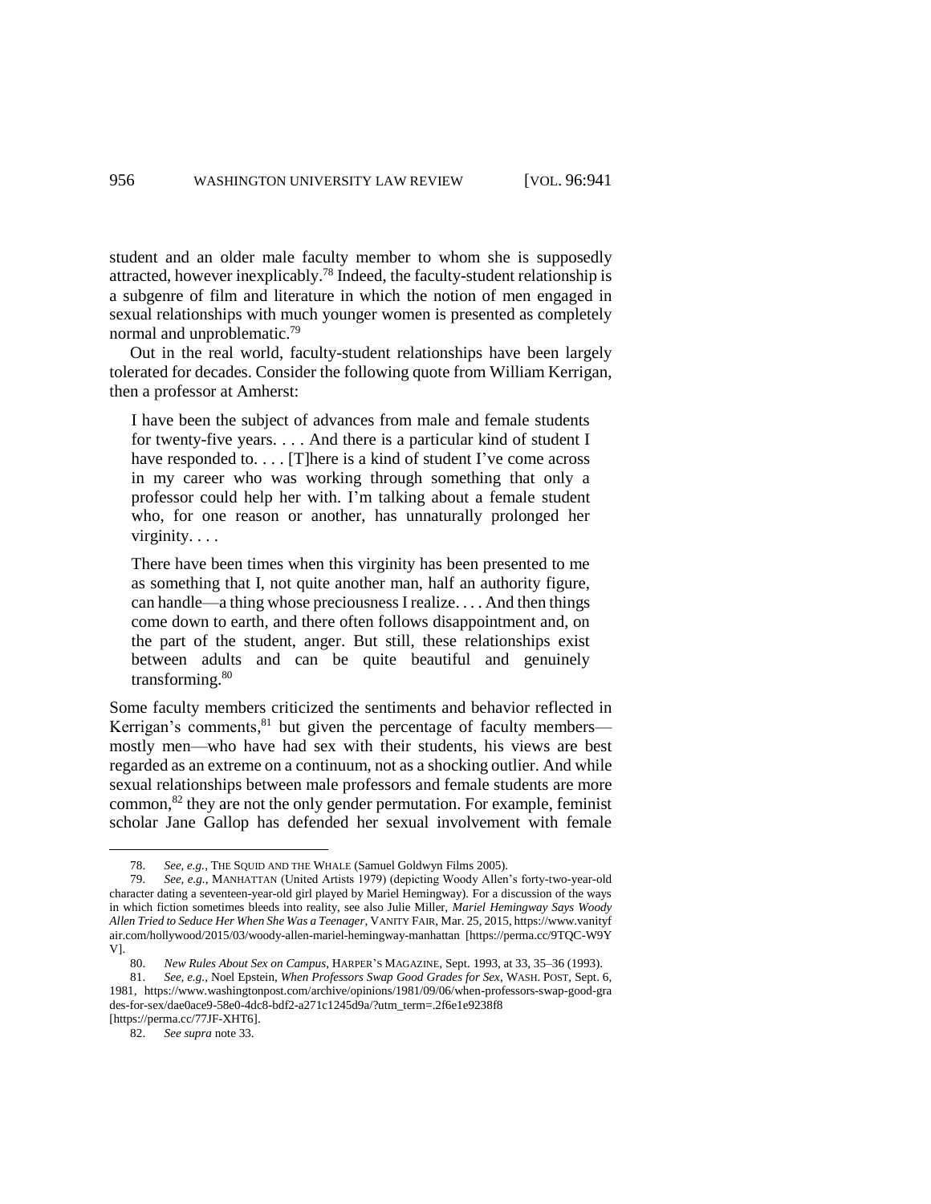student and an older male faculty member to whom she is supposedly attracted, however inexplicably.[78] Indeed, the faculty-student relationship is a subgenre of film and literature in which the notion of men engaged in sexual relationships with much younger women is presented as completely normal and unproblematic.[79]

Out in the real world, faculty-student relationships have been largely tolerated for decades. Consider the following quote from William Kerrigan, then a professor at Amherst:

> I have been the subject of advances from male and female students for twenty-five years. . . . And there is a particular kind of student I have responded to. . . . [T]here is a kind of student I've come across in my career who was working through something that only a professor could help her with. I'm talking about a female student who, for one reason or another, has unnaturally prolonged her virginity. . . .
>
> There have been times when this virginity has been presented to me as something that I, not quite another man, half an authority figure, can handle—a thing whose preciousness I realize. . . . And then things come down to earth, and there often follows disappointment and, on the part of the student, anger. But still, these relationships exist between adults and can be quite beautiful and genuinely transforming.[80]

Some faculty members criticized the sentiments and behavior reflected in Kerrigan's comments,[81] but given the percentage of faculty members—mostly men—who have had sex with their students, his views are best regarded as an extreme on a continuum, not as a shocking outlier. And while sexual relationships between male professors and female students are more common,[82] they are not the only gender permutation. For example, feminist scholar Jane Gallop has defended her sexual involvement with female

---

78. *See, e.g.*, THE SQUID AND THE WHALE (Samuel Goldwyn Films 2005).

79. *See, e.g.*, MANHATTAN (United Artists 1979) (depicting Woody Allen's forty-two-year-old character dating a seventeen-year-old girl played by Mariel Hemingway). For a discussion of the ways in which fiction sometimes bleeds into reality, see also Julie Miller, *Mariel Hemingway Says Woody Allen Tried to Seduce Her When She Was a Teenager*, VANITY FAIR, Mar. 25, 2015, https://www.vanityfair.com/hollywood/2015/03/woody-allen-mariel-hemingway-manhattan [https://perma.cc/9TQC-W9YV].

80. *New Rules About Sex on Campus*, HARPER'S MAGAZINE, Sept. 1993, at 33, 35–36 (1993).

81. *See, e.g.*, Noel Epstein, *When Professors Swap Good Grades for Sex*, WASH. POST, Sept. 6, 1981, https://www.washingtonpost.com/archive/opinions/1981/09/06/when-professors-swap-good-grades-for-sex/dae0ace9-58e0-4dc8-bdf2-a271c1245d9a/?utm_term=.2f6e1e9238f8 [https://perma.cc/77JF-XHT6].

82. *See supra* note 33.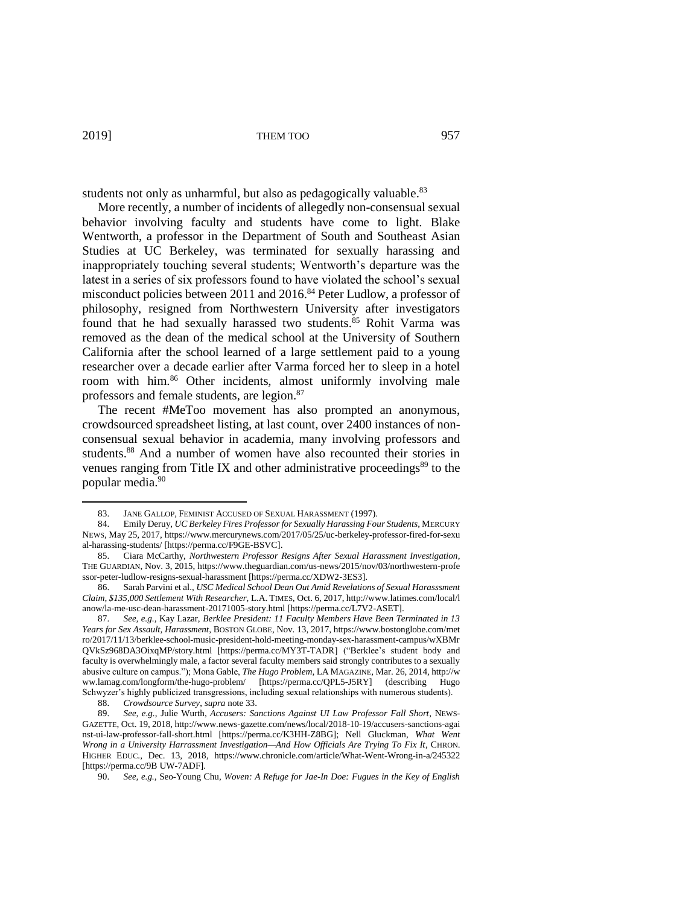students not only as unharmful, but also as pedagogically valuable.[83]

More recently, a number of incidents of allegedly non-consensual sexual behavior involving faculty and students have come to light. Blake Wentworth, a professor in the Department of South and Southeast Asian Studies at UC Berkeley, was terminated for sexually harassing and inappropriately touching several students; Wentworth's departure was the latest in a series of six professors found to have violated the school's sexual misconduct policies between 2011 and 2016.[84] Peter Ludlow, a professor of philosophy, resigned from Northwestern University after investigators found that he had sexually harassed two students.[85] Rohit Varma was removed as the dean of the medical school at the University of Southern California after the school learned of a large settlement paid to a young researcher over a decade earlier after Varma forced her to sleep in a hotel room with him.[86] Other incidents, almost uniformly involving male professors and female students, are legion.[87]

The recent #MeToo movement has also prompted an anonymous, crowdsourced spreadsheet listing, at last count, over 2400 instances of non-consensual sexual behavior in academia, many involving professors and students.[88] And a number of women have also recounted their stories in venues ranging from Title IX and other administrative proceedings[89] to the popular media.[90]

---

83. JANE GALLOP, FEMINIST ACCUSED OF SEXUAL HARASSMENT (1997).

84. Emily Deruy, *UC Berkeley Fires Professor for Sexually Harassing Four Students*, MERCURY NEWS, May 25, 2017, https://www.mercurynews.com/2017/05/25/uc-berkeley-professor-fired-for-sexual-harassing-students/ [https://perma.cc/F9GE-BSVC].

85. Ciara McCarthy, *Northwestern Professor Resigns After Sexual Harassment Investigation*, THE GUARDIAN, Nov. 3, 2015, https://www.theguardian.com/us-news/2015/nov/03/northwestern-professor-peter-ludlow-resigns-sexual-harassment [https://perma.cc/XDW2-3ES3].

86. Sarah Parvini et al., *USC Medical School Dean Out Amid Revelations of Sexual Harasssment Claim, $135,000 Settlement With Researcher*, L.A. TIMES, Oct. 6, 2017, http://www.latimes.com/local/lanow/la-me-usc-dean-harassment-20171005-story.html [https://perma.cc/L7V2-ASET].

87. *See, e.g.*, Kay Lazar, *Berklee President: 11 Faculty Members Have Been Terminated in 13 Years for Sex Assault, Harassment*, BOSTON GLOBE, Nov. 13, 2017, https://www.bostonglobe.com/metro/2017/11/13/berklee-school-music-president-hold-meeting-monday-sex-harassment-campus/wXBMrQVkSz968DA3OixqMP/story.html [https://perma.cc/MY3T-TADR] ("Berklee's student body and faculty is overwhelmingly male, a factor several faculty members said strongly contributes to a sexually abusive culture on campus."); Mona Gable, *The Hugo Problem*, LA MAGAZINE, Mar. 26, 2014, http://www.lamag.com/longform/the-hugo-problem/ [https://perma.cc/QPL5-J5RY] (describing Hugo Schwyzer's highly publicized transgressions, including sexual relationships with numerous students).

88. *Crowdsource Survey*, *supra* note 33.

89. *See, e.g.*, Julie Wurth, *Accusers: Sanctions Against UI Law Professor Fall Short*, NEWS-GAZETTE, Oct. 19, 2018, http://www.news-gazette.com/news/local/2018-10-19/accusers-sanctions-against-ui-law-professor-fall-short.html [https://perma.cc/K3HH-Z8BG]; Nell Gluckman, *What Went Wrong in a University Harrassment Investigation—And How Officials Are Trying To Fix It*, CHRON. HIGHER EDUC., Dec. 13, 2018, https://www.chronicle.com/article/What-Went-Wrong-in-a/245322 [https://perma.cc/9B UW-7ADF].

90. *See, e.g.*, Seo-Young Chu, *Woven: A Refuge for Jae-In Doe: Fugues in the Key of English*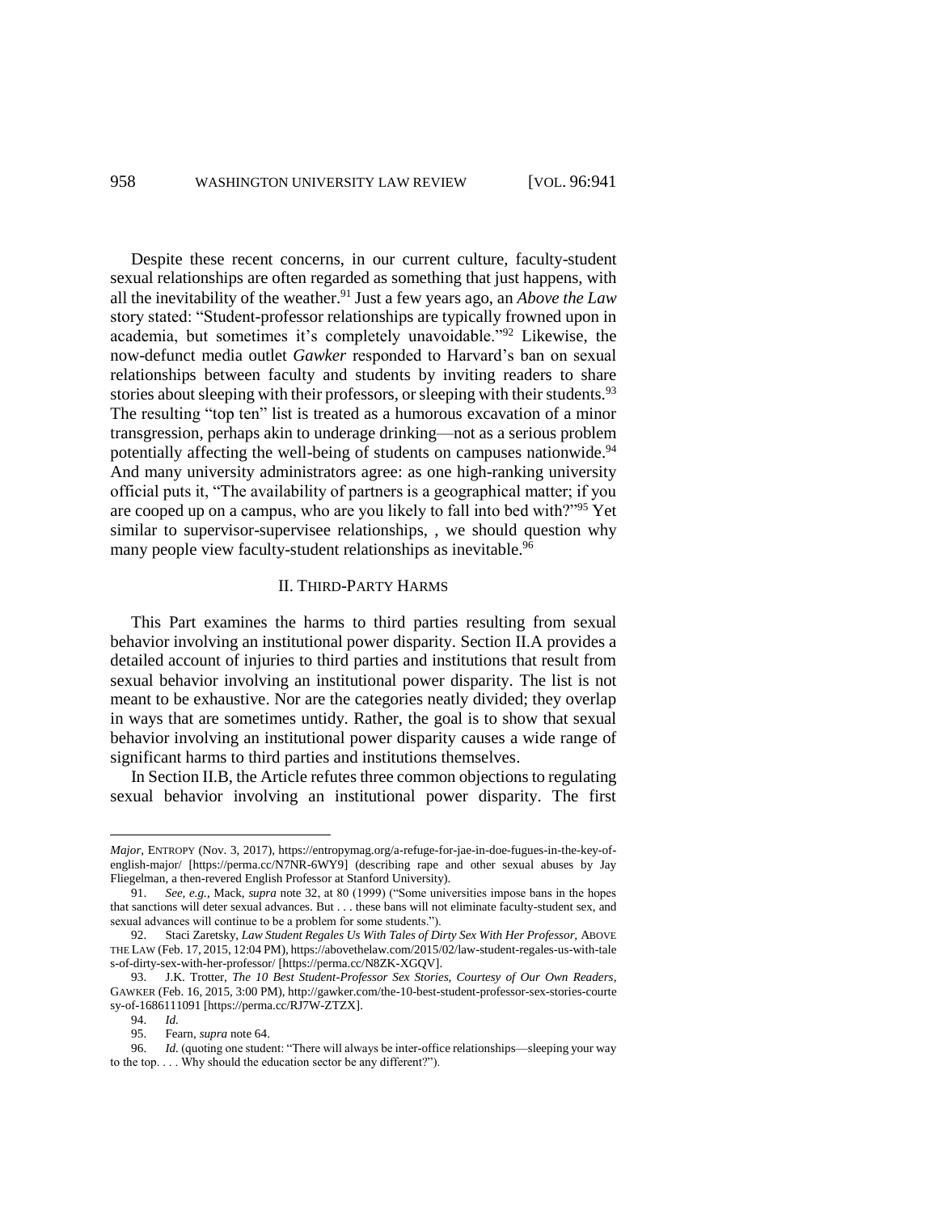Despite these recent concerns, in our current culture, faculty-student sexual relationships are often regarded as something that just happens, with all the inevitability of the weather.[91] Just a few years ago, an *Above the Law* story stated: "Student-professor relationships are typically frowned upon in academia, but sometimes it's completely unavoidable."[92] Likewise, the now-defunct media outlet *Gawker* responded to Harvard's ban on sexual relationships between faculty and students by inviting readers to share stories about sleeping with their professors, or sleeping with their students.[93] The resulting "top ten" list is treated as a humorous excavation of a minor transgression, perhaps akin to underage drinking—not as a serious problem potentially affecting the well-being of students on campuses nationwide.[94] And many university administrators agree: as one high-ranking university official puts it, "The availability of partners is a geographical matter; if you are cooped up on a campus, who are you likely to fall into bed with?"[95] Yet similar to supervisor-supervisee relationships, , we should question why many people view faculty-student relationships as inevitable.[96]

## II. THIRD-PARTY HARMS

This Part examines the harms to third parties resulting from sexual behavior involving an institutional power disparity. Section II.A provides a detailed account of injuries to third parties and institutions that result from sexual behavior involving an institutional power disparity. The list is not meant to be exhaustive. Nor are the categories neatly divided; they overlap in ways that are sometimes untidy. Rather, the goal is to show that sexual behavior involving an institutional power disparity causes a wide range of significant harms to third parties and institutions themselves.

In Section II.B, the Article refutes three common objections to regulating sexual behavior involving an institutional power disparity. The first

---

*Major*, ENTROPY (Nov. 3, 2017), https://entropymag.org/a-refuge-for-jae-in-doe-fugues-in-the-key-of-english-major/ [https://perma.cc/N7NR-6WY9] (describing rape and other sexual abuses by Jay Fliegelman, a then-revered English Professor at Stanford University).

91. *See, e.g.*, Mack, *supra* note 32, at 80 (1999) ("Some universities impose bans in the hopes that sanctions will deter sexual advances. But . . . these bans will not eliminate faculty-student sex, and sexual advances will continue to be a problem for some students.").

92. Staci Zaretsky, *Law Student Regales Us With Tales of Dirty Sex With Her Professor*, ABOVE THE LAW (Feb. 17, 2015, 12:04 PM), https://abovethelaw.com/2015/02/law-student-regales-us-with-tales-of-dirty-sex-with-her-professor/ [https://perma.cc/N8ZK-XGQV].

93. J.K. Trotter, *The 10 Best Student-Professor Sex Stories, Courtesy of Our Own Readers*, GAWKER (Feb. 16, 2015, 3:00 PM), http://gawker.com/the-10-best-student-professor-sex-stories-courtesy-of-1686111091 [https://perma.cc/RJ7W-ZTZX].

94. *Id.*

95. Fearn, *supra* note 64.

96. *Id.* (quoting one student: "There will always be inter-office relationships—sleeping your way to the top. . . . Why should the education sector be any different?").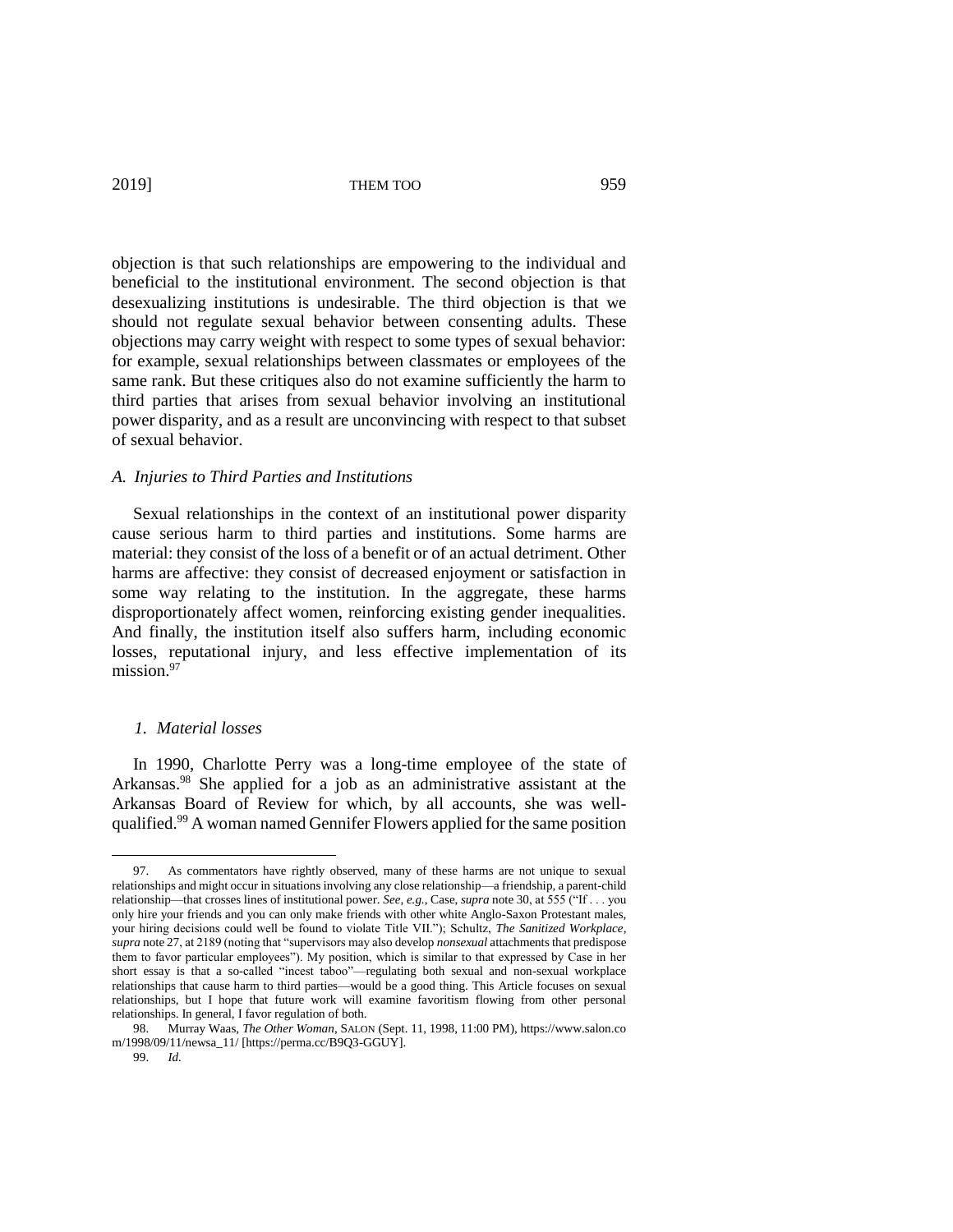objection is that such relationships are empowering to the individual and beneficial to the institutional environment. The second objection is that desexualizing institutions is undesirable. The third objection is that we should not regulate sexual behavior between consenting adults. These objections may carry weight with respect to some types of sexual behavior: for example, sexual relationships between classmates or employees of the same rank. But these critiques also do not examine sufficiently the harm to third parties that arises from sexual behavior involving an institutional power disparity, and as a result are unconvincing with respect to that subset of sexual behavior.

### *A. Injuries to Third Parties and Institutions*

Sexual relationships in the context of an institutional power disparity cause serious harm to third parties and institutions. Some harms are material: they consist of the loss of a benefit or of an actual detriment. Other harms are affective: they consist of decreased enjoyment or satisfaction in some way relating to the institution. In the aggregate, these harms disproportionately affect women, reinforcing existing gender inequalities. And finally, the institution itself also suffers harm, including economic losses, reputational injury, and less effective implementation of its mission.[97]

#### *1. Material losses*

In 1990, Charlotte Perry was a long-time employee of the state of Arkansas.[98] She applied for a job as an administrative assistant at the Arkansas Board of Review for which, by all accounts, she was well-qualified.[99] A woman named Gennifer Flowers applied for the same position

---

97. As commentators have rightly observed, many of these harms are not unique to sexual relationships and might occur in situations involving any close relationship—a friendship, a parent-child relationship—that crosses lines of institutional power. *See, e.g.*, Case, *supra* note 30, at 555 ("If . . . you only hire your friends and you can only make friends with other white Anglo-Saxon Protestant males, your hiring decisions could well be found to violate Title VII."); Schultz, *The Sanitized Workplace*, *supra* note 27, at 2189 (noting that "supervisors may also develop *nonsexual* attachments that predispose them to favor particular employees"). My position, which is similar to that expressed by Case in her short essay is that a so-called "incest taboo"—regulating both sexual and non-sexual workplace relationships that cause harm to third parties—would be a good thing. This Article focuses on sexual relationships, but I hope that future work will examine favoritism flowing from other personal relationships. In general, I favor regulation of both.

98. Murray Waas, *The Other Woman*, SALON (Sept. 11, 1998, 11:00 PM), https://www.salon.com/1998/09/11/newsa_11/ [https://perma.cc/B9Q3-GGUY].

99. *Id.*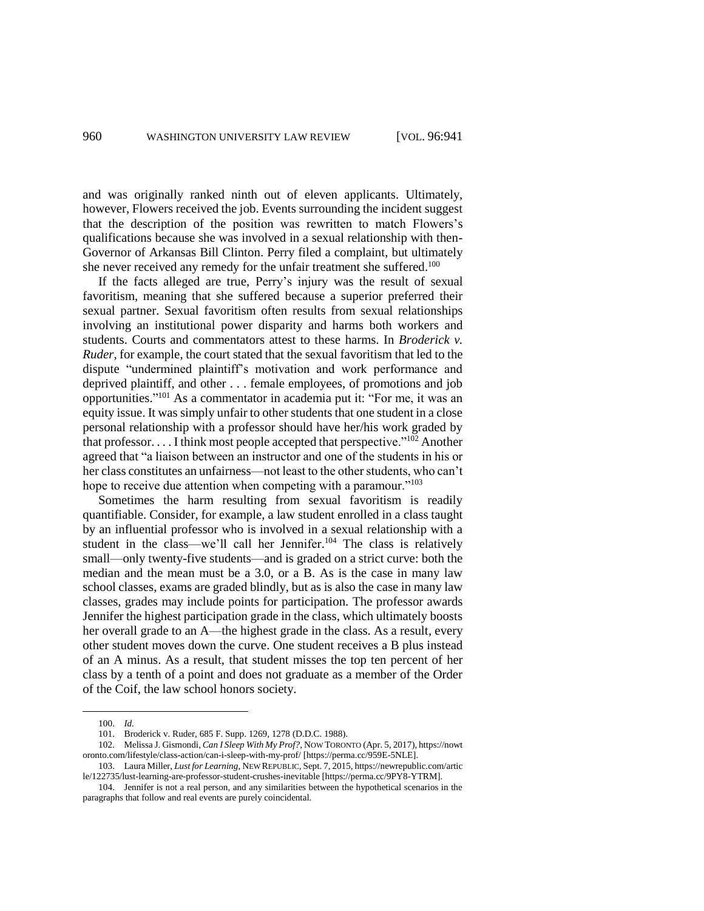and was originally ranked ninth out of eleven applicants. Ultimately, however, Flowers received the job. Events surrounding the incident suggest that the description of the position was rewritten to match Flowers's qualifications because she was involved in a sexual relationship with then-Governor of Arkansas Bill Clinton. Perry filed a complaint, but ultimately she never received any remedy for the unfair treatment she suffered.[100]

If the facts alleged are true, Perry's injury was the result of sexual favoritism, meaning that she suffered because a superior preferred their sexual partner. Sexual favoritism often results from sexual relationships involving an institutional power disparity and harms both workers and students. Courts and commentators attest to these harms. In *Broderick v. Ruder*, for example, the court stated that the sexual favoritism that led to the dispute "undermined plaintiff's motivation and work performance and deprived plaintiff, and other . . . female employees, of promotions and job opportunities."[101] As a commentator in academia put it: "For me, it was an equity issue. It was simply unfair to other students that one student in a close personal relationship with a professor should have her/his work graded by that professor. . . . I think most people accepted that perspective."[102] Another agreed that "a liaison between an instructor and one of the students in his or her class constitutes an unfairness—not least to the other students, who can't hope to receive due attention when competing with a paramour."[103]

Sometimes the harm resulting from sexual favoritism is readily quantifiable. Consider, for example, a law student enrolled in a class taught by an influential professor who is involved in a sexual relationship with a student in the class—we'll call her Jennifer.[104] The class is relatively small—only twenty-five students—and is graded on a strict curve: both the median and the mean must be a 3.0, or a B. As is the case in many law school classes, exams are graded blindly, but as is also the case in many law classes, grades may include points for participation. The professor awards Jennifer the highest participation grade in the class, which ultimately boosts her overall grade to an A—the highest grade in the class. As a result, every other student moves down the curve. One student receives a B plus instead of an A minus. As a result, that student misses the top ten percent of her class by a tenth of a point and does not graduate as a member of the Order of the Coif, the law school honors society.

---

100. *Id.*

101. Broderick v. Ruder, 685 F. Supp. 1269, 1278 (D.D.C. 1988).

102. Melissa J. Gismondi, *Can I Sleep With My Prof?*, NOW TORONTO (Apr. 5, 2017), https://nowtoronto.com/lifestyle/class-action/can-i-sleep-with-my-prof/ [https://perma.cc/959E-5NLE].

103. Laura Miller, *Lust for Learning*, NEW REPUBLIC, Sept. 7, 2015, https://newrepublic.com/article/122735/lust-learning-are-professor-student-crushes-inevitable [https://perma.cc/9PY8-YTRM].

104. Jennifer is not a real person, and any similarities between the hypothetical scenarios in the paragraphs that follow and real events are purely coincidental.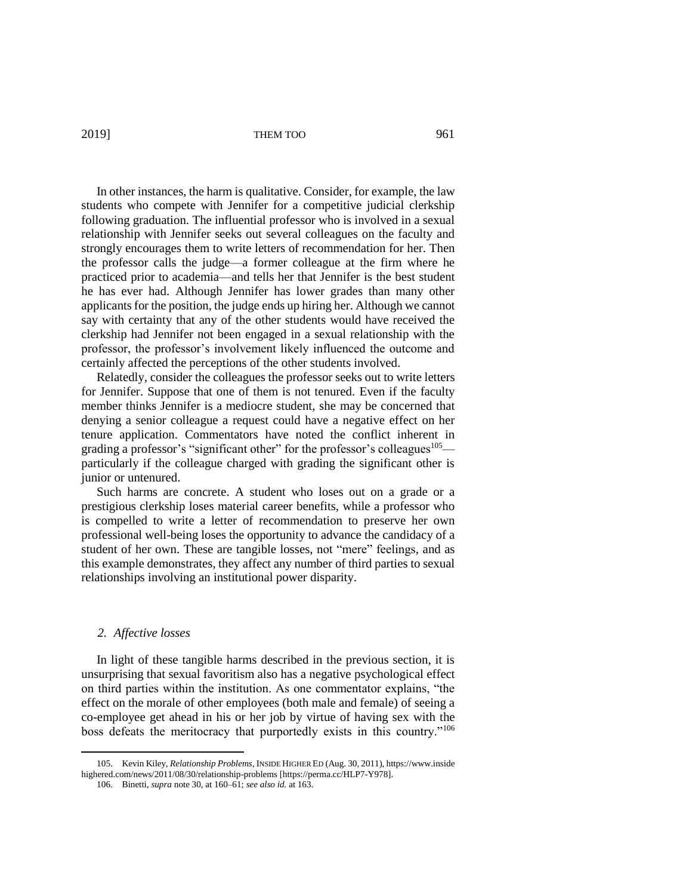In other instances, the harm is qualitative. Consider, for example, the law students who compete with Jennifer for a competitive judicial clerkship following graduation. The influential professor who is involved in a sexual relationship with Jennifer seeks out several colleagues on the faculty and strongly encourages them to write letters of recommendation for her. Then the professor calls the judge—a former colleague at the firm where he practiced prior to academia—and tells her that Jennifer is the best student he has ever had. Although Jennifer has lower grades than many other applicants for the position, the judge ends up hiring her. Although we cannot say with certainty that any of the other students would have received the clerkship had Jennifer not been engaged in a sexual relationship with the professor, the professor's involvement likely influenced the outcome and certainly affected the perceptions of the other students involved.

Relatedly, consider the colleagues the professor seeks out to write letters for Jennifer. Suppose that one of them is not tenured. Even if the faculty member thinks Jennifer is a mediocre student, she may be concerned that denying a senior colleague a request could have a negative effect on her tenure application. Commentators have noted the conflict inherent in grading a professor's "significant other" for the professor's colleagues[105]—particularly if the colleague charged with grading the significant other is junior or untenured.

Such harms are concrete. A student who loses out on a grade or a prestigious clerkship loses material career benefits, while a professor who is compelled to write a letter of recommendation to preserve her own professional well-being loses the opportunity to advance the candidacy of a student of her own. These are tangible losses, not "mere" feelings, and as this example demonstrates, they affect any number of third parties to sexual relationships involving an institutional power disparity.

### *2. Affective losses*

In light of these tangible harms described in the previous section, it is unsurprising that sexual favoritism also has a negative psychological effect on third parties within the institution. As one commentator explains, "the effect on the morale of other employees (both male and female) of seeing a co-employee get ahead in his or her job by virtue of having sex with the boss defeats the meritocracy that purportedly exists in this country."[106]

---

105. Kevin Kiley, *Relationship Problems*, INSIDE HIGHER ED (Aug. 30, 2011), https://www.insidehighered.com/news/2011/08/30/relationship-problems [https://perma.cc/HLP7-Y978].

106. Binetti, *supra* note 30, at 160–61; *see also id.* at 163.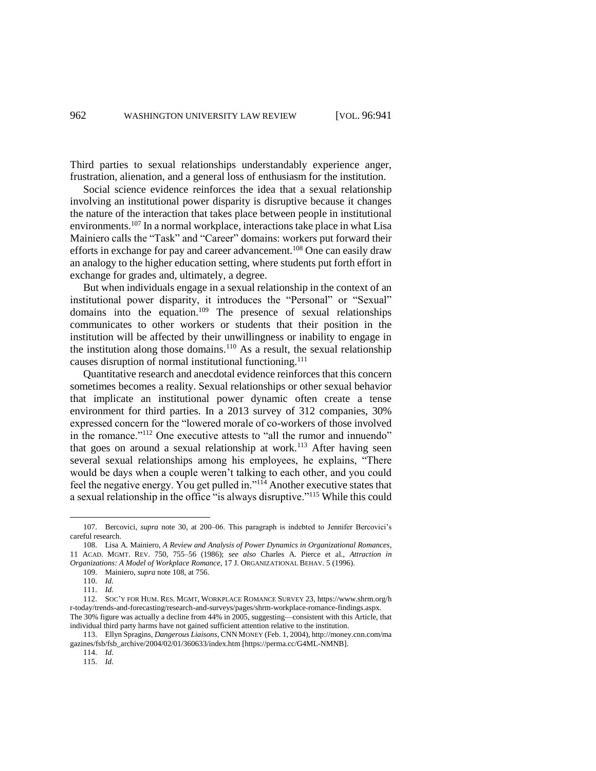Third parties to sexual relationships understandably experience anger, frustration, alienation, and a general loss of enthusiasm for the institution.

Social science evidence reinforces the idea that a sexual relationship involving an institutional power disparity is disruptive because it changes the nature of the interaction that takes place between people in institutional environments.[107] In a normal workplace, interactions take place in what Lisa Mainiero calls the "Task" and "Career" domains: workers put forward their efforts in exchange for pay and career advancement.[108] One can easily draw an analogy to the higher education setting, where students put forth effort in exchange for grades and, ultimately, a degree.

But when individuals engage in a sexual relationship in the context of an institutional power disparity, it introduces the "Personal" or "Sexual" domains into the equation.[109] The presence of sexual relationships communicates to other workers or students that their position in the institution will be affected by their unwillingness or inability to engage in the institution along those domains.[110] As a result, the sexual relationship causes disruption of normal institutional functioning.[111]

Quantitative research and anecdotal evidence reinforces that this concern sometimes becomes a reality. Sexual relationships or other sexual behavior that implicate an institutional power dynamic often create a tense environment for third parties. In a 2013 survey of 312 companies, 30% expressed concern for the "lowered morale of co-workers of those involved in the romance."[112] One executive attests to "all the rumor and innuendo" that goes on around a sexual relationship at work.[113] After having seen several sexual relationships among his employees, he explains, "There would be days when a couple weren't talking to each other, and you could feel the negative energy. You get pulled in."[114] Another executive states that a sexual relationship in the office "is always disruptive."[115] While this could

---

107. Bercovici, *supra* note 30, at 200–06. This paragraph is indebted to Jennifer Bercovici's careful research.

108. Lisa A. Mainiero, *A Review and Analysis of Power Dynamics in Organizational Romances*, 11 ACAD. MGMT. REV. 750, 755–56 (1986); *see also* Charles A. Pierce et al., *Attraction in Organizations: A Model of Workplace Romance*, 17 J. ORGANIZATIONAL BEHAV. 5 (1996).

109. Mainiero, *supra* note 108, at 756.

110. *Id.*

111. *Id.*

112. SOC'Y FOR HUM. RES. MGMT, WORKPLACE ROMANCE SURVEY 23, https://www.shrm.org/hr-today/trends-and-forecasting/research-and-surveys/pages/shrm-workplace-romance-findings.aspx. The 30% figure was actually a decline from 44% in 2005, suggesting—consistent with this Article, that individual third party harms have not gained sufficient attention relative to the institution.

113. Ellyn Spragins, *Dangerous Liaisons*, CNN MONEY (Feb. 1, 2004), http://money.cnn.com/magazines/fsb/fsb_archive/2004/02/01/360633/index.htm [https://perma.cc/G4ML-NMNB].

114. *Id.*

115. *Id.*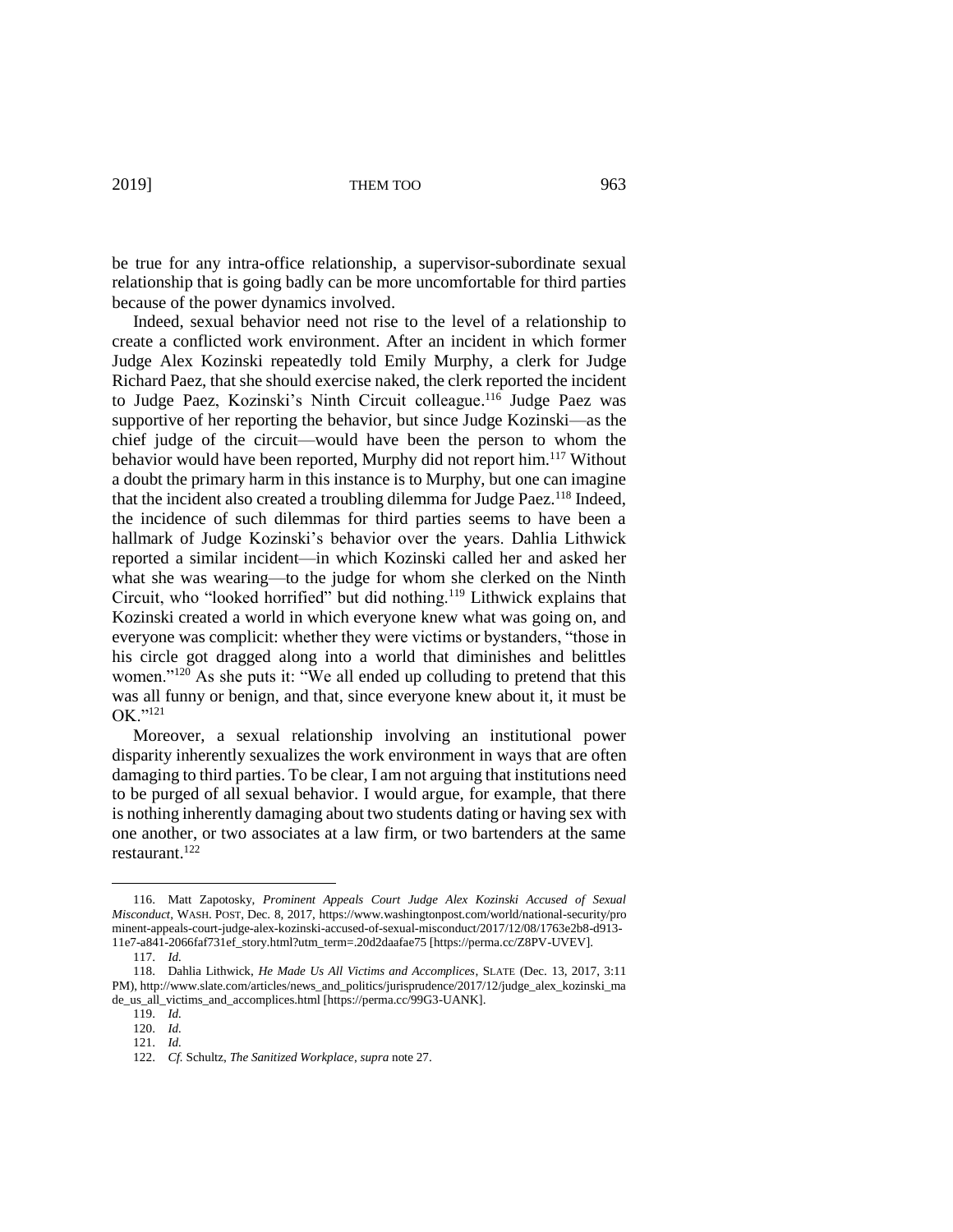be true for any intra-office relationship, a supervisor-subordinate sexual relationship that is going badly can be more uncomfortable for third parties because of the power dynamics involved.

Indeed, sexual behavior need not rise to the level of a relationship to create a conflicted work environment. After an incident in which former Judge Alex Kozinski repeatedly told Emily Murphy, a clerk for Judge Richard Paez, that she should exercise naked, the clerk reported the incident to Judge Paez, Kozinski's Ninth Circuit colleague.[116] Judge Paez was supportive of her reporting the behavior, but since Judge Kozinski—as the chief judge of the circuit—would have been the person to whom the behavior would have been reported, Murphy did not report him.[117] Without a doubt the primary harm in this instance is to Murphy, but one can imagine that the incident also created a troubling dilemma for Judge Paez.[118] Indeed, the incidence of such dilemmas for third parties seems to have been a hallmark of Judge Kozinski's behavior over the years. Dahlia Lithwick reported a similar incident—in which Kozinski called her and asked her what she was wearing—to the judge for whom she clerked on the Ninth Circuit, who "looked horrified" but did nothing.[119] Lithwick explains that Kozinski created a world in which everyone knew what was going on, and everyone was complicit: whether they were victims or bystanders, "those in his circle got dragged along into a world that diminishes and belittles women."[120] As she puts it: "We all ended up colluding to pretend that this was all funny or benign, and that, since everyone knew about it, it must be OK."[121]

Moreover, a sexual relationship involving an institutional power disparity inherently sexualizes the work environment in ways that are often damaging to third parties. To be clear, I am not arguing that institutions need to be purged of all sexual behavior. I would argue, for example, that there is nothing inherently damaging about two students dating or having sex with one another, or two associates at a law firm, or two bartenders at the same restaurant.[122]

---

116. Matt Zapotosky, *Prominent Appeals Court Judge Alex Kozinski Accused of Sexual Misconduct*, WASH. POST, Dec. 8, 2017, https://www.washingtonpost.com/world/national-security/prominent-appeals-court-judge-alex-kozinski-accused-of-sexual-misconduct/2017/12/08/1763e2b8-d913-11e7-a841-2066faf731ef_story.html?utm_term=.20d2daafae75 [https://perma.cc/Z8PV-UVEV].

117. *Id.*

118. Dahlia Lithwick, *He Made Us All Victims and Accomplices*, SLATE (Dec. 13, 2017, 3:11 PM), http://www.slate.com/articles/news_and_politics/jurisprudence/2017/12/judge_alex_kozinski_made_us_all_victims_and_accomplices.html [https://perma.cc/99G3-UANK].

119. *Id.*

120. *Id.*

121. *Id.*

122. *Cf.* Schultz, *The Sanitized Workplace*, *supra* note 27.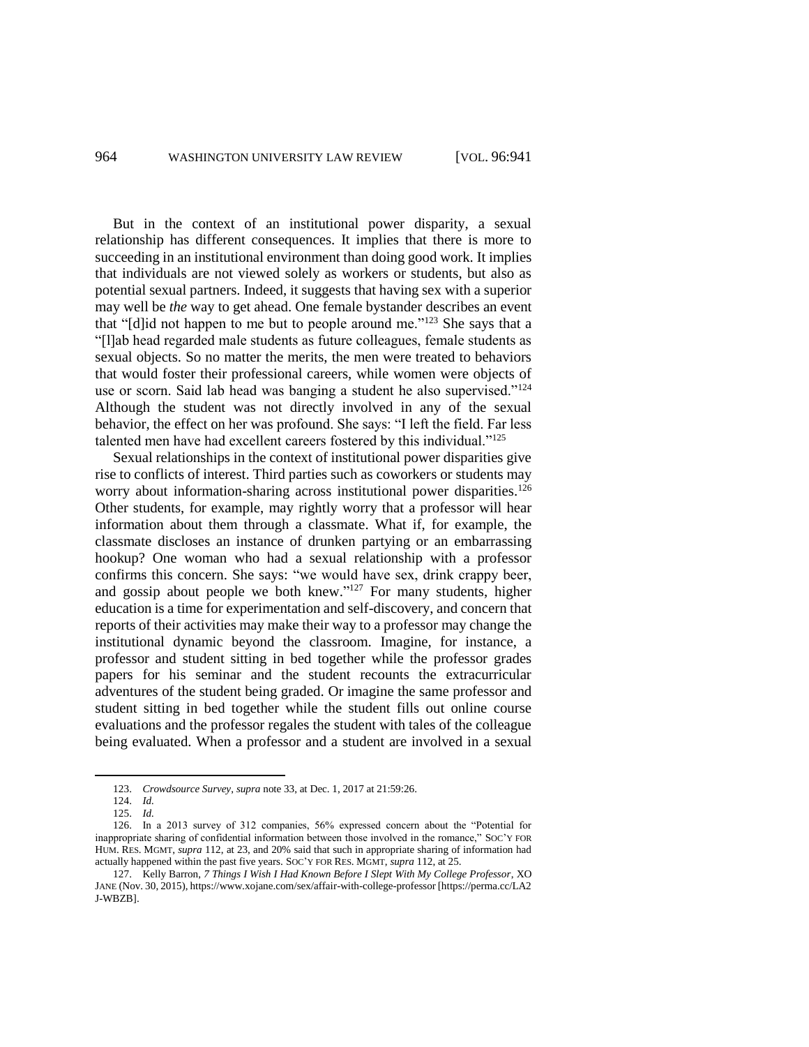But in the context of an institutional power disparity, a sexual relationship has different consequences. It implies that there is more to succeeding in an institutional environment than doing good work. It implies that individuals are not viewed solely as workers or students, but also as potential sexual partners. Indeed, it suggests that having sex with a superior may well be *the* way to get ahead. One female bystander describes an event that "[d]id not happen to me but to people around me."[123] She says that a "[l]ab head regarded male students as future colleagues, female students as sexual objects. So no matter the merits, the men were treated to behaviors that would foster their professional careers, while women were objects of use or scorn. Said lab head was banging a student he also supervised."[124] Although the student was not directly involved in any of the sexual behavior, the effect on her was profound. She says: "I left the field. Far less talented men have had excellent careers fostered by this individual."[125]

Sexual relationships in the context of institutional power disparities give rise to conflicts of interest. Third parties such as coworkers or students may worry about information-sharing across institutional power disparities.[126] Other students, for example, may rightly worry that a professor will hear information about them through a classmate. What if, for example, the classmate discloses an instance of drunken partying or an embarrassing hookup? One woman who had a sexual relationship with a professor confirms this concern. She says: "we would have sex, drink crappy beer, and gossip about people we both knew."[127] For many students, higher education is a time for experimentation and self-discovery, and concern that reports of their activities may make their way to a professor may change the institutional dynamic beyond the classroom. Imagine, for instance, a professor and student sitting in bed together while the professor grades papers for his seminar and the student recounts the extracurricular adventures of the student being graded. Or imagine the same professor and student sitting in bed together while the student fills out online course evaluations and the professor regales the student with tales of the colleague being evaluated. When a professor and a student are involved in a sexual

---

123. *Crowdsource Survey*, *supra* note 33, at Dec. 1, 2017 at 21:59:26.

124. *Id.*

125. *Id.*

126. In a 2013 survey of 312 companies, 56% expressed concern about the "Potential for inappropriate sharing of confidential information between those involved in the romance," SOC'Y FOR HUM. RES. MGMT, *supra* 112, at 23, and 20% said that such in appropriate sharing of information had actually happened within the past five years. SOC'Y FOR RES. MGMT, *supra* 112, at 25.

127. Kelly Barron, *7 Things I Wish I Had Known Before I Slept With My College Professor*, XO JANE (Nov. 30, 2015), https://www.xojane.com/sex/affair-with-college-professor [https://perma.cc/LA2J-WBZB].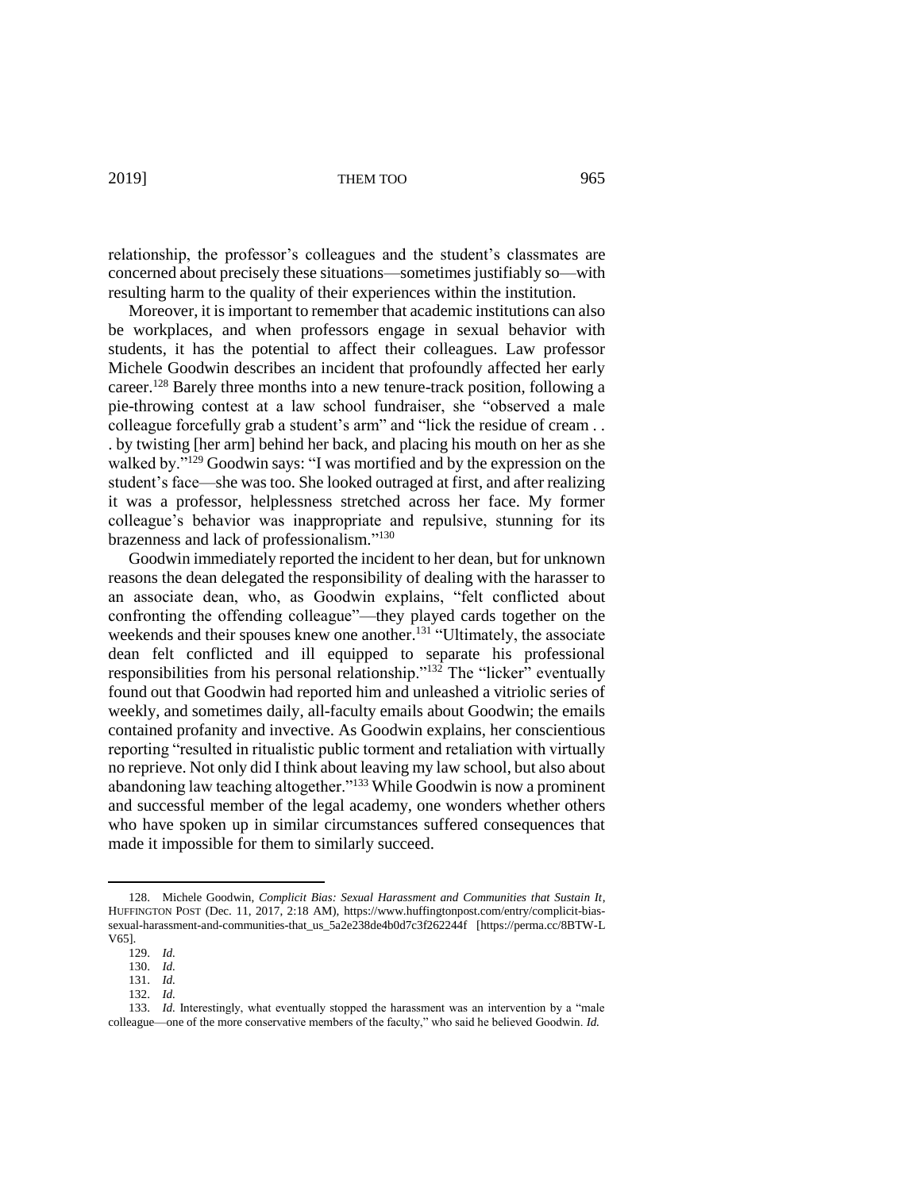relationship, the professor's colleagues and the student's classmates are concerned about precisely these situations—sometimes justifiably so—with resulting harm to the quality of their experiences within the institution.

Moreover, it is important to remember that academic institutions can also be workplaces, and when professors engage in sexual behavior with students, it has the potential to affect their colleagues. Law professor Michele Goodwin describes an incident that profoundly affected her early career.[128] Barely three months into a new tenure-track position, following a pie-throwing contest at a law school fundraiser, she "observed a male colleague forcefully grab a student's arm" and "lick the residue of cream . . . by twisting [her arm] behind her back, and placing his mouth on her as she walked by."[129] Goodwin says: "I was mortified and by the expression on the student's face—she was too. She looked outraged at first, and after realizing it was a professor, helplessness stretched across her face. My former colleague's behavior was inappropriate and repulsive, stunning for its brazenness and lack of professionalism."[130]

Goodwin immediately reported the incident to her dean, but for unknown reasons the dean delegated the responsibility of dealing with the harasser to an associate dean, who, as Goodwin explains, "felt conflicted about confronting the offending colleague"—they played cards together on the weekends and their spouses knew one another.[131] "Ultimately, the associate dean felt conflicted and ill equipped to separate his professional responsibilities from his personal relationship."[132] The "licker" eventually found out that Goodwin had reported him and unleashed a vitriolic series of weekly, and sometimes daily, all-faculty emails about Goodwin; the emails contained profanity and invective. As Goodwin explains, her conscientious reporting "resulted in ritualistic public torment and retaliation with virtually no reprieve. Not only did I think about leaving my law school, but also about abandoning law teaching altogether."[133] While Goodwin is now a prominent and successful member of the legal academy, one wonders whether others who have spoken up in similar circumstances suffered consequences that made it impossible for them to similarly succeed.

---

128. Michele Goodwin, *Complicit Bias: Sexual Harassment and Communities that Sustain It*, HUFFINGTON POST (Dec. 11, 2017, 2:18 AM), https://www.huffingtonpost.com/entry/complicit-bias-sexual-harassment-and-communities-that_us_5a2e238de4b0d7c3f262244f [https://perma.cc/8BTW-LV65].

129. *Id.*

130. *Id.*

131. *Id.*

132. *Id.*

133. *Id.* Interestingly, what eventually stopped the harassment was an intervention by a "male colleague—one of the more conservative members of the faculty," who said he believed Goodwin. *Id.*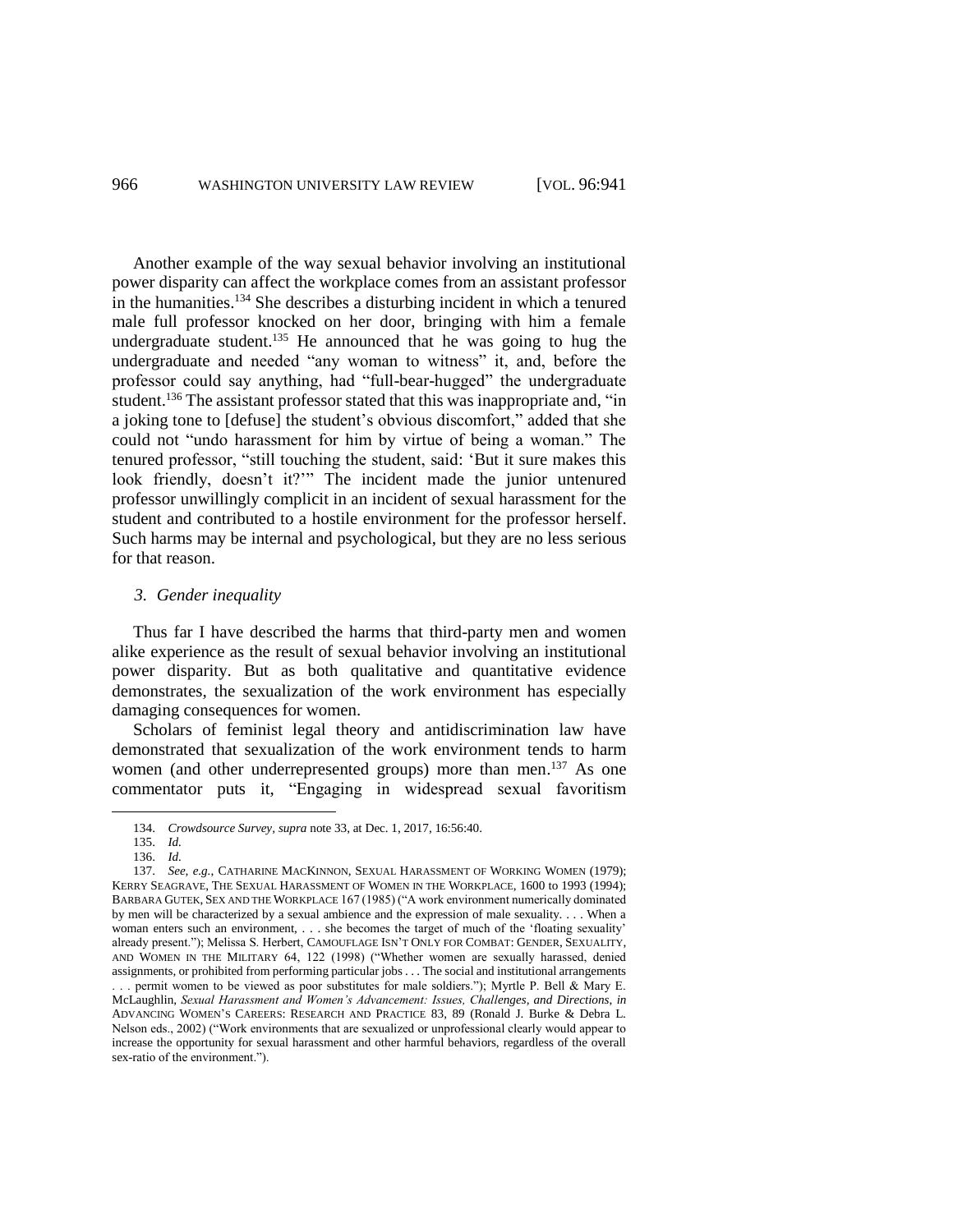Another example of the way sexual behavior involving an institutional power disparity can affect the workplace comes from an assistant professor in the humanities.[134] She describes a disturbing incident in which a tenured male full professor knocked on her door, bringing with him a female undergraduate student.[135] He announced that he was going to hug the undergraduate and needed "any woman to witness" it, and, before the professor could say anything, had "full-bear-hugged" the undergraduate student.[136] The assistant professor stated that this was inappropriate and, "in a joking tone to [defuse] the student's obvious discomfort," added that she could not "undo harassment for him by virtue of being a woman." The tenured professor, "still touching the student, said: 'But it sure makes this look friendly, doesn't it?'" The incident made the junior untenured professor unwillingly complicit in an incident of sexual harassment for the student and contributed to a hostile environment for the professor herself. Such harms may be internal and psychological, but they are no less serious for that reason.

### *3. Gender inequality*

Thus far I have described the harms that third-party men and women alike experience as the result of sexual behavior involving an institutional power disparity. But as both qualitative and quantitative evidence demonstrates, the sexualization of the work environment has especially damaging consequences for women.

Scholars of feminist legal theory and antidiscrimination law have demonstrated that sexualization of the work environment tends to harm women (and other underrepresented groups) more than men.[137] As one commentator puts it, "Engaging in widespread sexual favoritism

---

134. *Crowdsource Survey*, *supra* note 33, at Dec. 1, 2017, 16:56:40.

135. *Id.*

136. *Id.*

137. *See, e.g.*, CATHARINE MACKINNON, SEXUAL HARASSMENT OF WORKING WOMEN (1979); KERRY SEAGRAVE, THE SEXUAL HARASSMENT OF WOMEN IN THE WORKPLACE, 1600 to 1993 (1994); BARBARA GUTEK, SEX AND THE WORKPLACE 167 (1985) ("A work environment numerically dominated by men will be characterized by a sexual ambience and the expression of male sexuality. . . . When a woman enters such an environment, . . . she becomes the target of much of the 'floating sexuality' already present."); Melissa S. Herbert, CAMOUFLAGE ISN'T ONLY FOR COMBAT: GENDER, SEXUALITY, AND WOMEN IN THE MILITARY 64, 122 (1998) ("Whether women are sexually harassed, denied assignments, or prohibited from performing particular jobs . . . The social and institutional arrangements . . . permit women to be viewed as poor substitutes for male soldiers."); Myrtle P. Bell & Mary E. McLaughlin, *Sexual Harassment and Women's Advancement: Issues, Challenges, and Directions*, *in* ADVANCING WOMEN'S CAREERS: RESEARCH AND PRACTICE 83, 89 (Ronald J. Burke & Debra L. Nelson eds., 2002) ("Work environments that are sexualized or unprofessional clearly would appear to increase the opportunity for sexual harassment and other harmful behaviors, regardless of the overall sex-ratio of the environment.").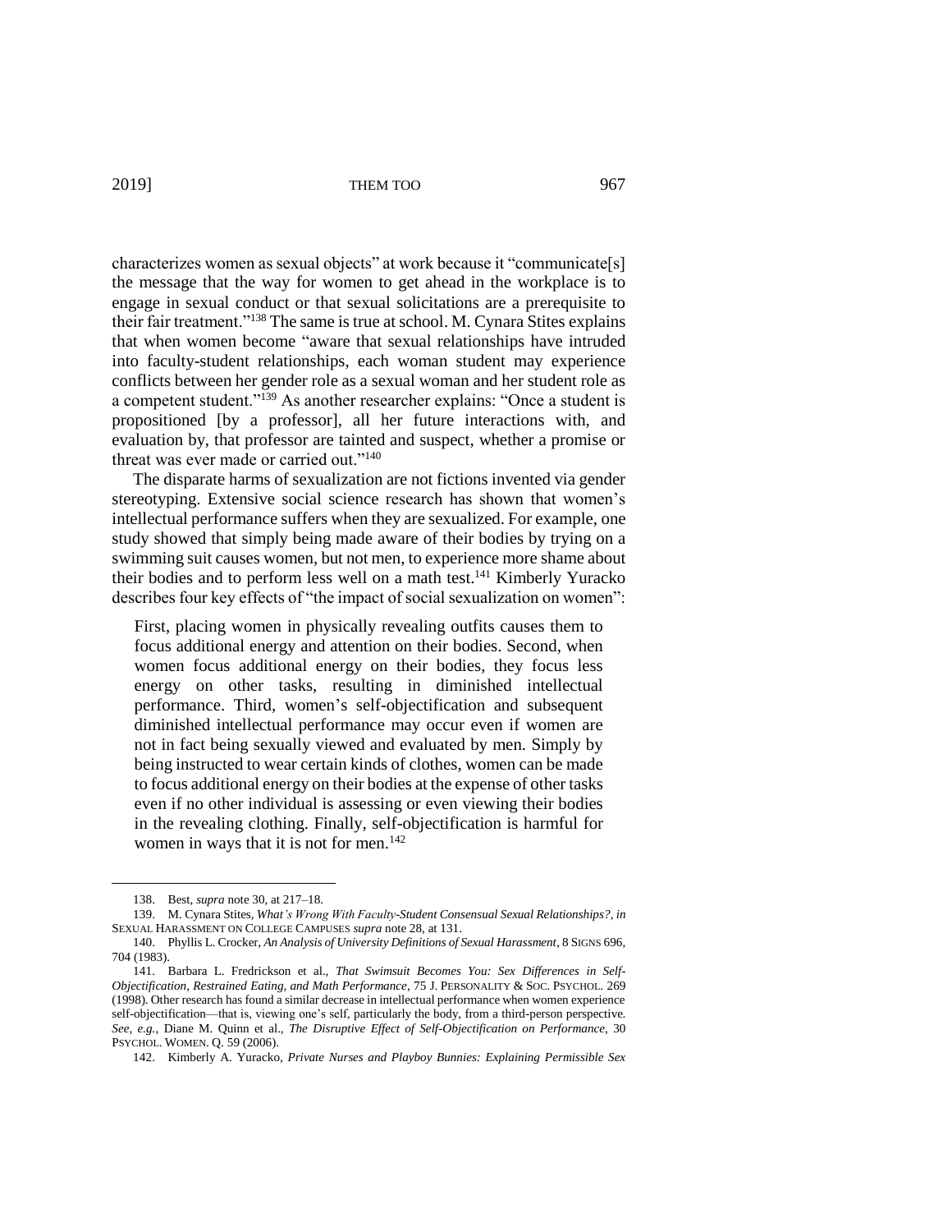characterizes women as sexual objects" at work because it "communicate[s] the message that the way for women to get ahead in the workplace is to engage in sexual conduct or that sexual solicitations are a prerequisite to their fair treatment."[138] The same is true at school. M. Cynara Stites explains that when women become "aware that sexual relationships have intruded into faculty-student relationships, each woman student may experience conflicts between her gender role as a sexual woman and her student role as a competent student."[139] As another researcher explains: "Once a student is propositioned [by a professor], all her future interactions with, and evaluation by, that professor are tainted and suspect, whether a promise or threat was ever made or carried out."[140]

The disparate harms of sexualization are not fictions invented via gender stereotyping. Extensive social science research has shown that women's intellectual performance suffers when they are sexualized. For example, one study showed that simply being made aware of their bodies by trying on a swimming suit causes women, but not men, to experience more shame about their bodies and to perform less well on a math test.[141] Kimberly Yuracko describes four key effects of "the impact of social sexualization on women":

> First, placing women in physically revealing outfits causes them to focus additional energy and attention on their bodies. Second, when women focus additional energy on their bodies, they focus less energy on other tasks, resulting in diminished intellectual performance. Third, women's self-objectification and subsequent diminished intellectual performance may occur even if women are not in fact being sexually viewed and evaluated by men. Simply by being instructed to wear certain kinds of clothes, women can be made to focus additional energy on their bodies at the expense of other tasks even if no other individual is assessing or even viewing their bodies in the revealing clothing. Finally, self-objectification is harmful for women in ways that it is not for men.[142]

---

138. Best, *supra* note 30, at 217–18.

139. M. Cynara Stites, *What's Wrong With Faculty-Student Consensual Sexual Relationships?*, *in* SEXUAL HARASSMENT ON COLLEGE CAMPUSES *supra* note 28, at 131.

140. Phyllis L. Crocker, *An Analysis of University Definitions of Sexual Harassment*, 8 SIGNS 696, 704 (1983).

141. Barbara L. Fredrickson et al., *That Swimsuit Becomes You: Sex Differences in Self-Objectification, Restrained Eating, and Math Performance*, 75 J. PERSONALITY & SOC. PSYCHOL. 269 (1998). Other research has found a similar decrease in intellectual performance when women experience self-objectification—that is, viewing one's self, particularly the body, from a third-person perspective. *See, e.g.*, Diane M. Quinn et al., *The Disruptive Effect of Self-Objectification on Performance*, 30 PSYCHOL. WOMEN. Q. 59 (2006).

142. Kimberly A. Yuracko, *Private Nurses and Playboy Bunnies: Explaining Permissible Sex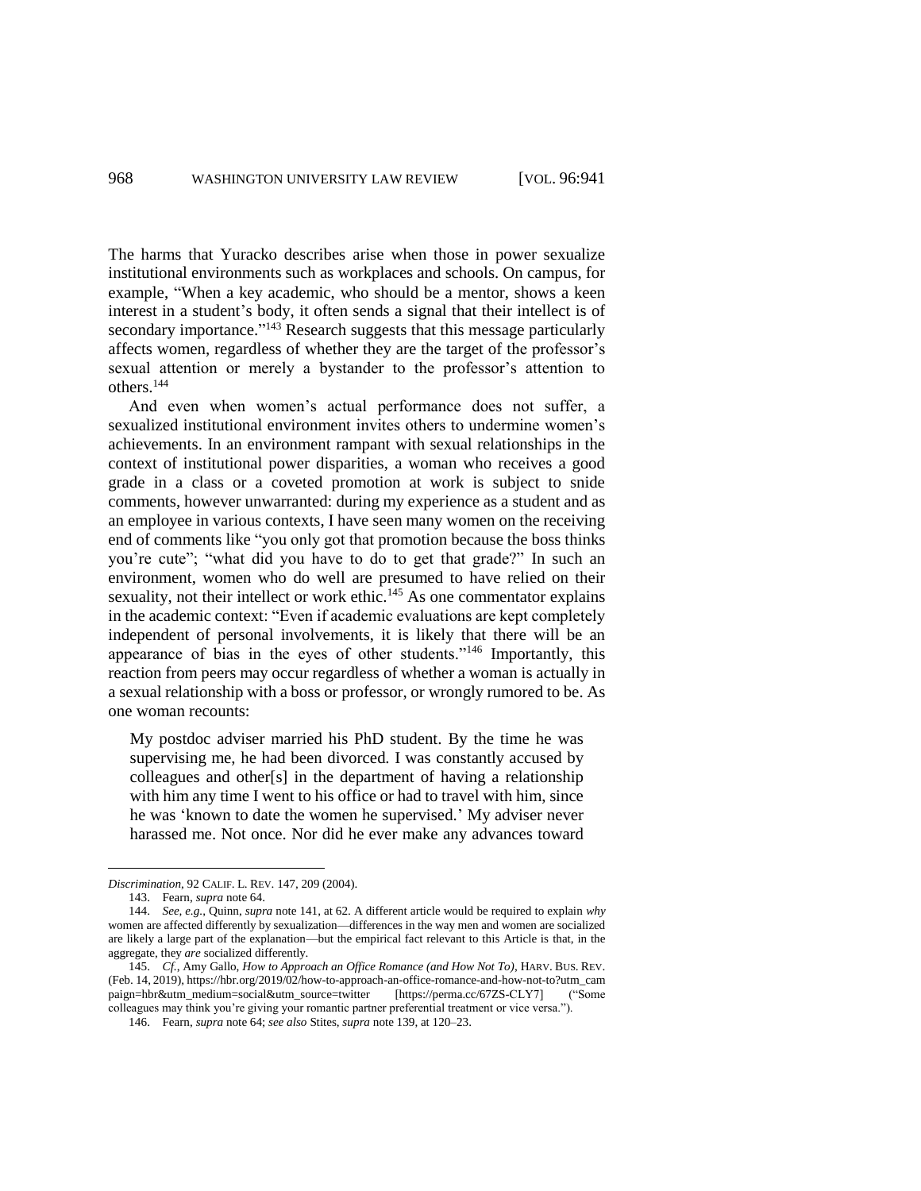The harms that Yuracko describes arise when those in power sexualize institutional environments such as workplaces and schools. On campus, for example, "When a key academic, who should be a mentor, shows a keen interest in a student's body, it often sends a signal that their intellect is of secondary importance."[143] Research suggests that this message particularly affects women, regardless of whether they are the target of the professor's sexual attention or merely a bystander to the professor's attention to others.[144]

And even when women's actual performance does not suffer, a sexualized institutional environment invites others to undermine women's achievements. In an environment rampant with sexual relationships in the context of institutional power disparities, a woman who receives a good grade in a class or a coveted promotion at work is subject to snide comments, however unwarranted: during my experience as a student and as an employee in various contexts, I have seen many women on the receiving end of comments like "you only got that promotion because the boss thinks you're cute"; "what did you have to do to get that grade?" In such an environment, women who do well are presumed to have relied on their sexuality, not their intellect or work ethic.[145] As one commentator explains in the academic context: "Even if academic evaluations are kept completely independent of personal involvements, it is likely that there will be an appearance of bias in the eyes of other students."[146] Importantly, this reaction from peers may occur regardless of whether a woman is actually in a sexual relationship with a boss or professor, or wrongly rumored to be. As one woman recounts:

> My postdoc adviser married his PhD student. By the time he was supervising me, he had been divorced. I was constantly accused by colleagues and other[s] in the department of having a relationship with him any time I went to his office or had to travel with him, since he was 'known to date the women he supervised.' My adviser never harassed me. Not once. Nor did he ever make any advances toward

---

*Discrimination*, 92 CALIF. L. REV. 147, 209 (2004).

143. Fearn, *supra* note 64.

144. *See, e.g.*, Quinn, *supra* note 141, at 62. A different article would be required to explain *why* women are affected differently by sexualization—differences in the way men and women are socialized are likely a large part of the explanation—but the empirical fact relevant to this Article is that, in the aggregate, they *are* socialized differently.

145. *Cf.*, Amy Gallo, *How to Approach an Office Romance (and How Not To)*, HARV. BUS. REV. (Feb. 14, 2019), https://hbr.org/2019/02/how-to-approach-an-office-romance-and-how-not-to?utm_campaign=hbr&utm_medium=social&utm_source=twitter [https://perma.cc/67ZS-CLY7] ("Some colleagues may think you're giving your romantic partner preferential treatment or vice versa.").

146. Fearn, *supra* note 64; *see also* Stites, *supra* note 139, at 120–23.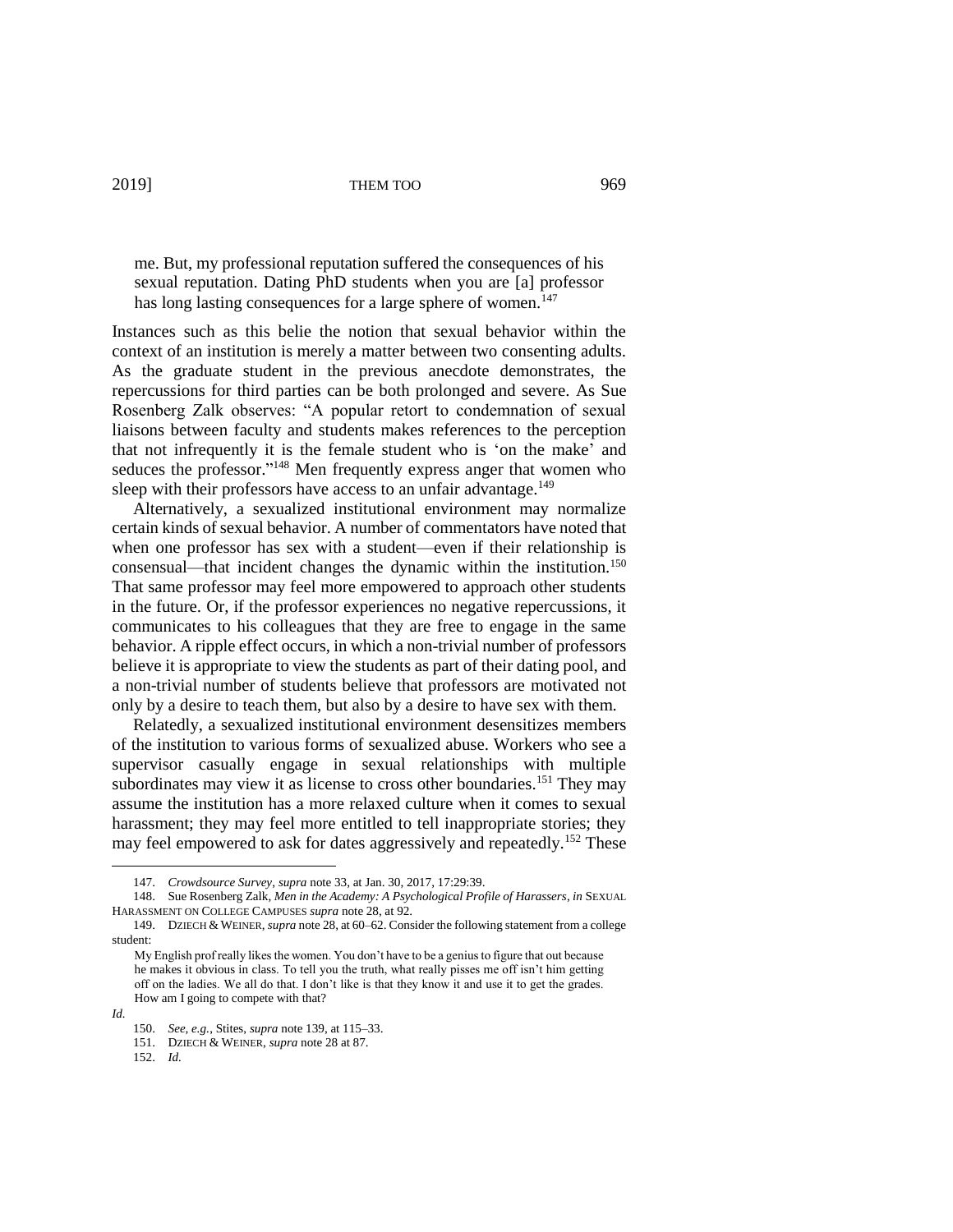> me. But, my professional reputation suffered the consequences of his sexual reputation. Dating PhD students when you are [a] professor has long lasting consequences for a large sphere of women.[147]

Instances such as this belie the notion that sexual behavior within the context of an institution is merely a matter between two consenting adults. As the graduate student in the previous anecdote demonstrates, the repercussions for third parties can be both prolonged and severe. As Sue Rosenberg Zalk observes: "A popular retort to condemnation of sexual liaisons between faculty and students makes references to the perception that not infrequently it is the female student who is 'on the make' and seduces the professor."[148] Men frequently express anger that women who sleep with their professors have access to an unfair advantage.[149]

Alternatively, a sexualized institutional environment may normalize certain kinds of sexual behavior. A number of commentators have noted that when one professor has sex with a student—even if their relationship is consensual—that incident changes the dynamic within the institution.[150] That same professor may feel more empowered to approach other students in the future. Or, if the professor experiences no negative repercussions, it communicates to his colleagues that they are free to engage in the same behavior. A ripple effect occurs, in which a non-trivial number of professors believe it is appropriate to view the students as part of their dating pool, and a non-trivial number of students believe that professors are motivated not only by a desire to teach them, but also by a desire to have sex with them.

Relatedly, a sexualized institutional environment desensitizes members of the institution to various forms of sexualized abuse. Workers who see a supervisor casually engage in sexual relationships with multiple subordinates may view it as license to cross other boundaries.[151] They may assume the institution has a more relaxed culture when it comes to sexual harassment; they may feel more entitled to tell inappropriate stories; they may feel empowered to ask for dates aggressively and repeatedly.[152] These

---

147. *Crowdsource Survey*, *supra* note 33, at Jan. 30, 2017, 17:29:39.

148. Sue Rosenberg Zalk, *Men in the Academy: A Psychological Profile of Harassers*, *in* SEXUAL HARASSMENT ON COLLEGE CAMPUSES *supra* note 28, at 92.

149. DZIECH & WEINER, *supra* note 28, at 60–62. Consider the following statement from a college student:

> My English prof really likes the women. You don't have to be a genius to figure that out because he makes it obvious in class. To tell you the truth, what really pisses me off isn't him getting off on the ladies. We all do that. I don't like is that they know it and use it to get the grades. How am I going to compete with that?

*Id.*

150. *See, e.g.*, Stites, *supra* note 139, at 115–33.

151. DZIECH & WEINER, *supra* note 28 at 87.

152. *Id.*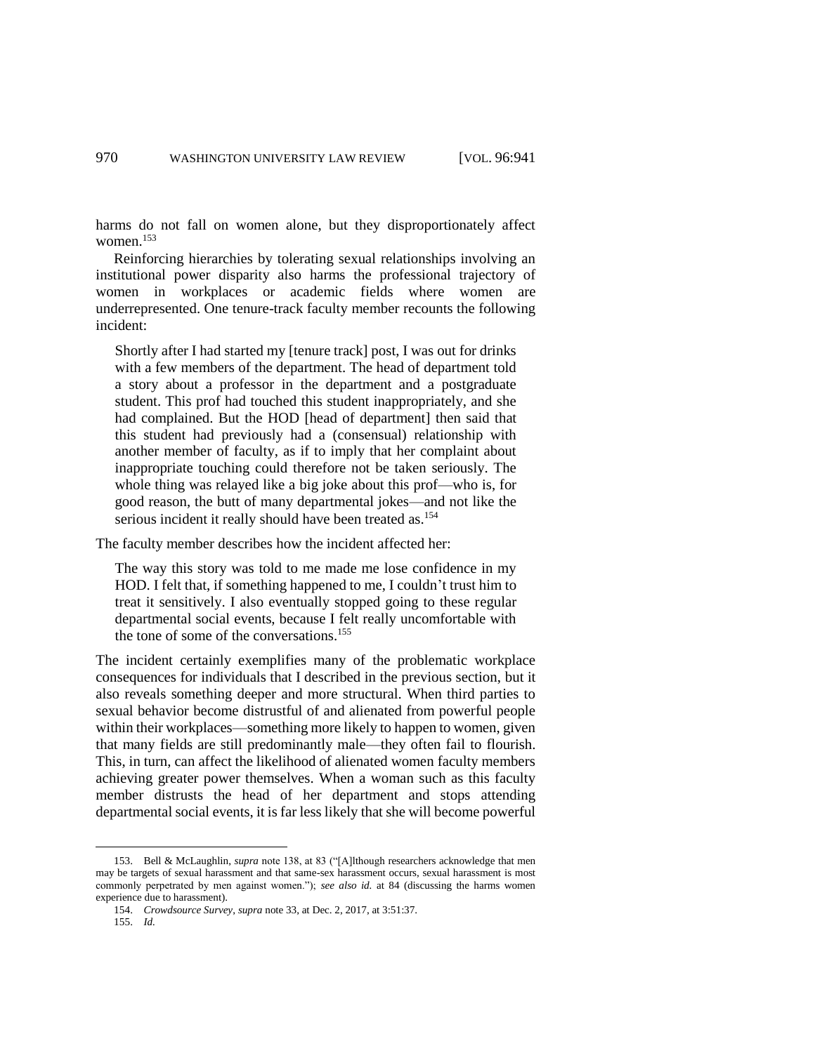harms do not fall on women alone, but they disproportionately affect women.[153]

Reinforcing hierarchies by tolerating sexual relationships involving an institutional power disparity also harms the professional trajectory of women in workplaces or academic fields where women are underrepresented. One tenure-track faculty member recounts the following incident:

> Shortly after I had started my [tenure track] post, I was out for drinks with a few members of the department. The head of department told a story about a professor in the department and a postgraduate student. This prof had touched this student inappropriately, and she had complained. But the HOD [head of department] then said that this student had previously had a (consensual) relationship with another member of faculty, as if to imply that her complaint about inappropriate touching could therefore not be taken seriously. The whole thing was relayed like a big joke about this prof—who is, for good reason, the butt of many departmental jokes—and not like the serious incident it really should have been treated as.[154]

The faculty member describes how the incident affected her:

> The way this story was told to me made me lose confidence in my HOD. I felt that, if something happened to me, I couldn't trust him to treat it sensitively. I also eventually stopped going to these regular departmental social events, because I felt really uncomfortable with the tone of some of the conversations.[155]

The incident certainly exemplifies many of the problematic workplace consequences for individuals that I described in the previous section, but it also reveals something deeper and more structural. When third parties to sexual behavior become distrustful of and alienated from powerful people within their workplaces—something more likely to happen to women, given that many fields are still predominantly male—they often fail to flourish. This, in turn, can affect the likelihood of alienated women faculty members achieving greater power themselves. When a woman such as this faculty member distrusts the head of her department and stops attending departmental social events, it is far less likely that she will become powerful

---

153. Bell & McLaughlin, *supra* note 138, at 83 ("[A]lthough researchers acknowledge that men may be targets of sexual harassment and that same-sex harassment occurs, sexual harassment is most commonly perpetrated by men against women."); *see also id.* at 84 (discussing the harms women experience due to harassment).

154. *Crowdsource Survey*, *supra* note 33, at Dec. 2, 2017, at 3:51:37.

155. *Id.*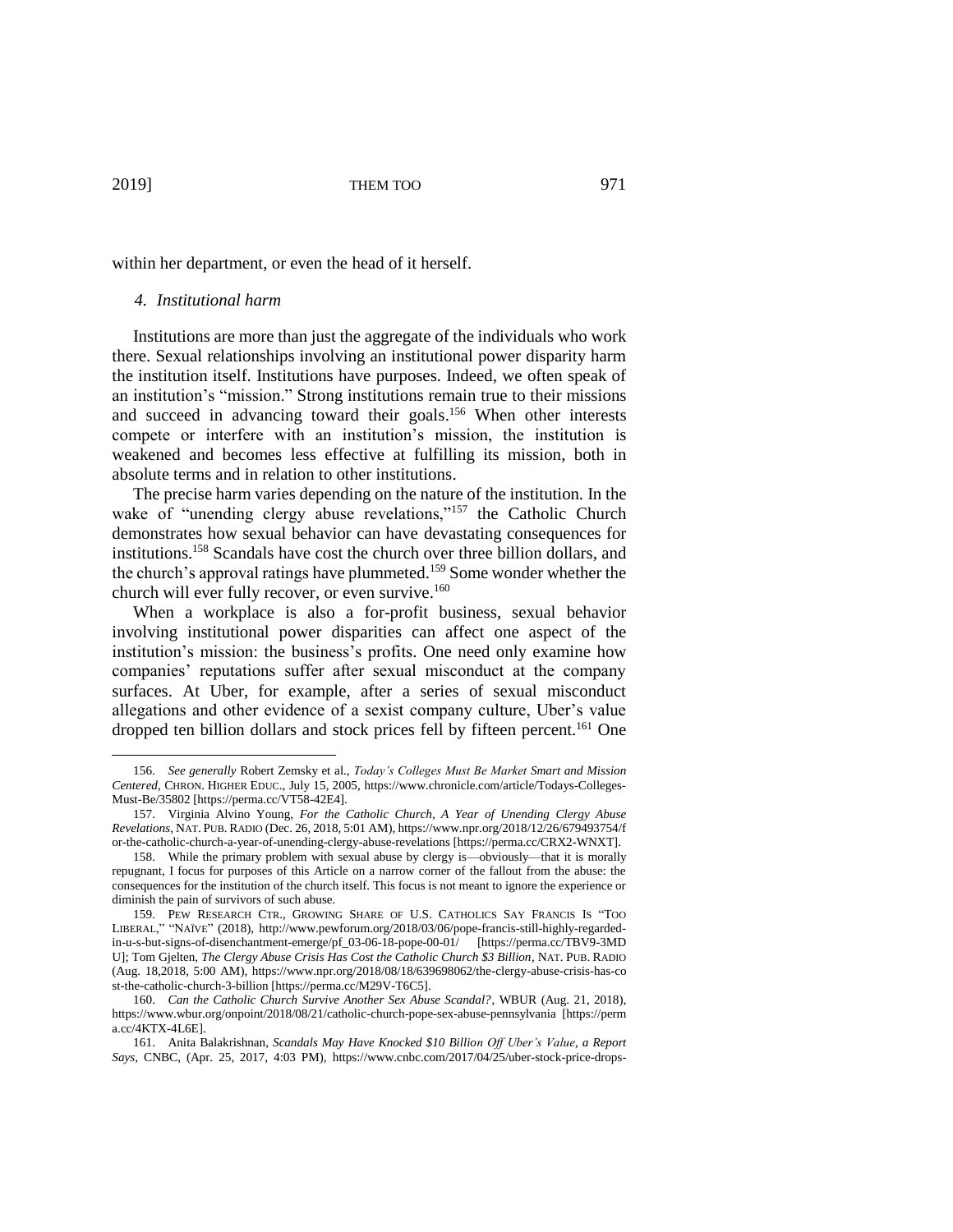within her department, or even the head of it herself.

#### *4. Institutional harm*

Institutions are more than just the aggregate of the individuals who work there. Sexual relationships involving an institutional power disparity harm the institution itself. Institutions have purposes. Indeed, we often speak of an institution's "mission." Strong institutions remain true to their missions and succeed in advancing toward their goals.[156] When other interests compete or interfere with an institution's mission, the institution is weakened and becomes less effective at fulfilling its mission, both in absolute terms and in relation to other institutions.

The precise harm varies depending on the nature of the institution. In the wake of "unending clergy abuse revelations,"[157] the Catholic Church demonstrates how sexual behavior can have devastating consequences for institutions.[158] Scandals have cost the church over three billion dollars, and the church's approval ratings have plummeted.[159] Some wonder whether the church will ever fully recover, or even survive.[160]

When a workplace is also a for-profit business, sexual behavior involving institutional power disparities can affect one aspect of the institution's mission: the business's profits. One need only examine how companies' reputations suffer after sexual misconduct at the company surfaces. At Uber, for example, after a series of sexual misconduct allegations and other evidence of a sexist company culture, Uber's value dropped ten billion dollars and stock prices fell by fifteen percent.[161] One

---

156. *See generally* Robert Zemsky et al., *Today's Colleges Must Be Market Smart and Mission Centered*, CHRON. HIGHER EDUC., July 15, 2005, https://www.chronicle.com/article/Todays-Colleges-Must-Be/35802 [https://perma.cc/VT58-42E4].

157. Virginia Alvino Young, *For the Catholic Church, A Year of Unending Clergy Abuse Revelations*, NAT. PUB. RADIO (Dec. 26, 2018, 5:01 AM), https://www.npr.org/2018/12/26/679493754/for-the-catholic-church-a-year-of-unending-clergy-abuse-revelations [https://perma.cc/CRX2-WNXT].

158. While the primary problem with sexual abuse by clergy is—obviously—that it is morally repugnant, I focus for purposes of this Article on a narrow corner of the fallout from the abuse: the consequences for the institution of the church itself. This focus is not meant to ignore the experience or diminish the pain of survivors of such abuse.

159. PEW RESEARCH CTR., GROWING SHARE OF U.S. CATHOLICS SAY FRANCIS IS "TOO LIBERAL," "NAÏVE" (2018), http://www.pewforum.org/2018/03/06/pope-francis-still-highly-regarded-in-u-s-but-signs-of-disenchantment-emerge/pf_03-06-18-pope-00-01/ [https://perma.cc/TBV9-3MDU]; Tom Gjelten, *The Clergy Abuse Crisis Has Cost the Catholic Church $3 Billion*, NAT. PUB. RADIO (Aug. 18,2018, 5:00 AM), https://www.npr.org/2018/08/18/639698062/the-clergy-abuse-crisis-has-cost-the-catholic-church-3-billion [https://perma.cc/M29V-T6C5].

160. *Can the Catholic Church Survive Another Sex Abuse Scandal?*, WBUR (Aug. 21, 2018), https://www.wbur.org/onpoint/2018/08/21/catholic-church-pope-sex-abuse-pennsylvania [https://perma.cc/4KTX-4L6E].

161. Anita Balakrishnan, *Scandals May Have Knocked $10 Billion Off Uber's Value, a Report Says*, CNBC, (Apr. 25, 2017, 4:03 PM), https://www.cnbc.com/2017/04/25/uber-stock-price-drops-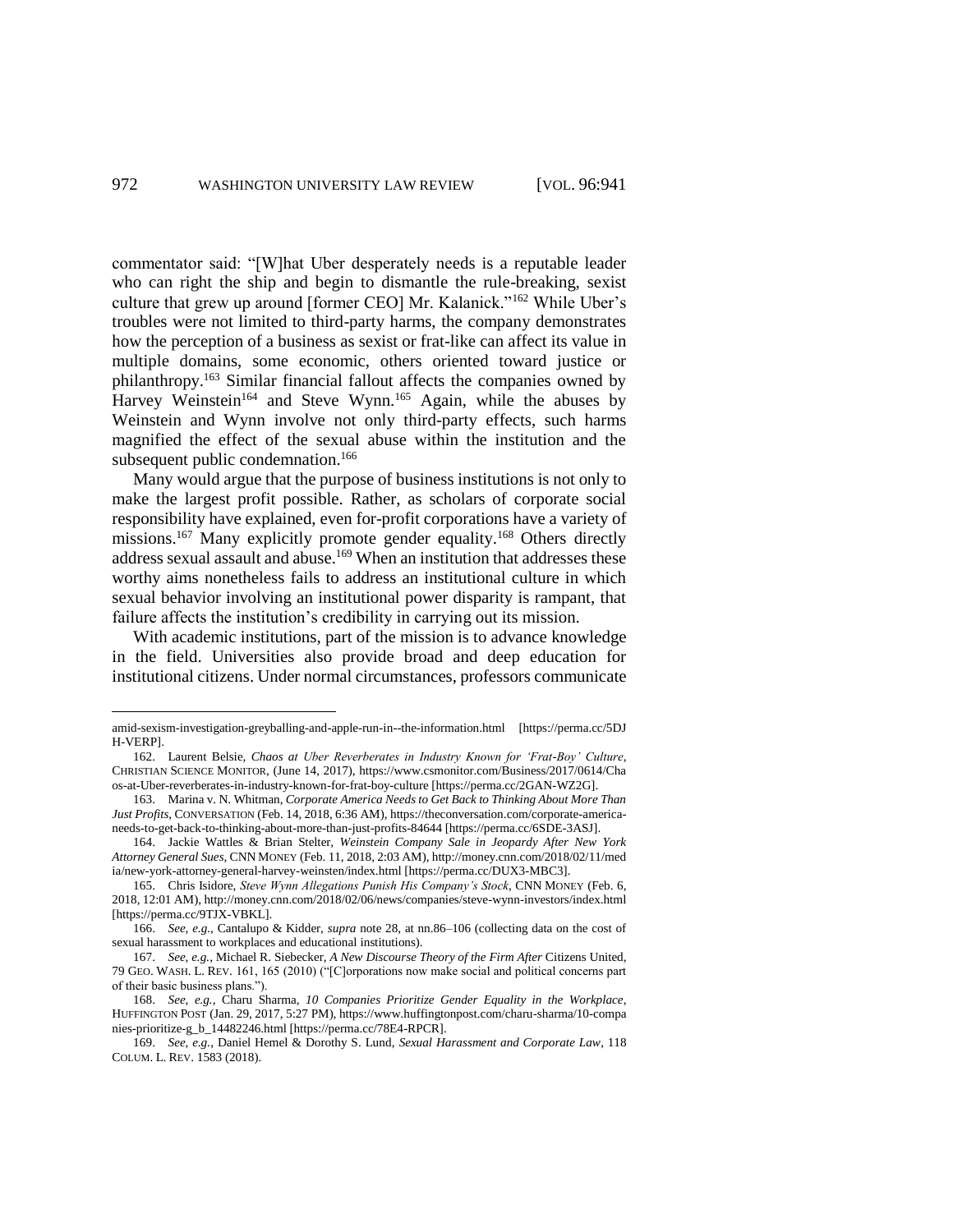commentator said: "[W]hat Uber desperately needs is a reputable leader who can right the ship and begin to dismantle the rule-breaking, sexist culture that grew up around [former CEO] Mr. Kalanick."[162] While Uber's troubles were not limited to third-party harms, the company demonstrates how the perception of a business as sexist or frat-like can affect its value in multiple domains, some economic, others oriented toward justice or philanthropy.[163] Similar financial fallout affects the companies owned by Harvey Weinstein[164] and Steve Wynn.[165] Again, while the abuses by Weinstein and Wynn involve not only third-party effects, such harms magnified the effect of the sexual abuse within the institution and the subsequent public condemnation.[166]

Many would argue that the purpose of business institutions is not only to make the largest profit possible. Rather, as scholars of corporate social responsibility have explained, even for-profit corporations have a variety of missions.[167] Many explicitly promote gender equality.[168] Others directly address sexual assault and abuse.[169] When an institution that addresses these worthy aims nonetheless fails to address an institutional culture in which sexual behavior involving an institutional power disparity is rampant, that failure affects the institution's credibility in carrying out its mission.

With academic institutions, part of the mission is to advance knowledge in the field. Universities also provide broad and deep education for institutional citizens. Under normal circumstances, professors communicate

---

amid-sexism-investigation-greyballing-and-apple-run-in--the-information.html [https://perma.cc/5DJH-VERP].

162. Laurent Belsie, *Chaos at Uber Reverberates in Industry Known for 'Frat-Boy' Culture*, CHRISTIAN SCIENCE MONITOR, (June 14, 2017), https://www.csmonitor.com/Business/2017/0614/Chaos-at-Uber-reverberates-in-industry-known-for-frat-boy-culture [https://perma.cc/2GAN-WZ2G].

163. Marina v. N. Whitman, *Corporate America Needs to Get Back to Thinking About More Than Just Profits*, CONVERSATION (Feb. 14, 2018, 6:36 AM), https://theconversation.com/corporate-america-needs-to-get-back-to-thinking-about-more-than-just-profits-84644 [https://perma.cc/6SDE-3ASJ].

164. Jackie Wattles & Brian Stelter, *Weinstein Company Sale in Jeopardy After New York Attorney General Sues*, CNN MONEY (Feb. 11, 2018, 2:03 AM), http://money.cnn.com/2018/02/11/media/new-york-attorney-general-harvey-weinsten/index.html [https://perma.cc/DUX3-MBC3].

165. Chris Isidore, *Steve Wynn Allegations Punish His Company's Stock*, CNN MONEY (Feb. 6, 2018, 12:01 AM), http://money.cnn.com/2018/02/06/news/companies/steve-wynn-investors/index.html [https://perma.cc/9TJX-VBKL].

166. *See, e.g.*, Cantalupo & Kidder, *supra* note 28, at nn.86–106 (collecting data on the cost of sexual harassment to workplaces and educational institutions).

167. *See, e.g.*, Michael R. Siebecker, *A New Discourse Theory of the Firm After* Citizens United, 79 GEO. WASH. L. REV. 161, 165 (2010) ("[C]orporations now make social and political concerns part of their basic business plans.").

168. *See, e.g.*, Charu Sharma, *10 Companies Prioritize Gender Equality in the Workplace*, HUFFINGTON POST (Jan. 29, 2017, 5:27 PM), https://www.huffingtonpost.com/charu-sharma/10-companies-prioritize-g_b_14482246.html [https://perma.cc/78E4-RPCR].

169. *See, e.g.*, Daniel Hemel & Dorothy S. Lund, *Sexual Harassment and Corporate Law*, 118 COLUM. L. REV. 1583 (2018).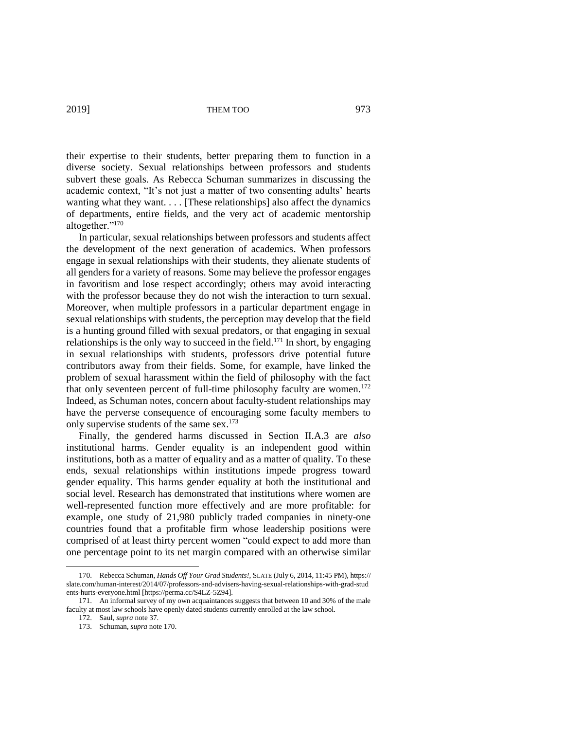their expertise to their students, better preparing them to function in a diverse society. Sexual relationships between professors and students subvert these goals. As Rebecca Schuman summarizes in discussing the academic context, "It's not just a matter of two consenting adults' hearts wanting what they want. . . . [These relationships] also affect the dynamics of departments, entire fields, and the very act of academic mentorship altogether."[170]

In particular, sexual relationships between professors and students affect the development of the next generation of academics. When professors engage in sexual relationships with their students, they alienate students of all genders for a variety of reasons. Some may believe the professor engages in favoritism and lose respect accordingly; others may avoid interacting with the professor because they do not wish the interaction to turn sexual. Moreover, when multiple professors in a particular department engage in sexual relationships with students, the perception may develop that the field is a hunting ground filled with sexual predators, or that engaging in sexual relationships is the only way to succeed in the field.[171] In short, by engaging in sexual relationships with students, professors drive potential future contributors away from their fields. Some, for example, have linked the problem of sexual harassment within the field of philosophy with the fact that only seventeen percent of full-time philosophy faculty are women.[172] Indeed, as Schuman notes, concern about faculty-student relationships may have the perverse consequence of encouraging some faculty members to only supervise students of the same sex.[173]

Finally, the gendered harms discussed in Section II.A.3 are *also* institutional harms. Gender equality is an independent good within institutions, both as a matter of equality and as a matter of quality. To these ends, sexual relationships within institutions impede progress toward gender equality. This harms gender equality at both the institutional and social level. Research has demonstrated that institutions where women are well-represented function more effectively and are more profitable: for example, one study of 21,980 publicly traded companies in ninety-one countries found that a profitable firm whose leadership positions were comprised of at least thirty percent women "could expect to add more than one percentage point to its net margin compared with an otherwise similar

---

170. Rebecca Schuman, *Hands Off Your Grad Students!*, SLATE (July 6, 2014, 11:45 PM), https://slate.com/human-interest/2014/07/professors-and-advisers-having-sexual-relationships-with-grad-students-hurts-everyone.html [https://perma.cc/S4LZ-5Z94].

171. An informal survey of my own acquaintances suggests that between 10 and 30% of the male faculty at most law schools have openly dated students currently enrolled at the law school.

172. Saul, *supra* note 37.

173. Schuman, *supra* note 170.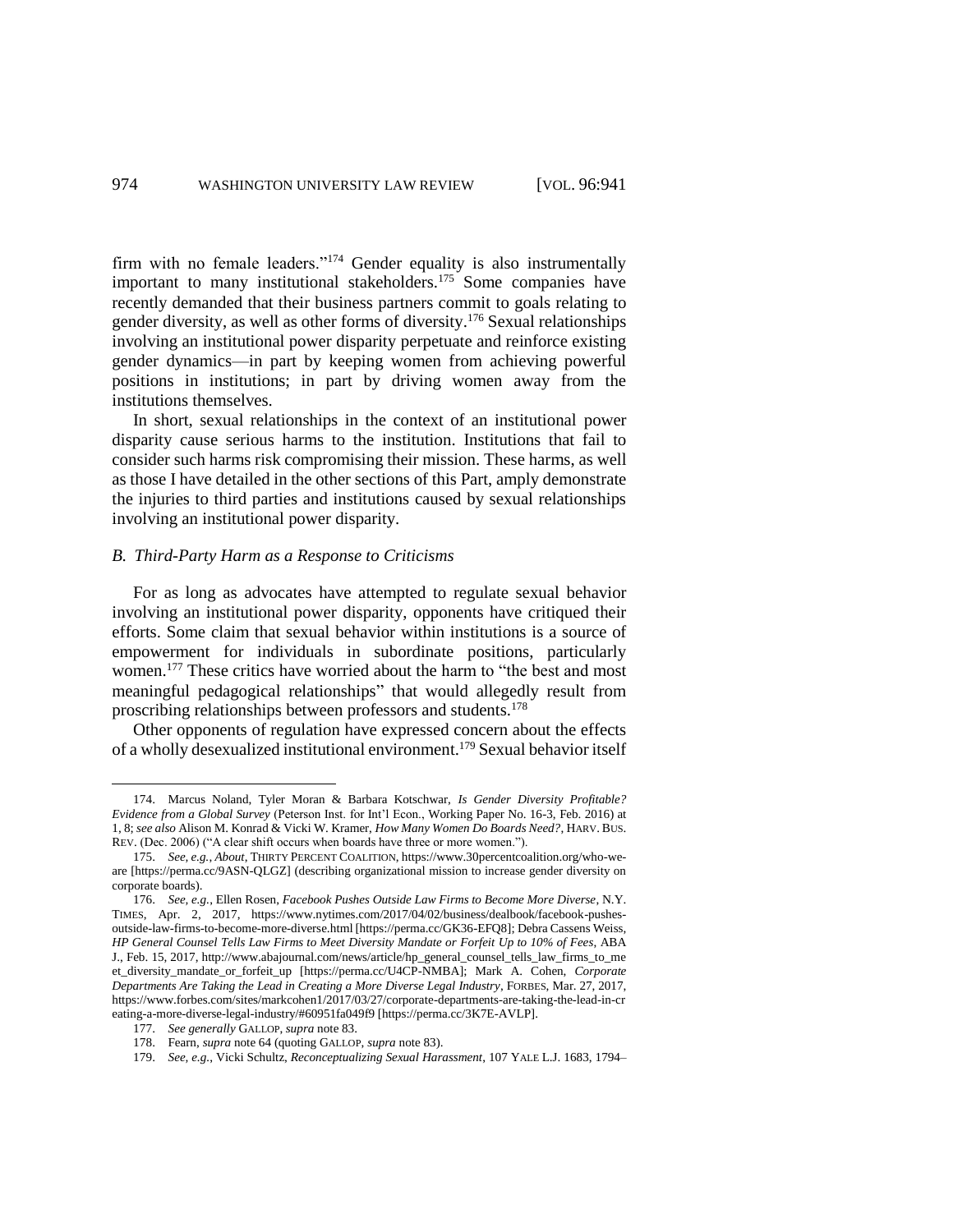firm with no female leaders."[174] Gender equality is also instrumentally important to many institutional stakeholders.[175] Some companies have recently demanded that their business partners commit to goals relating to gender diversity, as well as other forms of diversity.[176] Sexual relationships involving an institutional power disparity perpetuate and reinforce existing gender dynamics—in part by keeping women from achieving powerful positions in institutions; in part by driving women away from the institutions themselves.

In short, sexual relationships in the context of an institutional power disparity cause serious harms to the institution. Institutions that fail to consider such harms risk compromising their mission. These harms, as well as those I have detailed in the other sections of this Part, amply demonstrate the injuries to third parties and institutions caused by sexual relationships involving an institutional power disparity.

### *B. Third-Party Harm as a Response to Criticisms*

For as long as advocates have attempted to regulate sexual behavior involving an institutional power disparity, opponents have critiqued their efforts. Some claim that sexual behavior within institutions is a source of empowerment for individuals in subordinate positions, particularly women.[177] These critics have worried about the harm to "the best and most meaningful pedagogical relationships" that would allegedly result from proscribing relationships between professors and students.[178]

Other opponents of regulation have expressed concern about the effects of a wholly desexualized institutional environment.[179] Sexual behavior itself

---

174. Marcus Noland, Tyler Moran & Barbara Kotschwar, *Is Gender Diversity Profitable? Evidence from a Global Survey* (Peterson Inst. for Int'l Econ., Working Paper No. 16-3, Feb. 2016) at 1, 8; *see also* Alison M. Konrad & Vicki W. Kramer, *How Many Women Do Boards Need?*, HARV. BUS. REV. (Dec. 2006) ("A clear shift occurs when boards have three or more women.").

175. *See, e.g.*, *About*, THIRTY PERCENT COALITION, https://www.30percentcoalition.org/who-we-are [https://perma.cc/9ASN-QLGZ] (describing organizational mission to increase gender diversity on corporate boards).

176. *See, e.g.*, Ellen Rosen, *Facebook Pushes Outside Law Firms to Become More Diverse*, N.Y. TIMES, Apr. 2, 2017, https://www.nytimes.com/2017/04/02/business/dealbook/facebook-pushes-outside-law-firms-to-become-more-diverse.html [https://perma.cc/GK36-EFQ8]; Debra Cassens Weiss, *HP General Counsel Tells Law Firms to Meet Diversity Mandate or Forfeit Up to 10% of Fees*, ABA J., Feb. 15, 2017, http://www.abajournal.com/news/article/hp_general_counsel_tells_law_firms_to_meet_diversity_mandate_or_forfeit_up [https://perma.cc/U4CP-NMBA]; Mark A. Cohen, *Corporate Departments Are Taking the Lead in Creating a More Diverse Legal Industry*, FORBES, Mar. 27, 2017, https://www.forbes.com/sites/markcohen1/2017/03/27/corporate-departments-are-taking-the-lead-in-creating-a-more-diverse-legal-industry/#60951fa049f9 [https://perma.cc/3K7E-AVLP].

177. *See generally* GALLOP, *supra* note 83.

178. Fearn, *supra* note 64 (quoting GALLOP, *supra* note 83).

179. *See, e.g.*, Vicki Schultz, *Reconceptualizing Sexual Harassment*, 107 YALE L.J. 1683, 1794–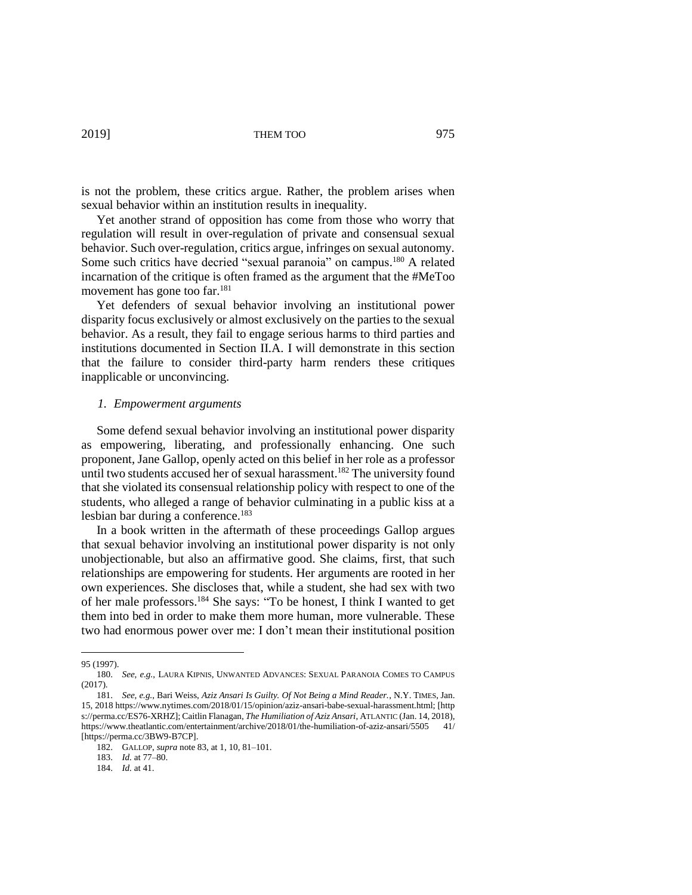is not the problem, these critics argue. Rather, the problem arises when sexual behavior within an institution results in inequality.

Yet another strand of opposition has come from those who worry that regulation will result in over-regulation of private and consensual sexual behavior. Such over-regulation, critics argue, infringes on sexual autonomy. Some such critics have decried "sexual paranoia" on campus.[180] A related incarnation of the critique is often framed as the argument that the #MeToo movement has gone too far.[181]

Yet defenders of sexual behavior involving an institutional power disparity focus exclusively or almost exclusively on the parties to the sexual behavior. As a result, they fail to engage serious harms to third parties and institutions documented in Section II.A. I will demonstrate in this section that the failure to consider third-party harm renders these critiques inapplicable or unconvincing.

#### *1. Empowerment arguments*

Some defend sexual behavior involving an institutional power disparity as empowering, liberating, and professionally enhancing. One such proponent, Jane Gallop, openly acted on this belief in her role as a professor until two students accused her of sexual harassment.[182] The university found that she violated its consensual relationship policy with respect to one of the students, who alleged a range of behavior culminating in a public kiss at a lesbian bar during a conference.[183]

In a book written in the aftermath of these proceedings Gallop argues that sexual behavior involving an institutional power disparity is not only unobjectionable, but also an affirmative good. She claims, first, that such relationships are empowering for students. Her arguments are rooted in her own experiences. She discloses that, while a student, she had sex with two of her male professors.[184] She says: "To be honest, I think I wanted to get them into bed in order to make them more human, more vulnerable. These two had enormous power over me: I don't mean their institutional position

---

95 (1997).

180. *See, e.g.*, LAURA KIPNIS, UNWANTED ADVANCES: SEXUAL PARANOIA COMES TO CAMPUS (2017).

181. *See, e.g.*, Bari Weiss, *Aziz Ansari Is Guilty. Of Not Being a Mind Reader.*, N.Y. TIMES, Jan. 15, 2018 https://www.nytimes.com/2018/01/15/opinion/aziz-ansari-babe-sexual-harassment.html; [https://perma.cc/ES76-XRHZ]; Caitlin Flanagan, *The Humiliation of Aziz Ansari*, ATLANTIC (Jan. 14, 2018), https://www.theatlantic.com/entertainment/archive/2018/01/the-humiliation-of-aziz-ansari/550541/ [https://perma.cc/3BW9-B7CP].

182. GALLOP, *supra* note 83, at 1, 10, 81–101.

183. *Id.* at 77–80.

184. *Id.* at 41.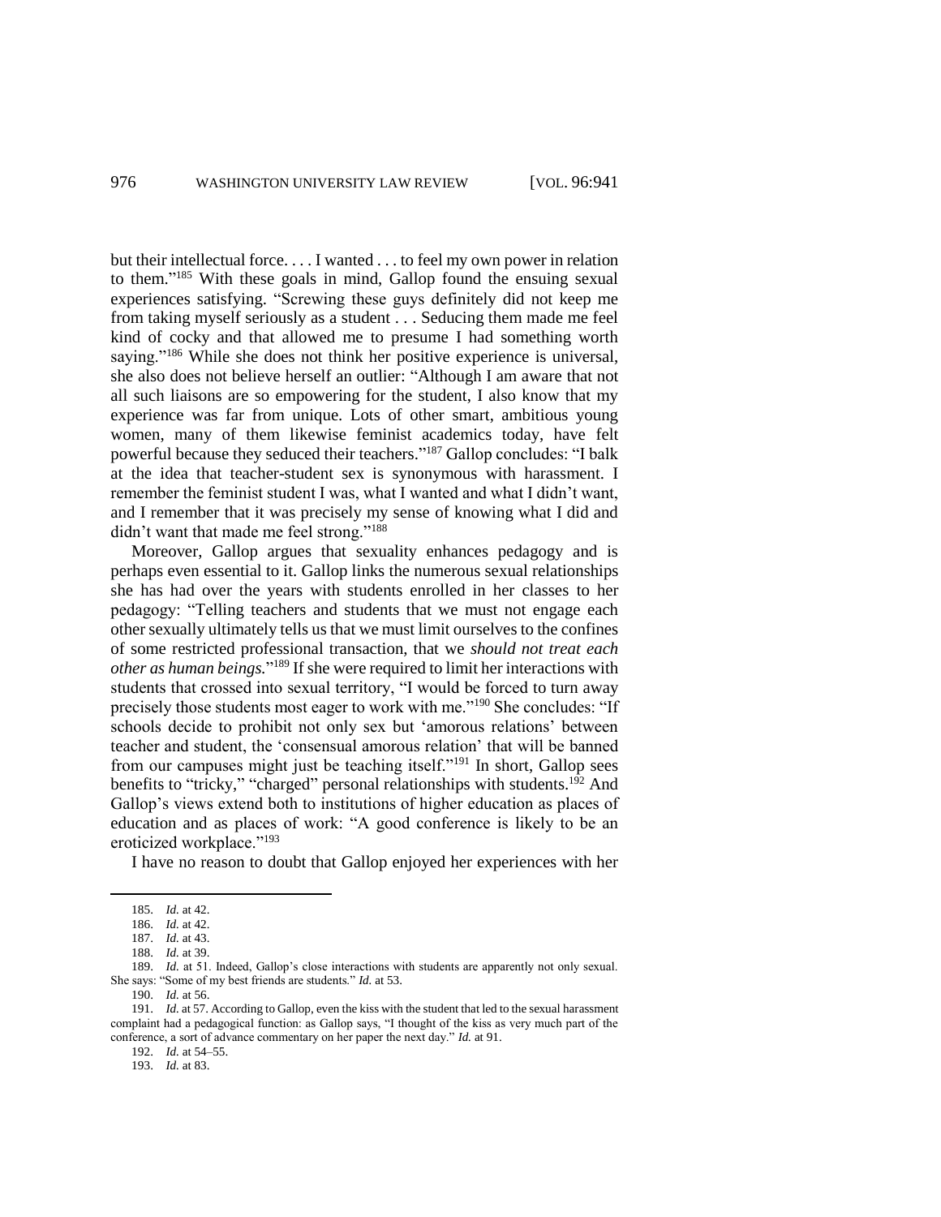but their intellectual force. . . . I wanted . . . to feel my own power in relation to them."[185] With these goals in mind, Gallop found the ensuing sexual experiences satisfying. "Screwing these guys definitely did not keep me from taking myself seriously as a student . . . Seducing them made me feel kind of cocky and that allowed me to presume I had something worth saying."[186] While she does not think her positive experience is universal, she also does not believe herself an outlier: "Although I am aware that not all such liaisons are so empowering for the student, I also know that my experience was far from unique. Lots of other smart, ambitious young women, many of them likewise feminist academics today, have felt powerful because they seduced their teachers."[187] Gallop concludes: "I balk at the idea that teacher-student sex is synonymous with harassment. I remember the feminist student I was, what I wanted and what I didn't want, and I remember that it was precisely my sense of knowing what I did and didn't want that made me feel strong."[188]

Moreover, Gallop argues that sexuality enhances pedagogy and is perhaps even essential to it. Gallop links the numerous sexual relationships she has had over the years with students enrolled in her classes to her pedagogy: "Telling teachers and students that we must not engage each other sexually ultimately tells us that we must limit ourselves to the confines of some restricted professional transaction, that we *should not treat each other as human beings.*"[189] If she were required to limit her interactions with students that crossed into sexual territory, "I would be forced to turn away precisely those students most eager to work with me."[190] She concludes: "If schools decide to prohibit not only sex but 'amorous relations' between teacher and student, the 'consensual amorous relation' that will be banned from our campuses might just be teaching itself."[191] In short, Gallop sees benefits to "tricky," "charged" personal relationships with students.[192] And Gallop's views extend both to institutions of higher education as places of education and as places of work: "A good conference is likely to be an eroticized workplace."[193]

I have no reason to doubt that Gallop enjoyed her experiences with her

---

185. *Id.* at 42.

186. *Id.* at 42.

187. *Id.* at 43.

188. *Id.* at 39.

189. *Id.* at 51. Indeed, Gallop's close interactions with students are apparently not only sexual. She says: "Some of my best friends are students." *Id.* at 53.

190. *Id.* at 56.

191. *Id.* at 57. According to Gallop, even the kiss with the student that led to the sexual harassment complaint had a pedagogical function: as Gallop says, "I thought of the kiss as very much part of the conference, a sort of advance commentary on her paper the next day." *Id.* at 91.

192. *Id.* at 54–55.

193. *Id.* at 83.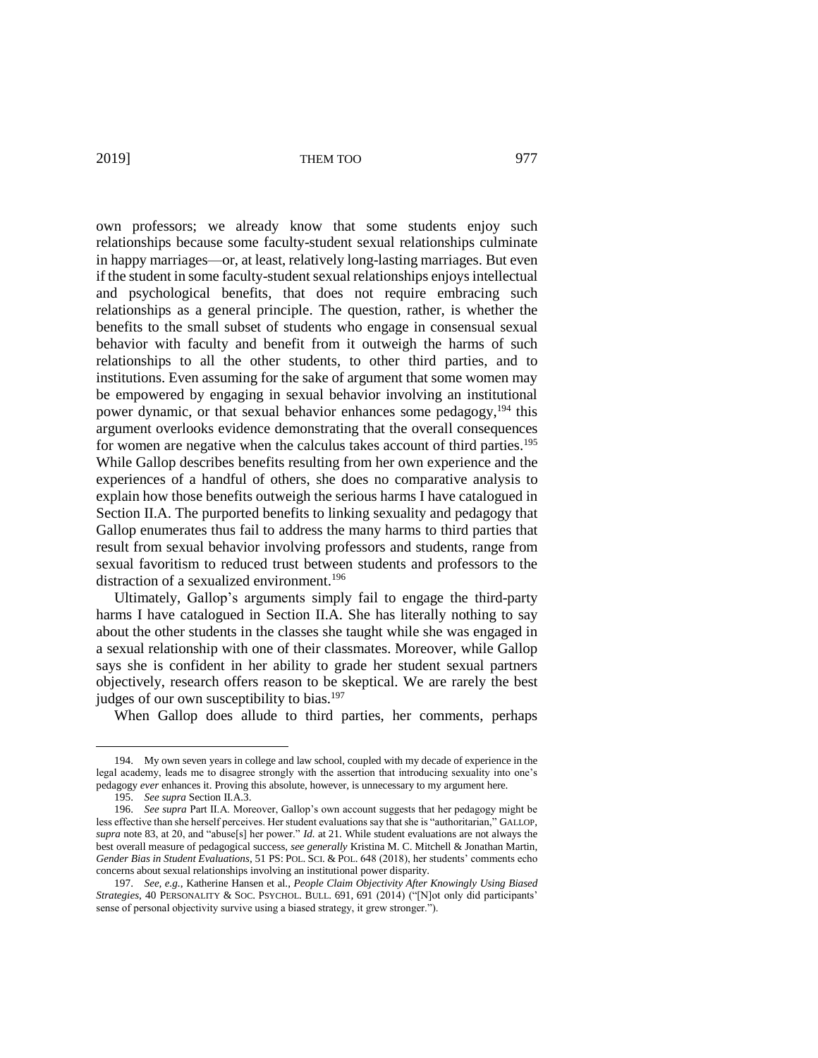own professors; we already know that some students enjoy such relationships because some faculty-student sexual relationships culminate in happy marriages—or, at least, relatively long-lasting marriages. But even if the student in some faculty-student sexual relationships enjoys intellectual and psychological benefits, that does not require embracing such relationships as a general principle. The question, rather, is whether the benefits to the small subset of students who engage in consensual sexual behavior with faculty and benefit from it outweigh the harms of such relationships to all the other students, to other third parties, and to institutions. Even assuming for the sake of argument that some women may be empowered by engaging in sexual behavior involving an institutional power dynamic, or that sexual behavior enhances some pedagogy,[194] this argument overlooks evidence demonstrating that the overall consequences for women are negative when the calculus takes account of third parties.[195] While Gallop describes benefits resulting from her own experience and the experiences of a handful of others, she does no comparative analysis to explain how those benefits outweigh the serious harms I have catalogued in Section II.A. The purported benefits to linking sexuality and pedagogy that Gallop enumerates thus fail to address the many harms to third parties that result from sexual behavior involving professors and students, range from sexual favoritism to reduced trust between students and professors to the distraction of a sexualized environment.[196]

Ultimately, Gallop's arguments simply fail to engage the third-party harms I have catalogued in Section II.A. She has literally nothing to say about the other students in the classes she taught while she was engaged in a sexual relationship with one of their classmates. Moreover, while Gallop says she is confident in her ability to grade her student sexual partners objectively, research offers reason to be skeptical. We are rarely the best judges of our own susceptibility to bias.[197]

When Gallop does allude to third parties, her comments, perhaps

---

194. My own seven years in college and law school, coupled with my decade of experience in the legal academy, leads me to disagree strongly with the assertion that introducing sexuality into one's pedagogy *ever* enhances it. Proving this absolute, however, is unnecessary to my argument here.

195. *See supra* Section II.A.3.

196. *See supra* Part II.A. Moreover, Gallop's own account suggests that her pedagogy might be less effective than she herself perceives. Her student evaluations say that she is "authoritarian," GALLOP, *supra* note 83, at 20, and "abuse[s] her power." *Id.* at 21. While student evaluations are not always the best overall measure of pedagogical success, *see generally* Kristina M. C. Mitchell & Jonathan Martin, *Gender Bias in Student Evaluations*, 51 PS: POL. SCI. & POL. 648 (2018), her students' comments echo concerns about sexual relationships involving an institutional power disparity.

197. *See, e.g.*, Katherine Hansen et al., *People Claim Objectivity After Knowingly Using Biased Strategies*, 40 PERSONALITY & SOC. PSYCHOL. BULL. 691, 691 (2014) ("[N]ot only did participants' sense of personal objectivity survive using a biased strategy, it grew stronger.").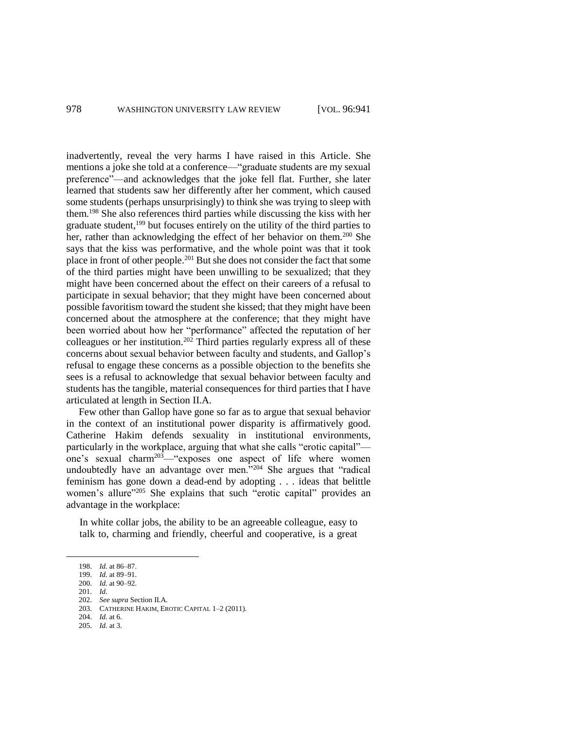inadvertently, reveal the very harms I have raised in this Article. She mentions a joke she told at a conference—"graduate students are my sexual preference"—and acknowledges that the joke fell flat. Further, she later learned that students saw her differently after her comment, which caused some students (perhaps unsurprisingly) to think she was trying to sleep with them.[198] She also references third parties while discussing the kiss with her graduate student,[199] but focuses entirely on the utility of the third parties to her, rather than acknowledging the effect of her behavior on them.[200] She says that the kiss was performative, and the whole point was that it took place in front of other people.[201] But she does not consider the fact that some of the third parties might have been unwilling to be sexualized; that they might have been concerned about the effect on their careers of a refusal to participate in sexual behavior; that they might have been concerned about possible favoritism toward the student she kissed; that they might have been concerned about the atmosphere at the conference; that they might have been worried about how her "performance" affected the reputation of her colleagues or her institution.[202] Third parties regularly express all of these concerns about sexual behavior between faculty and students, and Gallop's refusal to engage these concerns as a possible objection to the benefits she sees is a refusal to acknowledge that sexual behavior between faculty and students has the tangible, material consequences for third parties that I have articulated at length in Section II.A.

Few other than Gallop have gone so far as to argue that sexual behavior in the context of an institutional power disparity is affirmatively good. Catherine Hakim defends sexuality in institutional environments, particularly in the workplace, arguing that what she calls "erotic capital"—one's sexual charm[203]—"exposes one aspect of life where women undoubtedly have an advantage over men."[204] She argues that "radical feminism has gone down a dead-end by adopting . . . ideas that belittle women's allure"[205] She explains that such "erotic capital" provides an advantage in the workplace:

> In white collar jobs, the ability to be an agreeable colleague, easy to talk to, charming and friendly, cheerful and cooperative, is a great

---

198. *Id.* at 86–87.

199. *Id.* at 89–91.

200. *Id.* at 90–92.

201. *Id.*

202. *See supra* Section II.A.

203. CATHERINE HAKIM, EROTIC CAPITAL 1–2 (2011).

204. *Id.* at 6.

205. *Id.* at 3.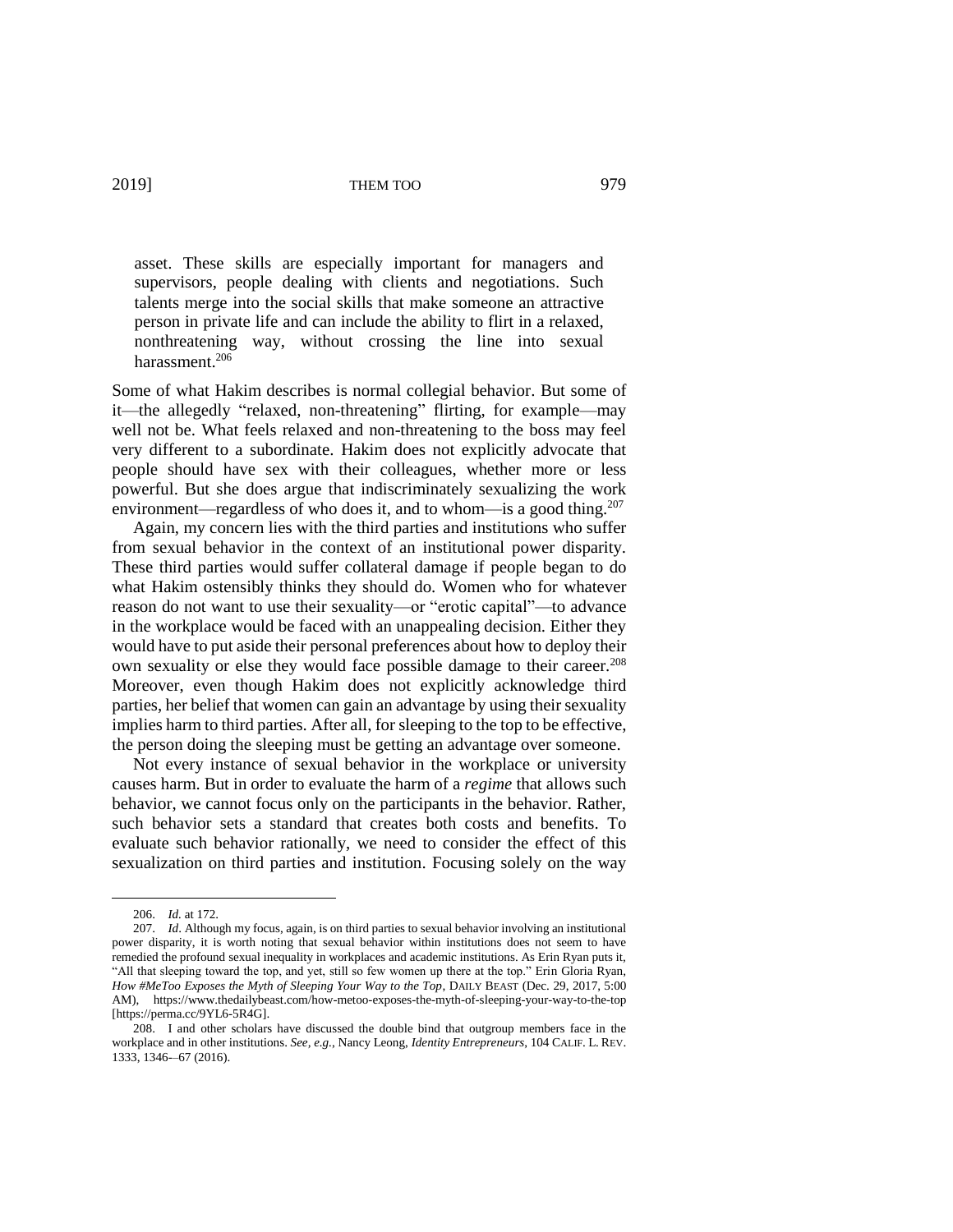> asset. These skills are especially important for managers and supervisors, people dealing with clients and negotiations. Such talents merge into the social skills that make someone an attractive person in private life and can include the ability to flirt in a relaxed, nonthreatening way, without crossing the line into sexual harassment.[206]

Some of what Hakim describes is normal collegial behavior. But some of it—the allegedly "relaxed, non-threatening" flirting, for example—may well not be. What feels relaxed and non-threatening to the boss may feel very different to a subordinate. Hakim does not explicitly advocate that people should have sex with their colleagues, whether more or less powerful. But she does argue that indiscriminately sexualizing the work environment—regardless of who does it, and to whom—is a good thing.[207]

Again, my concern lies with the third parties and institutions who suffer from sexual behavior in the context of an institutional power disparity. These third parties would suffer collateral damage if people began to do what Hakim ostensibly thinks they should do. Women who for whatever reason do not want to use their sexuality—or "erotic capital"—to advance in the workplace would be faced with an unappealing decision. Either they would have to put aside their personal preferences about how to deploy their own sexuality or else they would face possible damage to their career.[208] Moreover, even though Hakim does not explicitly acknowledge third parties, her belief that women can gain an advantage by using their sexuality implies harm to third parties. After all, for sleeping to the top to be effective, the person doing the sleeping must be getting an advantage over someone.

Not every instance of sexual behavior in the workplace or university causes harm. But in order to evaluate the harm of a *regime* that allows such behavior, we cannot focus only on the participants in the behavior. Rather, such behavior sets a standard that creates both costs and benefits. To evaluate such behavior rationally, we need to consider the effect of this sexualization on third parties and institution. Focusing solely on the way

---

206. *Id.* at 172.

207. *Id*. Although my focus, again, is on third parties to sexual behavior involving an institutional power disparity, it is worth noting that sexual behavior within institutions does not seem to have remedied the profound sexual inequality in workplaces and academic institutions. As Erin Ryan puts it, "All that sleeping toward the top, and yet, still so few women up there at the top." Erin Gloria Ryan, *How #MeToo Exposes the Myth of Sleeping Your Way to the Top*, DAILY BEAST (Dec. 29, 2017, 5:00 AM), https://www.thedailybeast.com/how-metoo-exposes-the-myth-of-sleeping-your-way-to-the-top [https://perma.cc/9YL6-5R4G].

208. I and other scholars have discussed the double bind that outgroup members face in the workplace and in other institutions. *See, e.g.*, Nancy Leong, *Identity Entrepreneurs*, 104 CALIF. L. REV. 1333, 1346–67 (2016).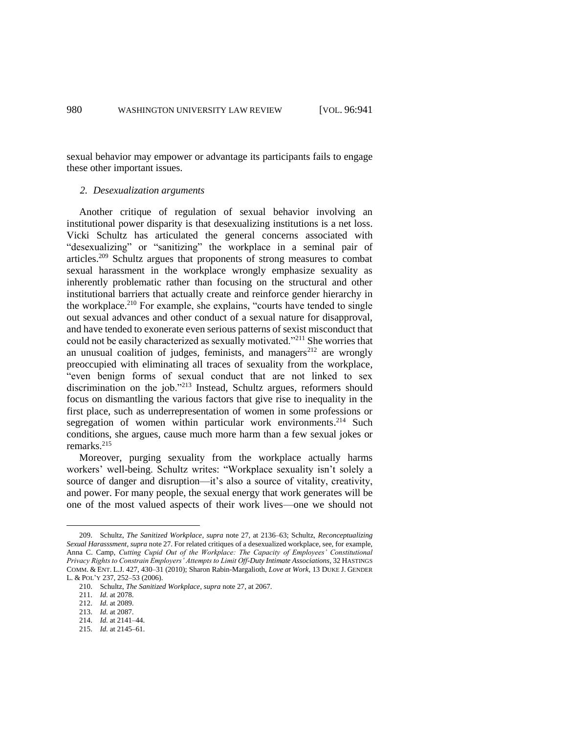sexual behavior may empower or advantage its participants fails to engage these other important issues.

### *2. Desexualization arguments*

Another critique of regulation of sexual behavior involving an institutional power disparity is that desexualizing institutions is a net loss. Vicki Schultz has articulated the general concerns associated with "desexualizing" or "sanitizing" the workplace in a seminal pair of articles.[209] Schultz argues that proponents of strong measures to combat sexual harassment in the workplace wrongly emphasize sexuality as inherently problematic rather than focusing on the structural and other institutional barriers that actually create and reinforce gender hierarchy in the workplace.[210] For example, she explains, "courts have tended to single out sexual advances and other conduct of a sexual nature for disapproval, and have tended to exonerate even serious patterns of sexist misconduct that could not be easily characterized as sexually motivated."[211] She worries that an unusual coalition of judges, feminists, and managers[212] are wrongly preoccupied with eliminating all traces of sexuality from the workplace, "even benign forms of sexual conduct that are not linked to sex discrimination on the job."[213] Instead, Schultz argues, reformers should focus on dismantling the various factors that give rise to inequality in the first place, such as underrepresentation of women in some professions or segregation of women within particular work environments.[214] Such conditions, she argues, cause much more harm than a few sexual jokes or remarks.[215]

Moreover, purging sexuality from the workplace actually harms workers' well-being. Schultz writes: "Workplace sexuality isn't solely a source of danger and disruption—it's also a source of vitality, creativity, and power. For many people, the sexual energy that work generates will be one of the most valued aspects of their work lives—one we should not

---

209. Schultz, *The Sanitized Workplace*, *supra* note 27, at 2136–63; Schultz, *Reconceptualizing Sexual Harasssment*, *supra* note 27. For related critiques of a desexualized workplace, see, for example, Anna C. Camp, *Cutting Cupid Out of the Workplace: The Capacity of Employees' Constitutional Privacy Rights to Constrain Employers' Attempts to Limit Off-Duty Intimate Associations*, 32 HASTINGS COMM. & ENT. L.J. 427, 430–31 (2010); Sharon Rabin-Margalioth, *Love at Work*, 13 DUKE J. GENDER L. & POL'Y 237, 252–53 (2006).

210. Schultz, *The Sanitized Workplace*, *supra* note 27, at 2067.

211. *Id.* at 2078.

212. *Id.* at 2089.

213. *Id.* at 2087.

214. *Id.* at 2141–44.

215. *Id.* at 2145–61.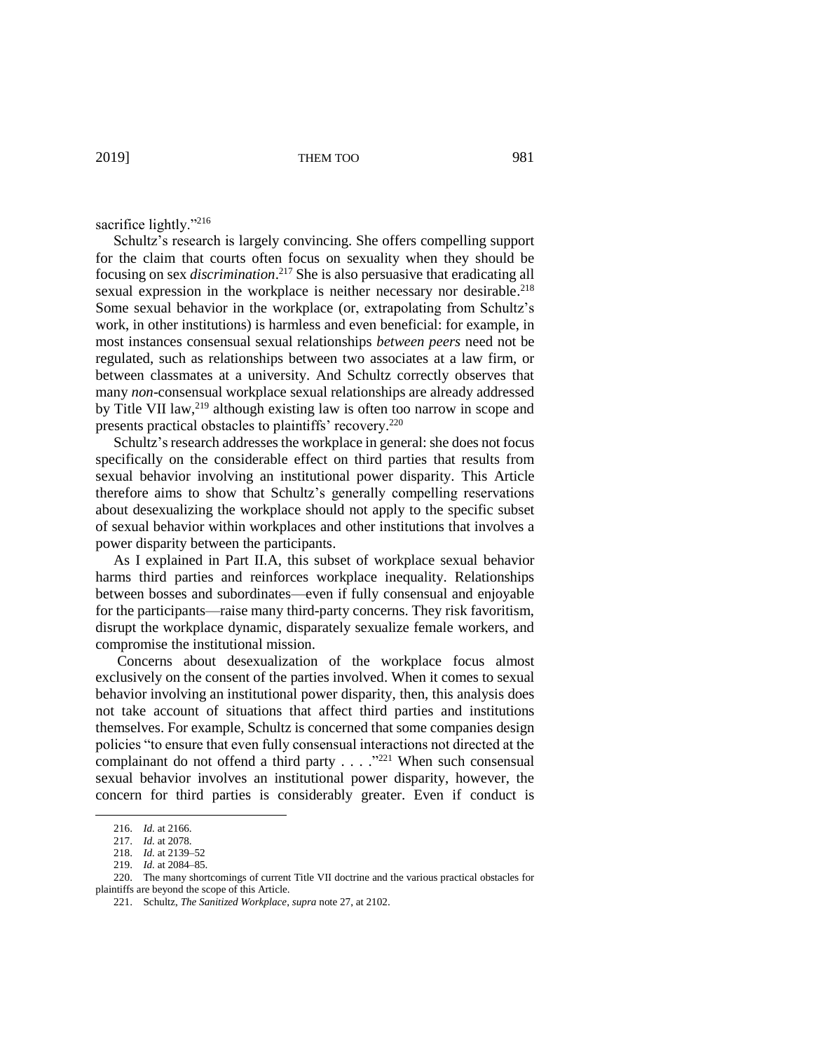sacrifice lightly."[216]

Schultz's research is largely convincing. She offers compelling support for the claim that courts often focus on sexuality when they should be focusing on sex *discrimination*.[217] She is also persuasive that eradicating all sexual expression in the workplace is neither necessary nor desirable.[218] Some sexual behavior in the workplace (or, extrapolating from Schultz's work, in other institutions) is harmless and even beneficial: for example, in most instances consensual sexual relationships *between peers* need not be regulated, such as relationships between two associates at a law firm, or between classmates at a university. And Schultz correctly observes that many *non*-consensual workplace sexual relationships are already addressed by Title VII law,[219] although existing law is often too narrow in scope and presents practical obstacles to plaintiffs' recovery.[220]

Schultz's research addresses the workplace in general: she does not focus specifically on the considerable effect on third parties that results from sexual behavior involving an institutional power disparity. This Article therefore aims to show that Schultz's generally compelling reservations about desexualizing the workplace should not apply to the specific subset of sexual behavior within workplaces and other institutions that involves a power disparity between the participants.

As I explained in Part II.A, this subset of workplace sexual behavior harms third parties and reinforces workplace inequality. Relationships between bosses and subordinates—even if fully consensual and enjoyable for the participants—raise many third-party concerns. They risk favoritism, disrupt the workplace dynamic, disparately sexualize female workers, and compromise the institutional mission.

Concerns about desexualization of the workplace focus almost exclusively on the consent of the parties involved. When it comes to sexual behavior involving an institutional power disparity, then, this analysis does not take account of situations that affect third parties and institutions themselves. For example, Schultz is concerned that some companies design policies "to ensure that even fully consensual interactions not directed at the complainant do not offend a third party . . . ."[221] When such consensual sexual behavior involves an institutional power disparity, however, the concern for third parties is considerably greater. Even if conduct is

---

216. *Id.* at 2166.

217. *Id.* at 2078.

218. *Id.* at 2139–52

219. *Id.* at 2084–85.

220. The many shortcomings of current Title VII doctrine and the various practical obstacles for plaintiffs are beyond the scope of this Article.

221. Schultz, *The Sanitized Workplace*, *supra* note 27, at 2102.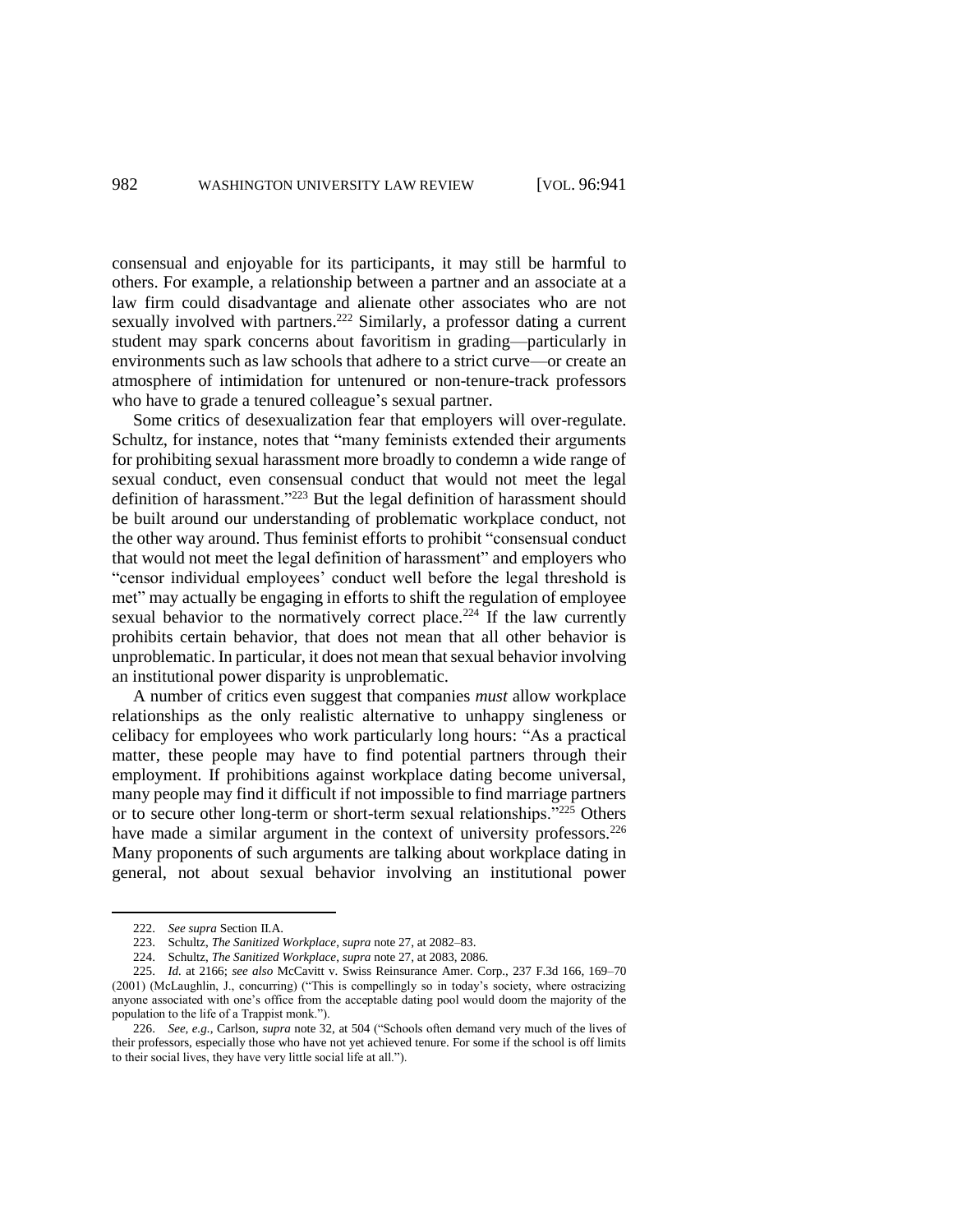consensual and enjoyable for its participants, it may still be harmful to others. For example, a relationship between a partner and an associate at a law firm could disadvantage and alienate other associates who are not sexually involved with partners.[222] Similarly, a professor dating a current student may spark concerns about favoritism in grading—particularly in environments such as law schools that adhere to a strict curve—or create an atmosphere of intimidation for untenured or non-tenure-track professors who have to grade a tenured colleague's sexual partner.

Some critics of desexualization fear that employers will over-regulate. Schultz, for instance, notes that "many feminists extended their arguments for prohibiting sexual harassment more broadly to condemn a wide range of sexual conduct, even consensual conduct that would not meet the legal definition of harassment."[223] But the legal definition of harassment should be built around our understanding of problematic workplace conduct, not the other way around. Thus feminist efforts to prohibit "consensual conduct that would not meet the legal definition of harassment" and employers who "censor individual employees' conduct well before the legal threshold is met" may actually be engaging in efforts to shift the regulation of employee sexual behavior to the normatively correct place.[224] If the law currently prohibits certain behavior, that does not mean that all other behavior is unproblematic. In particular, it does not mean that sexual behavior involving an institutional power disparity is unproblematic.

A number of critics even suggest that companies *must* allow workplace relationships as the only realistic alternative to unhappy singleness or celibacy for employees who work particularly long hours: "As a practical matter, these people may have to find potential partners through their employment. If prohibitions against workplace dating become universal, many people may find it difficult if not impossible to find marriage partners or to secure other long-term or short-term sexual relationships."[225] Others have made a similar argument in the context of university professors.[226] Many proponents of such arguments are talking about workplace dating in general, not about sexual behavior involving an institutional power

---

222. *See supra* Section II.A.

223. Schultz, *The Sanitized Workplace*, *supra* note 27, at 2082–83.

224. Schultz, *The Sanitized Workplace*, *supra* note 27, at 2083, 2086.

225. *Id.* at 2166; *see also* McCavitt v. Swiss Reinsurance Amer. Corp., 237 F.3d 166, 169–70 (2001) (McLaughlin, J., concurring) ("This is compellingly so in today's society, where ostracizing anyone associated with one's office from the acceptable dating pool would doom the majority of the population to the life of a Trappist monk.").

226. *See, e.g.*, Carlson, *supra* note 32, at 504 ("Schools often demand very much of the lives of their professors, especially those who have not yet achieved tenure. For some if the school is off limits to their social lives, they have very little social life at all.").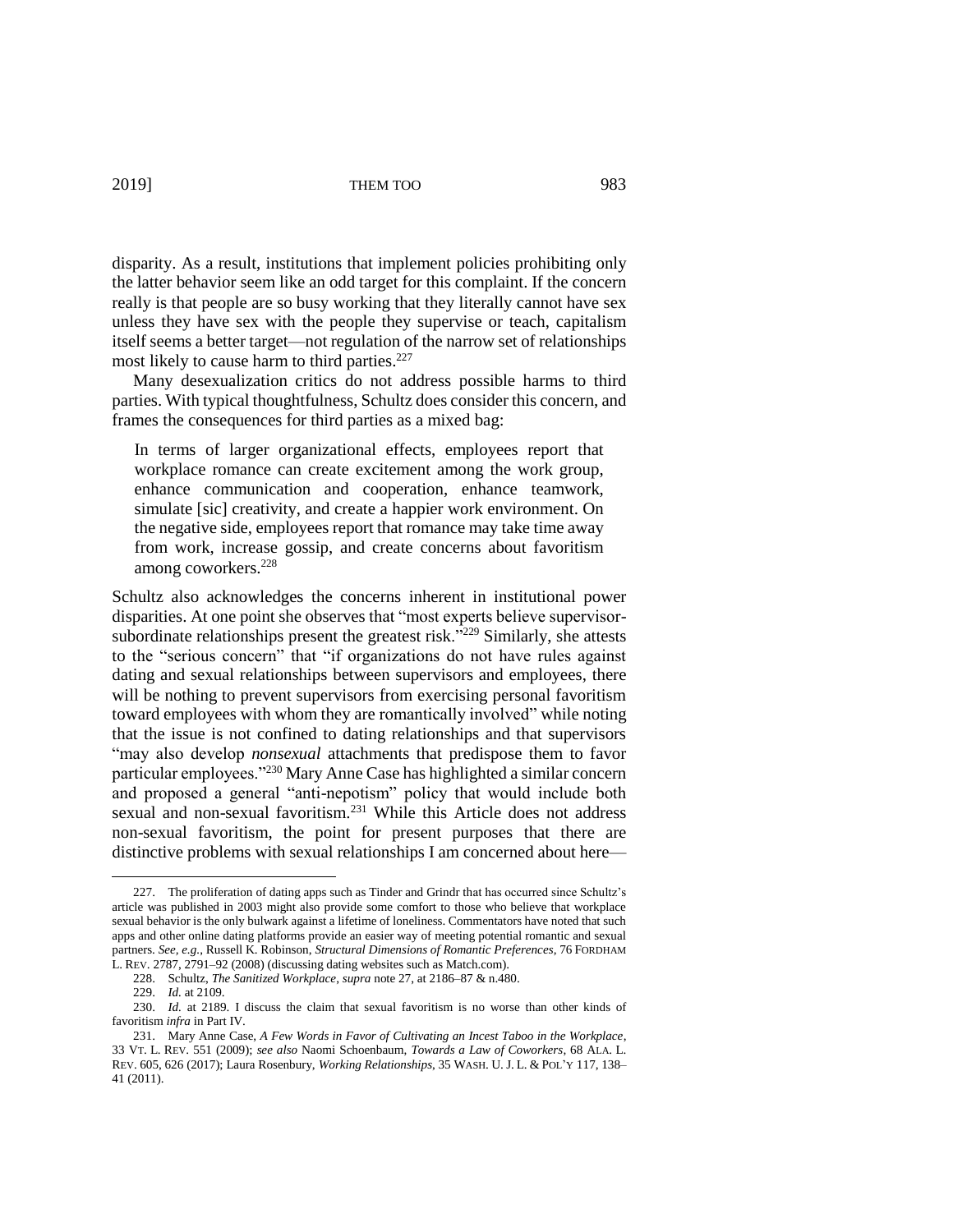disparity. As a result, institutions that implement policies prohibiting only the latter behavior seem like an odd target for this complaint. If the concern really is that people are so busy working that they literally cannot have sex unless they have sex with the people they supervise or teach, capitalism itself seems a better target—not regulation of the narrow set of relationships most likely to cause harm to third parties.[227]

Many desexualization critics do not address possible harms to third parties. With typical thoughtfulness, Schultz does consider this concern, and frames the consequences for third parties as a mixed bag:

> In terms of larger organizational effects, employees report that workplace romance can create excitement among the work group, enhance communication and cooperation, enhance teamwork, simulate [sic] creativity, and create a happier work environment. On the negative side, employees report that romance may take time away from work, increase gossip, and create concerns about favoritism among coworkers.[228]

Schultz also acknowledges the concerns inherent in institutional power disparities. At one point she observes that "most experts believe supervisor-subordinate relationships present the greatest risk."[229] Similarly, she attests to the "serious concern" that "if organizations do not have rules against dating and sexual relationships between supervisors and employees, there will be nothing to prevent supervisors from exercising personal favoritism toward employees with whom they are romantically involved" while noting that the issue is not confined to dating relationships and that supervisors "may also develop *nonsexual* attachments that predispose them to favor particular employees."[230] Mary Anne Case has highlighted a similar concern and proposed a general "anti-nepotism" policy that would include both sexual and non-sexual favoritism.[231] While this Article does not address non-sexual favoritism, the point for present purposes that there are distinctive problems with sexual relationships I am concerned about here—

---

227. The proliferation of dating apps such as Tinder and Grindr that has occurred since Schultz's article was published in 2003 might also provide some comfort to those who believe that workplace sexual behavior is the only bulwark against a lifetime of loneliness. Commentators have noted that such apps and other online dating platforms provide an easier way of meeting potential romantic and sexual partners. *See, e.g.*, Russell K. Robinson, *Structural Dimensions of Romantic Preferences*, 76 FORDHAM L. REV. 2787, 2791–92 (2008) (discussing dating websites such as Match.com).

228. Schultz, *The Sanitized Workplace*, *supra* note 27, at 2186–87 & n.480.

229. *Id.* at 2109.

230. *Id.* at 2189. I discuss the claim that sexual favoritism is no worse than other kinds of favoritism *infra* in Part IV.

231. Mary Anne Case, *A Few Words in Favor of Cultivating an Incest Taboo in the Workplace*, 33 VT. L. REV. 551 (2009); *see also* Naomi Schoenbaum, *Towards a Law of Coworkers*, 68 ALA. L. REV. 605, 626 (2017); Laura Rosenbury, *Working Relationships*, 35 WASH. U. J. L. & POL'Y 117, 138–41 (2011).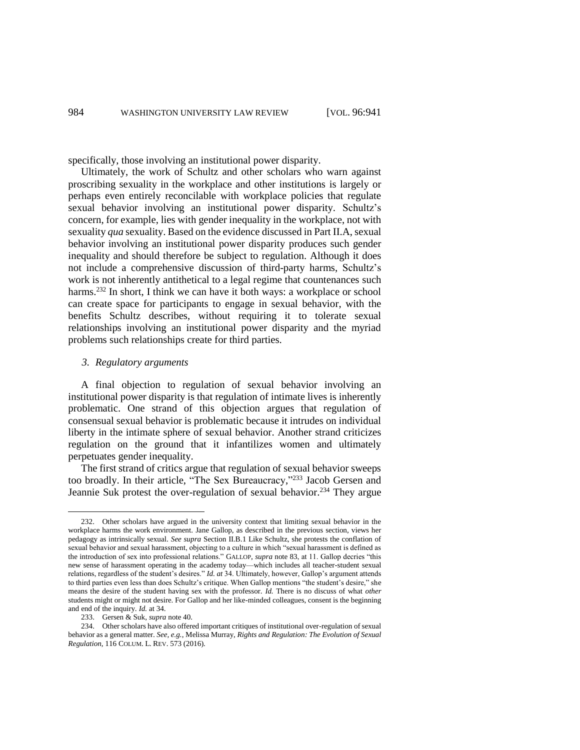specifically, those involving an institutional power disparity.

Ultimately, the work of Schultz and other scholars who warn against proscribing sexuality in the workplace and other institutions is largely or perhaps even entirely reconcilable with workplace policies that regulate sexual behavior involving an institutional power disparity. Schultz's concern, for example, lies with gender inequality in the workplace, not with sexuality *qua* sexuality. Based on the evidence discussed in Part II.A, sexual behavior involving an institutional power disparity produces such gender inequality and should therefore be subject to regulation. Although it does not include a comprehensive discussion of third-party harms, Schultz's work is not inherently antithetical to a legal regime that countenances such harms.[232] In short, I think we can have it both ways: a workplace or school can create space for participants to engage in sexual behavior, with the benefits Schultz describes, without requiring it to tolerate sexual relationships involving an institutional power disparity and the myriad problems such relationships create for third parties.

### *3. Regulatory arguments*

A final objection to regulation of sexual behavior involving an institutional power disparity is that regulation of intimate lives is inherently problematic. One strand of this objection argues that regulation of consensual sexual behavior is problematic because it intrudes on individual liberty in the intimate sphere of sexual behavior. Another strand criticizes regulation on the ground that it infantilizes women and ultimately perpetuates gender inequality.

The first strand of critics argue that regulation of sexual behavior sweeps too broadly. In their article, "The Sex Bureaucracy,"[233] Jacob Gersen and Jeannie Suk protest the over-regulation of sexual behavior.[234] They argue

---

232. Other scholars have argued in the university context that limiting sexual behavior in the workplace harms the work environment. Jane Gallop, as described in the previous section, views her pedagogy as intrinsically sexual. *See supra* Section II.B.1 Like Schultz, she protests the conflation of sexual behavior and sexual harassment, objecting to a culture in which "sexual harassment is defined as the introduction of sex into professional relations." GALLOP, *supra* note 83, at 11. Gallop decries "this new sense of harassment operating in the academy today—which includes all teacher-student sexual relations, regardless of the student's desires." *Id. at* 34. Ultimately, however, Gallop's argument attends to third parties even less than does Schultz's critique. When Gallop mentions "the student's desire," she means the desire of the student having sex with the professor. *Id.* There is no discuss of what *other* students might or might not desire. For Gallop and her like-minded colleagues, consent is the beginning and end of the inquiry. *Id.* at 34.

233. Gersen & Suk, *supra* note 40.

234. Other scholars have also offered important critiques of institutional over-regulation of sexual behavior as a general matter. *See, e.g.*, Melissa Murray, *Rights and Regulation: The Evolution of Sexual Regulation*, 116 COLUM. L. REV. 573 (2016).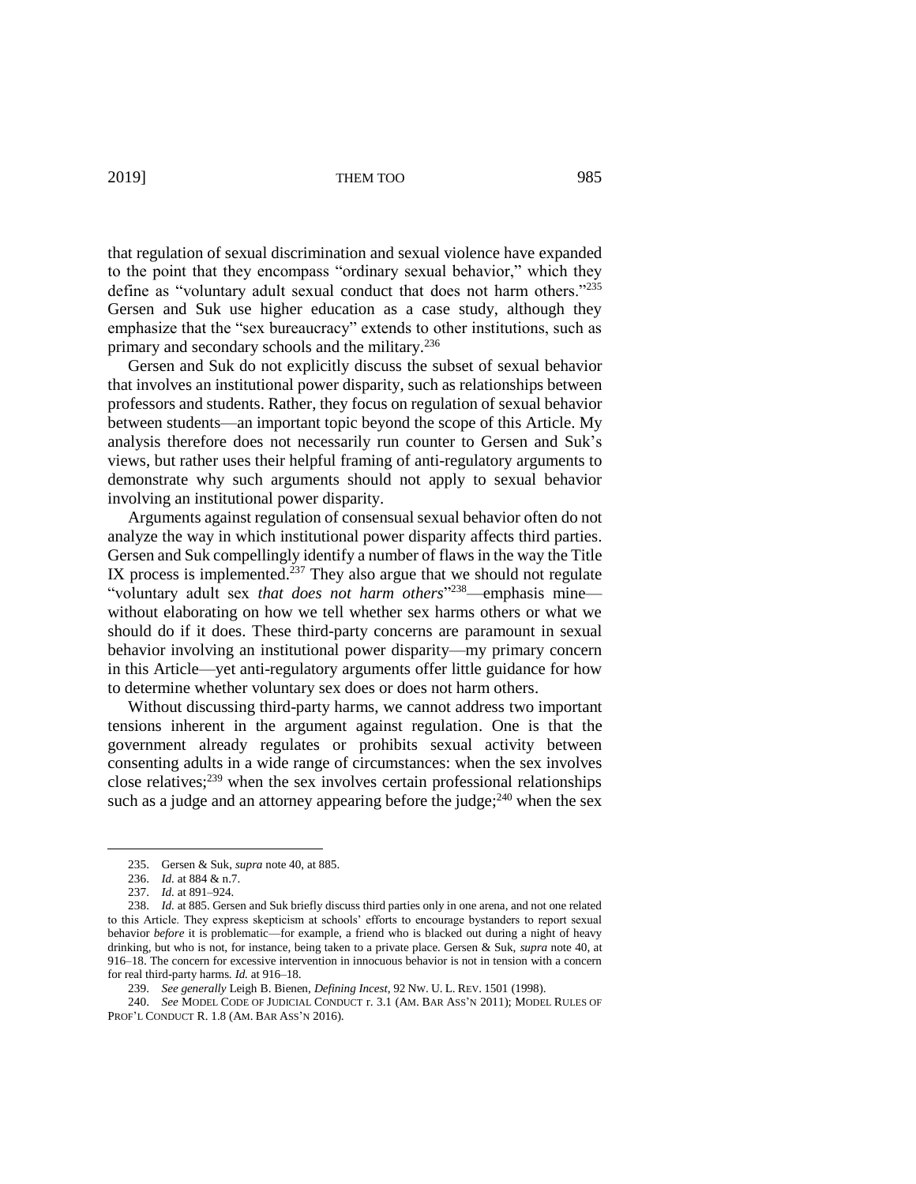that regulation of sexual discrimination and sexual violence have expanded to the point that they encompass "ordinary sexual behavior," which they define as "voluntary adult sexual conduct that does not harm others."[235] Gersen and Suk use higher education as a case study, although they emphasize that the "sex bureaucracy" extends to other institutions, such as primary and secondary schools and the military.[236]

Gersen and Suk do not explicitly discuss the subset of sexual behavior that involves an institutional power disparity, such as relationships between professors and students. Rather, they focus on regulation of sexual behavior between students—an important topic beyond the scope of this Article. My analysis therefore does not necessarily run counter to Gersen and Suk's views, but rather uses their helpful framing of anti-regulatory arguments to demonstrate why such arguments should not apply to sexual behavior involving an institutional power disparity.

Arguments against regulation of consensual sexual behavior often do not analyze the way in which institutional power disparity affects third parties. Gersen and Suk compellingly identify a number of flaws in the way the Title IX process is implemented.[237] They also argue that we should not regulate "voluntary adult sex *that does not harm others*"[238]—emphasis mine—without elaborating on how we tell whether sex harms others or what we should do if it does. These third-party concerns are paramount in sexual behavior involving an institutional power disparity—my primary concern in this Article—yet anti-regulatory arguments offer little guidance for how to determine whether voluntary sex does or does not harm others.

Without discussing third-party harms, we cannot address two important tensions inherent in the argument against regulation. One is that the government already regulates or prohibits sexual activity between consenting adults in a wide range of circumstances: when the sex involves close relatives;[239] when the sex involves certain professional relationships such as a judge and an attorney appearing before the judge;[240] when the sex

---

235. Gersen & Suk, *supra* note 40, at 885.

236. *Id.* at 884 & n.7.

237. *Id.* at 891–924.

238. *Id.* at 885. Gersen and Suk briefly discuss third parties only in one arena, and not one related to this Article. They express skepticism at schools' efforts to encourage bystanders to report sexual behavior *before* it is problematic—for example, a friend who is blacked out during a night of heavy drinking, but who is not, for instance, being taken to a private place. Gersen & Suk, *supra* note 40, at 916–18. The concern for excessive intervention in innocuous behavior is not in tension with a concern for real third-party harms. *Id.* at 916–18.

239. *See generally* Leigh B. Bienen, *Defining Incest*, 92 NW. U. L. REV. 1501 (1998).

240. *See* MODEL CODE OF JUDICIAL CONDUCT r. 3.1 (AM. BAR ASS'N 2011); MODEL RULES OF PROF'L CONDUCT R. 1.8 (AM. BAR ASS'N 2016).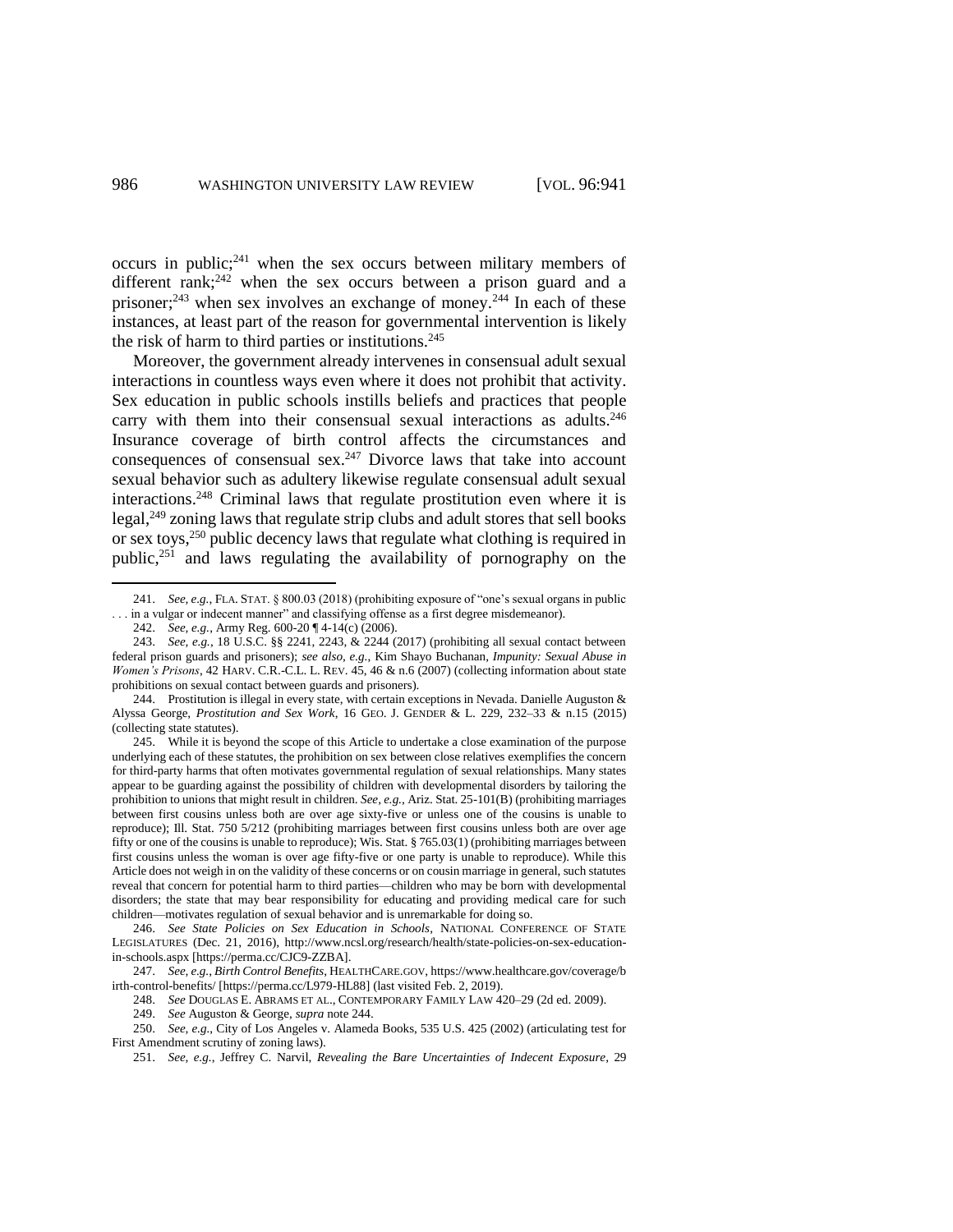occurs in public;[241] when the sex occurs between military members of different rank;[242] when the sex occurs between a prison guard and a prisoner;[243] when sex involves an exchange of money.[244] In each of these instances, at least part of the reason for governmental intervention is likely the risk of harm to third parties or institutions.[245]

Moreover, the government already intervenes in consensual adult sexual interactions in countless ways even where it does not prohibit that activity. Sex education in public schools instills beliefs and practices that people carry with them into their consensual sexual interactions as adults.[246] Insurance coverage of birth control affects the circumstances and consequences of consensual sex.[247] Divorce laws that take into account sexual behavior such as adultery likewise regulate consensual adult sexual interactions.[248] Criminal laws that regulate prostitution even where it is legal,[249] zoning laws that regulate strip clubs and adult stores that sell books or sex toys,[250] public decency laws that regulate what clothing is required in public,[251] and laws regulating the availability of pornography on the

---

241. *See, e.g.*, FLA. STAT. § 800.03 (2018) (prohibiting exposure of "one's sexual organs in public . . . in a vulgar or indecent manner" and classifying offense as a first degree misdemeanor).

242. *See, e.g.*, Army Reg. 600-20 ¶ 4-14(c) (2006).

243. *See, e.g.*, 18 U.S.C. §§ 2241, 2243, & 2244 (2017) (prohibiting all sexual contact between federal prison guards and prisoners); *see also, e.g.*, Kim Shayo Buchanan, *Impunity: Sexual Abuse in Women's Prisons*, 42 HARV. C.R.-C.L. L. REV. 45, 46 & n.6 (2007) (collecting information about state prohibitions on sexual contact between guards and prisoners).

244. Prostitution is illegal in every state, with certain exceptions in Nevada. Danielle Auguston & Alyssa George, *Prostitution and Sex Work*, 16 GEO. J. GENDER & L. 229, 232–33 & n.15 (2015) (collecting state statutes).

245. While it is beyond the scope of this Article to undertake a close examination of the purpose underlying each of these statutes, the prohibition on sex between close relatives exemplifies the concern for third-party harms that often motivates governmental regulation of sexual relationships. Many states appear to be guarding against the possibility of children with developmental disorders by tailoring the prohibition to unions that might result in children. *See, e.g.*, Ariz. Stat. 25-101(B) (prohibiting marriages between first cousins unless both are over age sixty-five or unless one of the cousins is unable to reproduce); Ill. Stat. 750 5/212 (prohibiting marriages between first cousins unless both are over age fifty or one of the cousins is unable to reproduce); Wis. Stat. § 765.03(1) (prohibiting marriages between first cousins unless the woman is over age fifty-five or one party is unable to reproduce). While this Article does not weigh in on the validity of these concerns or on cousin marriage in general, such statutes reveal that concern for potential harm to third parties—children who may be born with developmental disorders; the state that may bear responsibility for educating and providing medical care for such children—motivates regulation of sexual behavior and is unremarkable for doing so.

246. *See State Policies on Sex Education in Schools*, NATIONAL CONFERENCE OF STATE LEGISLATURES (Dec. 21, 2016), http://www.ncsl.org/research/health/state-policies-on-sex-education-in-schools.aspx [https://perma.cc/CJC9-ZZBA].

247. *See, e.g.*, *Birth Control Benefits*, HEALTHCARE.GOV, https://www.healthcare.gov/coverage/birth-control-benefits/ [https://perma.cc/L979-HL88] (last visited Feb. 2, 2019).

248. *See* DOUGLAS E. ABRAMS ET AL., CONTEMPORARY FAMILY LAW 420–29 (2d ed. 2009).

249. *See* Auguston & George, *supra* note 244.

250. *See, e.g.*, City of Los Angeles v. Alameda Books, 535 U.S. 425 (2002) (articulating test for First Amendment scrutiny of zoning laws).

251. *See, e.g.*, Jeffrey C. Narvil, *Revealing the Bare Uncertainties of Indecent Exposure*, 29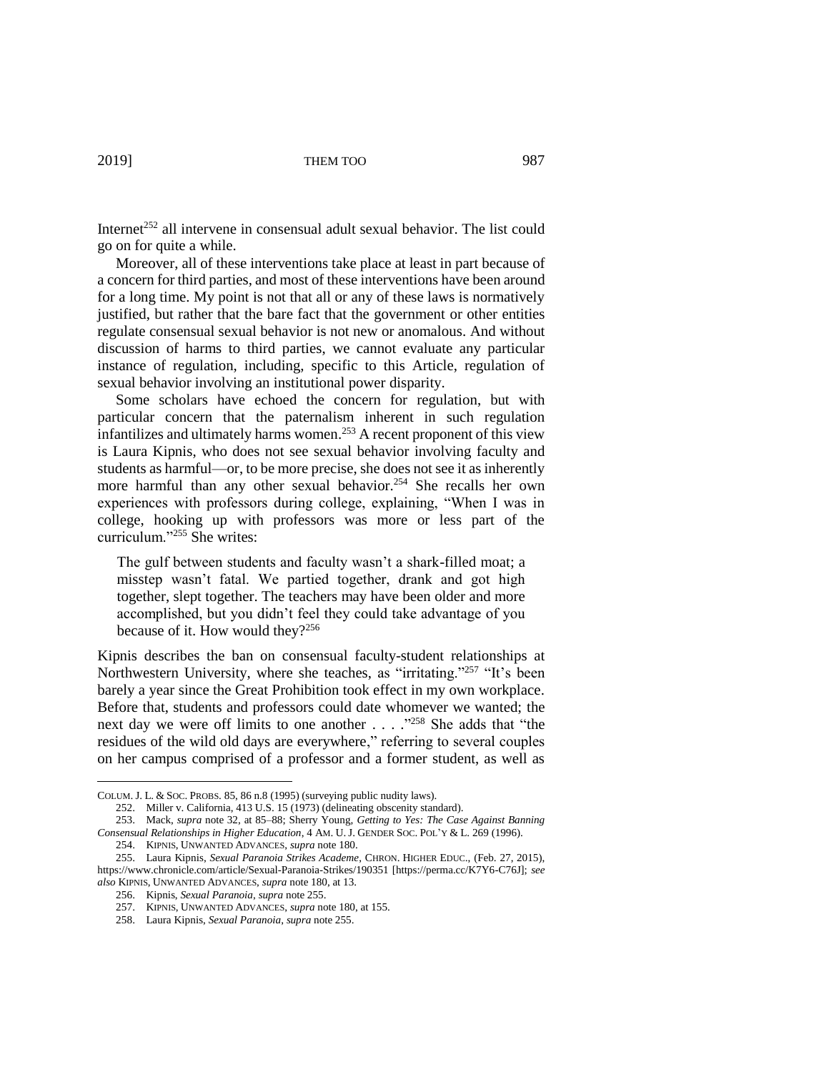Internet[252] all intervene in consensual adult sexual behavior. The list could go on for quite a while.

Moreover, all of these interventions take place at least in part because of a concern for third parties, and most of these interventions have been around for a long time. My point is not that all or any of these laws is normatively justified, but rather that the bare fact that the government or other entities regulate consensual sexual behavior is not new or anomalous. And without discussion of harms to third parties, we cannot evaluate any particular instance of regulation, including, specific to this Article, regulation of sexual behavior involving an institutional power disparity.

Some scholars have echoed the concern for regulation, but with particular concern that the paternalism inherent in such regulation infantilizes and ultimately harms women.[253] A recent proponent of this view is Laura Kipnis, who does not see sexual behavior involving faculty and students as harmful—or, to be more precise, she does not see it as inherently more harmful than any other sexual behavior.[254] She recalls her own experiences with professors during college, explaining, "When I was in college, hooking up with professors was more or less part of the curriculum."[255] She writes:

> The gulf between students and faculty wasn't a shark-filled moat; a misstep wasn't fatal. We partied together, drank and got high together, slept together. The teachers may have been older and more accomplished, but you didn't feel they could take advantage of you because of it. How would they?[256]

Kipnis describes the ban on consensual faculty-student relationships at Northwestern University, where she teaches, as "irritating."[257] "It's been barely a year since the Great Prohibition took effect in my own workplace. Before that, students and professors could date whomever we wanted; the next day we were off limits to one another . . . ."[258] She adds that "the residues of the wild old days are everywhere," referring to several couples on her campus comprised of a professor and a former student, as well as

---

COLUM. J. L. & SOC. PROBS. 85, 86 n.8 (1995) (surveying public nudity laws).

252. Miller v. California, 413 U.S. 15 (1973) (delineating obscenity standard).

253. Mack, *supra* note 32, at 85–88; Sherry Young, *Getting to Yes: The Case Against Banning Consensual Relationships in Higher Education*, 4 AM. U. J. GENDER SOC. POL'Y & L. 269 (1996).

254. KIPNIS, UNWANTED ADVANCES, *supra* note 180.

255. Laura Kipnis, *Sexual Paranoia Strikes Academe*, CHRON. HIGHER EDUC., (Feb. 27, 2015), https://www.chronicle.com/article/Sexual-Paranoia-Strikes/190351 [https://perma.cc/K7Y6-C76J]; *see also* KIPNIS, UNWANTED ADVANCES, *supra* note 180, at 13.

256. Kipnis, *Sexual Paranoia*, *supra* note 255.

257. KIPNIS, UNWANTED ADVANCES, *supra* note 180, at 155.

258. Laura Kipnis, *Sexual Paranoia*, *supra* note 255.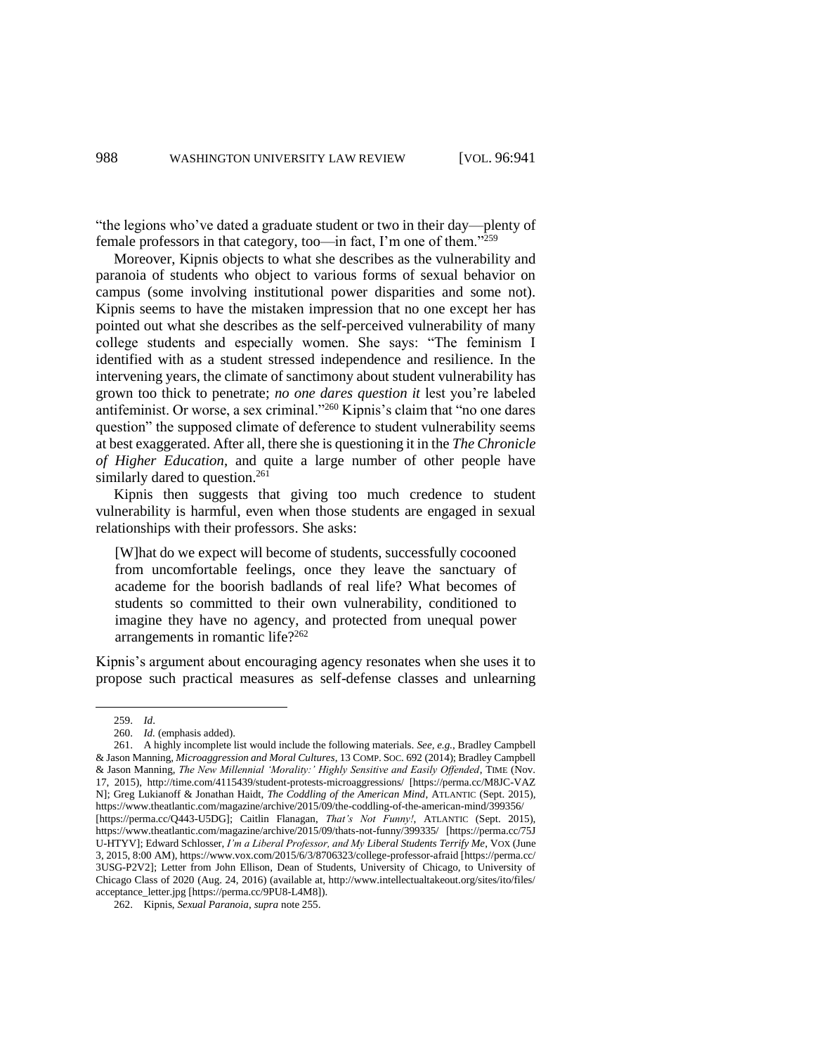"the legions who've dated a graduate student or two in their day—plenty of female professors in that category, too—in fact, I'm one of them."[259]

Moreover, Kipnis objects to what she describes as the vulnerability and paranoia of students who object to various forms of sexual behavior on campus (some involving institutional power disparities and some not). Kipnis seems to have the mistaken impression that no one except her has pointed out what she describes as the self-perceived vulnerability of many college students and especially women. She says: "The feminism I identified with as a student stressed independence and resilience. In the intervening years, the climate of sanctimony about student vulnerability has grown too thick to penetrate; *no one dares question it* lest you're labeled antifeminist. Or worse, a sex criminal."[260] Kipnis's claim that "no one dares question" the supposed climate of deference to student vulnerability seems at best exaggerated. After all, there she is questioning it in the *The Chronicle of Higher Education*, and quite a large number of other people have similarly dared to question.[261]

Kipnis then suggests that giving too much credence to student vulnerability is harmful, even when those students are engaged in sexual relationships with their professors. She asks:

> [W]hat do we expect will become of students, successfully cocooned from uncomfortable feelings, once they leave the sanctuary of academe for the boorish badlands of real life? What becomes of students so committed to their own vulnerability, conditioned to imagine they have no agency, and protected from unequal power arrangements in romantic life?[262]

Kipnis's argument about encouraging agency resonates when she uses it to propose such practical measures as self-defense classes and unlearning

---

259. *Id*.

260. *Id.* (emphasis added).

261. A highly incomplete list would include the following materials. *See, e.g.*, Bradley Campbell & Jason Manning, *Microaggression and Moral Cultures*, 13 COMP. SOC. 692 (2014); Bradley Campbell & Jason Manning, *The New Millennial 'Morality:' Highly Sensitive and Easily Offended*, TIME (Nov. 17, 2015), http://time.com/4115439/student-protests-microaggressions/ [https://perma.cc/M8JC-VAZN]; Greg Lukianoff & Jonathan Haidt, *The Coddling of the American Mind*, ATLANTIC (Sept. 2015), https://www.theatlantic.com/magazine/archive/2015/09/the-coddling-of-the-american-mind/399356/ [https://perma.cc/Q443-U5DG]; Caitlin Flanagan, *That's Not Funny!*, ATLANTIC (Sept. 2015), https://www.theatlantic.com/magazine/archive/2015/09/thats-not-funny/399335/ [https://perma.cc/75JU-HTYV]; Edward Schlosser, *I'm a Liberal Professor, and My Liberal Students Terrify Me*, VOX (June 3, 2015, 8:00 AM), https://www.vox.com/2015/6/3/8706323/college-professor-afraid [https://perma.cc/3USG-P2V2]; Letter from John Ellison, Dean of Students, University of Chicago, to University of Chicago Class of 2020 (Aug. 24, 2016) (available at, http://www.intellectualtakeout.org/sites/ito/files/acceptance_letter.jpg [https://perma.cc/9PU8-L4M8]).

262. Kipnis, *Sexual Paranoia*, *supra* note 255.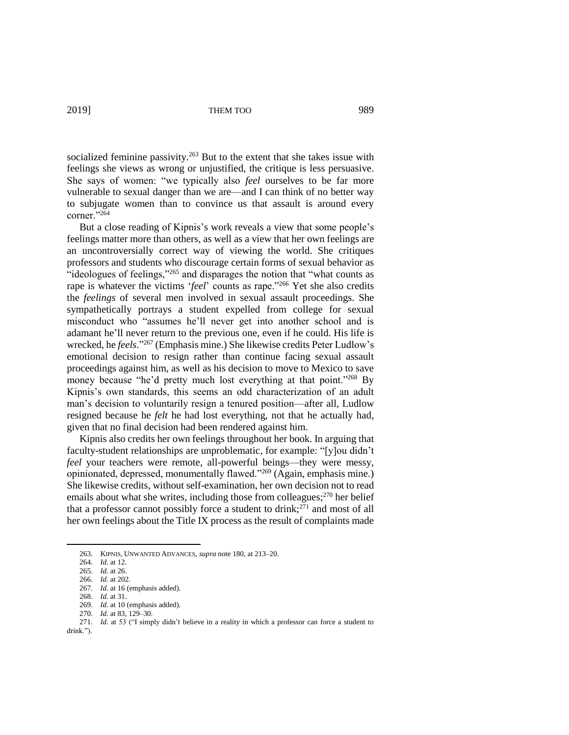socialized feminine passivity.[263] But to the extent that she takes issue with feelings she views as wrong or unjustified, the critique is less persuasive. She says of women: "we typically also *feel* ourselves to be far more vulnerable to sexual danger than we are—and I can think of no better way to subjugate women than to convince us that assault is around every corner."[264]

But a close reading of Kipnis's work reveals a view that some people's feelings matter more than others, as well as a view that her own feelings are an uncontroversially correct way of viewing the world. She critiques professors and students who discourage certain forms of sexual behavior as "ideologues of feelings,"[265] and disparages the notion that "what counts as rape is whatever the victims '*feel*' counts as rape."[266] Yet she also credits the *feelings* of several men involved in sexual assault proceedings. She sympathetically portrays a student expelled from college for sexual misconduct who "assumes he'll never get into another school and is adamant he'll never return to the previous one, even if he could. His life is wrecked, he *feels*."[267] (Emphasis mine.) She likewise credits Peter Ludlow's emotional decision to resign rather than continue facing sexual assault proceedings against him, as well as his decision to move to Mexico to save money because "he'd pretty much lost everything at that point."[268] By Kipnis's own standards, this seems an odd characterization of an adult man's decision to voluntarily resign a tenured position—after all, Ludlow resigned because he *felt* he had lost everything, not that he actually had, given that no final decision had been rendered against him.

Kipnis also credits her own feelings throughout her book. In arguing that faculty-student relationships are unproblematic, for example: "[y]ou didn't *feel* your teachers were remote, all-powerful beings—they were messy, opinionated, depressed, monumentally flawed."[269] (Again, emphasis mine.) She likewise credits, without self-examination, her own decision not to read emails about what she writes, including those from colleagues;[270] her belief that a professor cannot possibly force a student to drink;[271] and most of all her own feelings about the Title IX process as the result of complaints made

---

263. KIPNIS, UNWANTED ADVANCES, *supra* note 180, at 213–20.

264. *Id.* at 12.

265. *Id.* at 26.

266. *Id.* at 202.

267. *Id.* at 16 (emphasis added).

268. *Id.* at 31.

269. *Id.* at 10 (emphasis added).

270. *Id.* at 83, 129–30.

271. *Id.* at 53 ("I simply didn't believe in a reality in which a professor can force a student to drink.").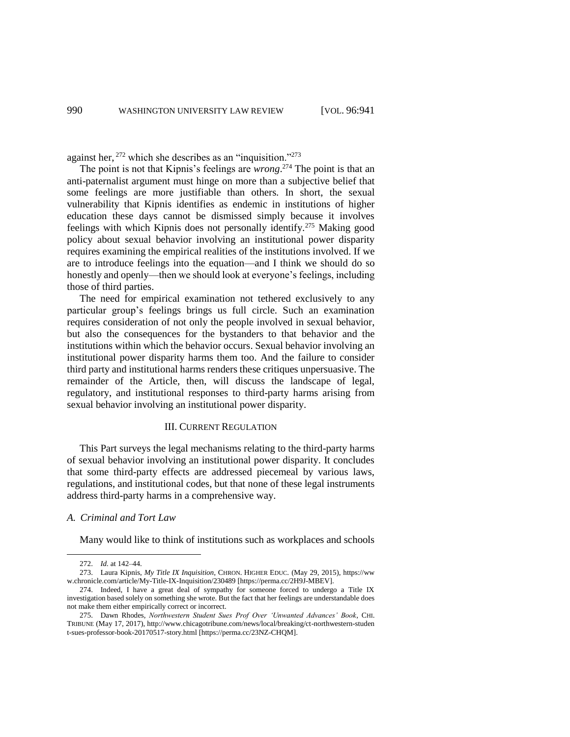against her,[272] which she describes as an "inquisition."[273]

The point is not that Kipnis's feelings are *wrong*.[274] The point is that an anti-paternalist argument must hinge on more than a subjective belief that some feelings are more justifiable than others. In short, the sexual vulnerability that Kipnis identifies as endemic in institutions of higher education these days cannot be dismissed simply because it involves feelings with which Kipnis does not personally identify.[275] Making good policy about sexual behavior involving an institutional power disparity requires examining the empirical realities of the institutions involved. If we are to introduce feelings into the equation—and I think we should do so honestly and openly—then we should look at everyone's feelings, including those of third parties.

The need for empirical examination not tethered exclusively to any particular group's feelings brings us full circle. Such an examination requires consideration of not only the people involved in sexual behavior, but also the consequences for the bystanders to that behavior and the institutions within which the behavior occurs. Sexual behavior involving an institutional power disparity harms them too. And the failure to consider third party and institutional harms renders these critiques unpersuasive. The remainder of the Article, then, will discuss the landscape of legal, regulatory, and institutional responses to third-party harms arising from sexual behavior involving an institutional power disparity.

## III. CURRENT REGULATION

This Part surveys the legal mechanisms relating to the third-party harms of sexual behavior involving an institutional power disparity. It concludes that some third-party effects are addressed piecemeal by various laws, regulations, and institutional codes, but that none of these legal instruments address third-party harms in a comprehensive way.

### *A. Criminal and Tort Law*

Many would like to think of institutions such as workplaces and schools

---

272. *Id.* at 142–44.

273. Laura Kipnis, *My Title IX Inquisition*, CHRON. HIGHER EDUC. (May 29, 2015), https://www.chronicle.com/article/My-Title-IX-Inquisition/230489 [https://perma.cc/2H9J-MBEV].

274. Indeed, I have a great deal of sympathy for someone forced to undergo a Title IX investigation based solely on something she wrote. But the fact that her feelings are understandable does not make them either empirically correct or incorrect.

275. Dawn Rhodes, *Northwestern Student Sues Prof Over 'Unwanted Advances' Book*, CHI. TRIBUNE (May 17, 2017), http://www.chicagotribune.com/news/local/breaking/ct-northwestern-student-sues-professor-book-20170517-story.html [https://perma.cc/23NZ-CHQM].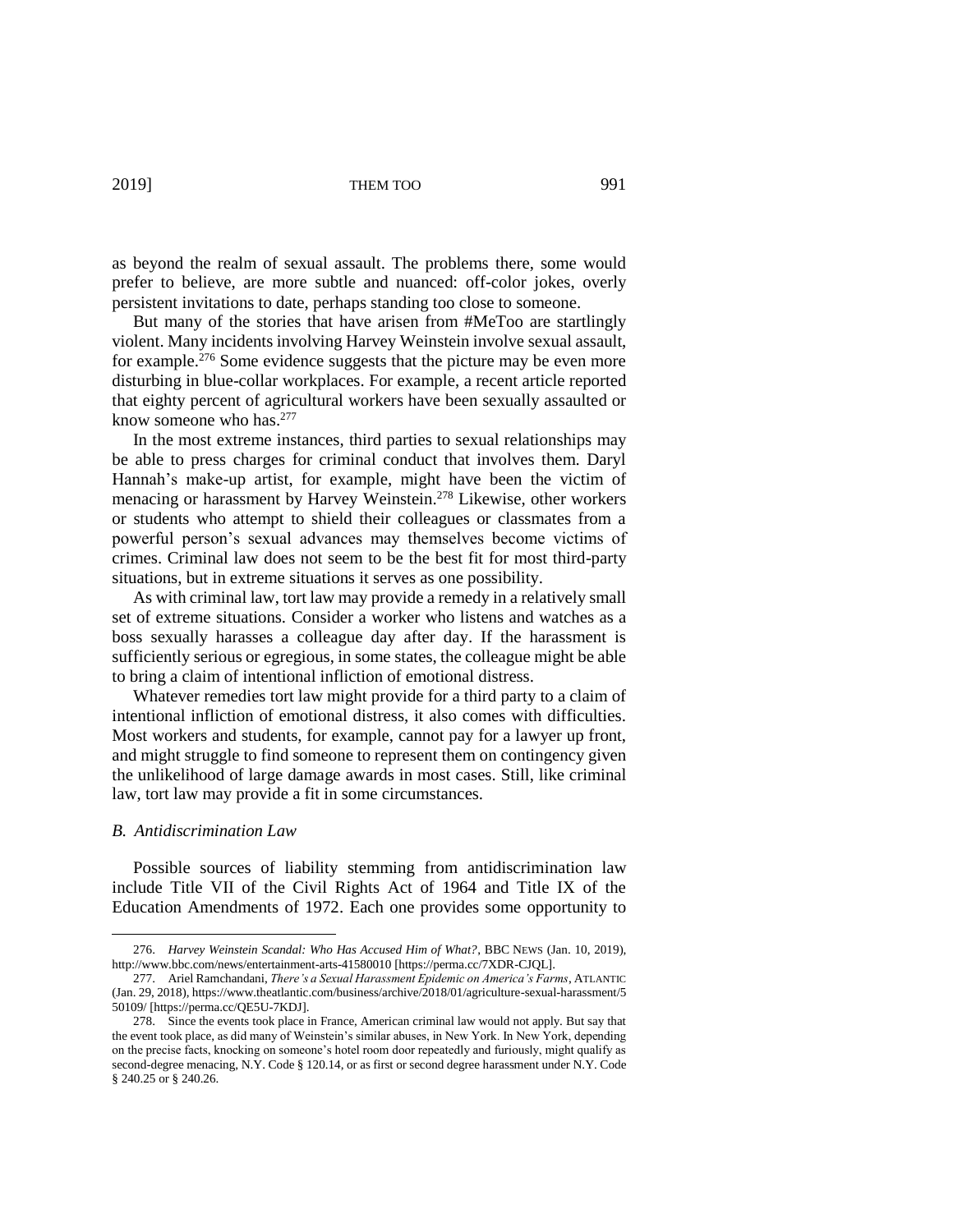as beyond the realm of sexual assault. The problems there, some would prefer to believe, are more subtle and nuanced: off-color jokes, overly persistent invitations to date, perhaps standing too close to someone.

But many of the stories that have arisen from #MeToo are startlingly violent. Many incidents involving Harvey Weinstein involve sexual assault, for example.[276] Some evidence suggests that the picture may be even more disturbing in blue-collar workplaces. For example, a recent article reported that eighty percent of agricultural workers have been sexually assaulted or know someone who has.[277]

In the most extreme instances, third parties to sexual relationships may be able to press charges for criminal conduct that involves them. Daryl Hannah's make-up artist, for example, might have been the victim of menacing or harassment by Harvey Weinstein.[278] Likewise, other workers or students who attempt to shield their colleagues or classmates from a powerful person's sexual advances may themselves become victims of crimes. Criminal law does not seem to be the best fit for most third-party situations, but in extreme situations it serves as one possibility.

As with criminal law, tort law may provide a remedy in a relatively small set of extreme situations. Consider a worker who listens and watches as a boss sexually harasses a colleague day after day. If the harassment is sufficiently serious or egregious, in some states, the colleague might be able to bring a claim of intentional infliction of emotional distress.

Whatever remedies tort law might provide for a third party to a claim of intentional infliction of emotional distress, it also comes with difficulties. Most workers and students, for example, cannot pay for a lawyer up front, and might struggle to find someone to represent them on contingency given the unlikelihood of large damage awards in most cases. Still, like criminal law, tort law may provide a fit in some circumstances.

### *B. Antidiscrimination Law*

Possible sources of liability stemming from antidiscrimination law include Title VII of the Civil Rights Act of 1964 and Title IX of the Education Amendments of 1972. Each one provides some opportunity to

---

276. *Harvey Weinstein Scandal: Who Has Accused Him of What?*, BBC NEWS (Jan. 10, 2019), http://www.bbc.com/news/entertainment-arts-41580010 [https://perma.cc/7XDR-CJQL].

277. Ariel Ramchandani, *There's a Sexual Harassment Epidemic on America's Farms*, ATLANTIC (Jan. 29, 2018), https://www.theatlantic.com/business/archive/2018/01/agriculture-sexual-harassment/550109/ [https://perma.cc/QE5U-7KDJ].

278. Since the events took place in France, American criminal law would not apply. But say that the event took place, as did many of Weinstein's similar abuses, in New York. In New York, depending on the precise facts, knocking on someone's hotel room door repeatedly and furiously, might qualify as second-degree menacing, N.Y. Code § 120.14, or as first or second degree harassment under N.Y. Code § 240.25 or § 240.26.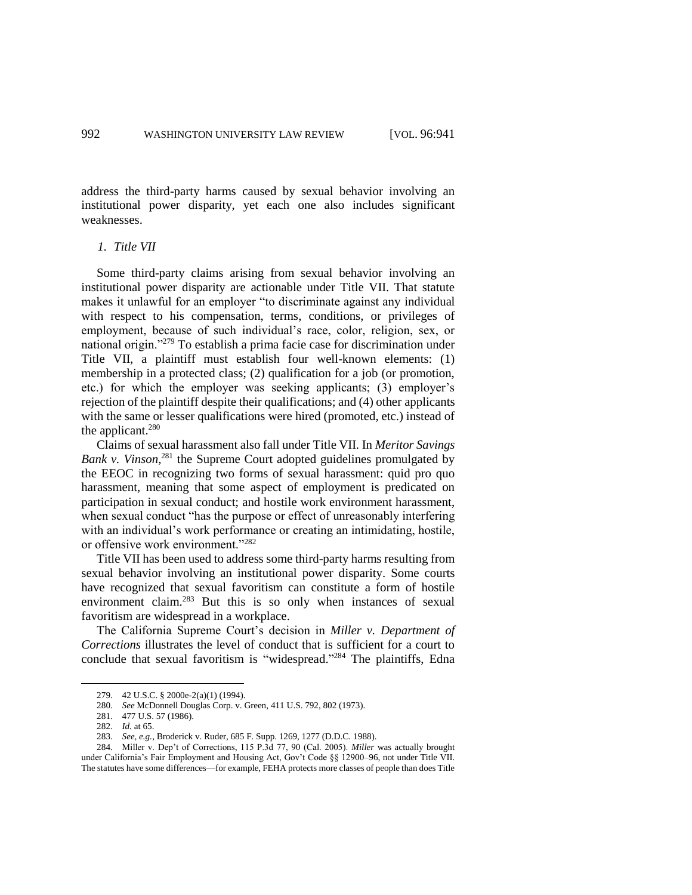address the third-party harms caused by sexual behavior involving an institutional power disparity, yet each one also includes significant weaknesses.

### *1. Title VII*

Some third-party claims arising from sexual behavior involving an institutional power disparity are actionable under Title VII. That statute makes it unlawful for an employer "to discriminate against any individual with respect to his compensation, terms, conditions, or privileges of employment, because of such individual's race, color, religion, sex, or national origin."[279] To establish a prima facie case for discrimination under Title VII, a plaintiff must establish four well-known elements: (1) membership in a protected class; (2) qualification for a job (or promotion, etc.) for which the employer was seeking applicants; (3) employer's rejection of the plaintiff despite their qualifications; and (4) other applicants with the same or lesser qualifications were hired (promoted, etc.) instead of the applicant.[280]

Claims of sexual harassment also fall under Title VII. In *Meritor Savings Bank v. Vinson*,[281] the Supreme Court adopted guidelines promulgated by the EEOC in recognizing two forms of sexual harassment: quid pro quo harassment, meaning that some aspect of employment is predicated on participation in sexual conduct; and hostile work environment harassment, when sexual conduct "has the purpose or effect of unreasonably interfering with an individual's work performance or creating an intimidating, hostile, or offensive work environment."[282]

Title VII has been used to address some third-party harms resulting from sexual behavior involving an institutional power disparity. Some courts have recognized that sexual favoritism can constitute a form of hostile environment claim.[283] But this is so only when instances of sexual favoritism are widespread in a workplace.

The California Supreme Court's decision in *Miller v. Department of Corrections* illustrates the level of conduct that is sufficient for a court to conclude that sexual favoritism is "widespread."[284] The plaintiffs, Edna

---

279. 42 U.S.C. § 2000e-2(a)(1) (1994).

280. *See* McDonnell Douglas Corp. v. Green, 411 U.S. 792, 802 (1973).

281. 477 U.S. 57 (1986).

282. *Id.* at 65.

283. *See, e.g.*, Broderick v. Ruder, 685 F. Supp. 1269, 1277 (D.D.C. 1988).

284. Miller v. Dep't of Corrections, 115 P.3d 77, 90 (Cal. 2005). *Miller* was actually brought under California's Fair Employment and Housing Act, Gov't Code §§ 12900–96, not under Title VII. The statutes have some differences—for example, FEHA protects more classes of people than does Title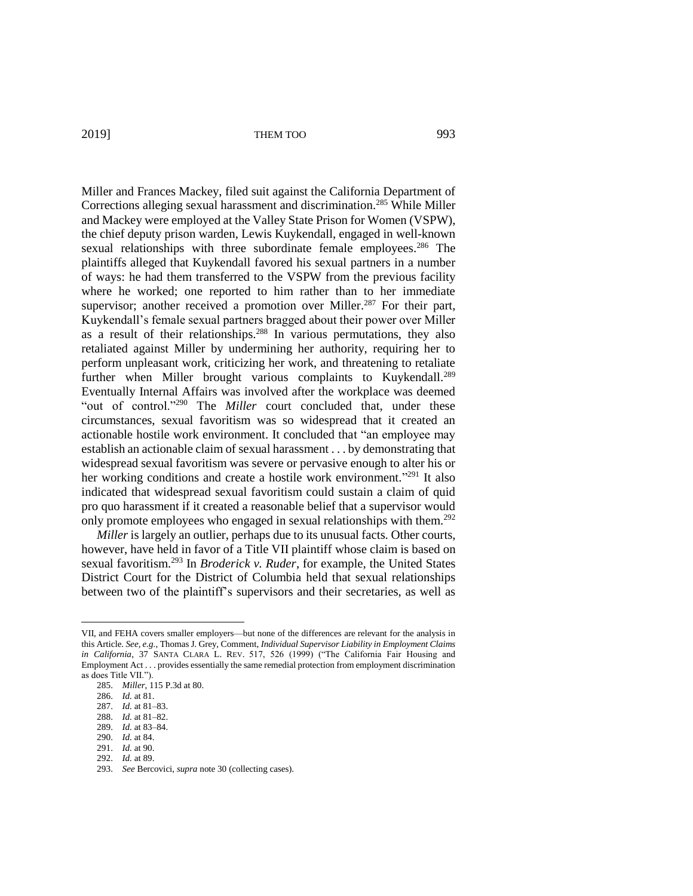Miller and Frances Mackey, filed suit against the California Department of Corrections alleging sexual harassment and discrimination.[285] While Miller and Mackey were employed at the Valley State Prison for Women (VSPW), the chief deputy prison warden, Lewis Kuykendall, engaged in well-known sexual relationships with three subordinate female employees.[286] The plaintiffs alleged that Kuykendall favored his sexual partners in a number of ways: he had them transferred to the VSPW from the previous facility where he worked; one reported to him rather than to her immediate supervisor; another received a promotion over Miller.[287] For their part, Kuykendall's female sexual partners bragged about their power over Miller as a result of their relationships.[288] In various permutations, they also retaliated against Miller by undermining her authority, requiring her to perform unpleasant work, criticizing her work, and threatening to retaliate further when Miller brought various complaints to Kuykendall.[289] Eventually Internal Affairs was involved after the workplace was deemed "out of control."[290] The *Miller* court concluded that, under these circumstances, sexual favoritism was so widespread that it created an actionable hostile work environment. It concluded that "an employee may establish an actionable claim of sexual harassment . . . by demonstrating that widespread sexual favoritism was severe or pervasive enough to alter his or her working conditions and create a hostile work environment."[291] It also indicated that widespread sexual favoritism could sustain a claim of quid pro quo harassment if it created a reasonable belief that a supervisor would only promote employees who engaged in sexual relationships with them.[292]

*Miller* is largely an outlier, perhaps due to its unusual facts. Other courts, however, have held in favor of a Title VII plaintiff whose claim is based on sexual favoritism.[293] In *Broderick v. Ruder*, for example, the United States District Court for the District of Columbia held that sexual relationships between two of the plaintiff's supervisors and their secretaries, as well as

---

VII, and FEHA covers smaller employers—but none of the differences are relevant for the analysis in this Article. *See, e.g.*, Thomas J. Grey, Comment, *Individual Supervisor Liability in Employment Claims in California*, 37 SANTA CLARA L. REV. 517, 526 (1999) ("The California Fair Housing and Employment Act . . . provides essentially the same remedial protection from employment discrimination as does Title VII.").

285. *Miller*, 115 P.3d at 80.

286. *Id.* at 81.

287. *Id.* at 81–83.

288. *Id.* at 81–82.

289. *Id.* at 83–84.

290. *Id.* at 84.

291. *Id.* at 90.

292. *Id.* at 89.

293. *See* Bercovici, *supra* note 30 (collecting cases).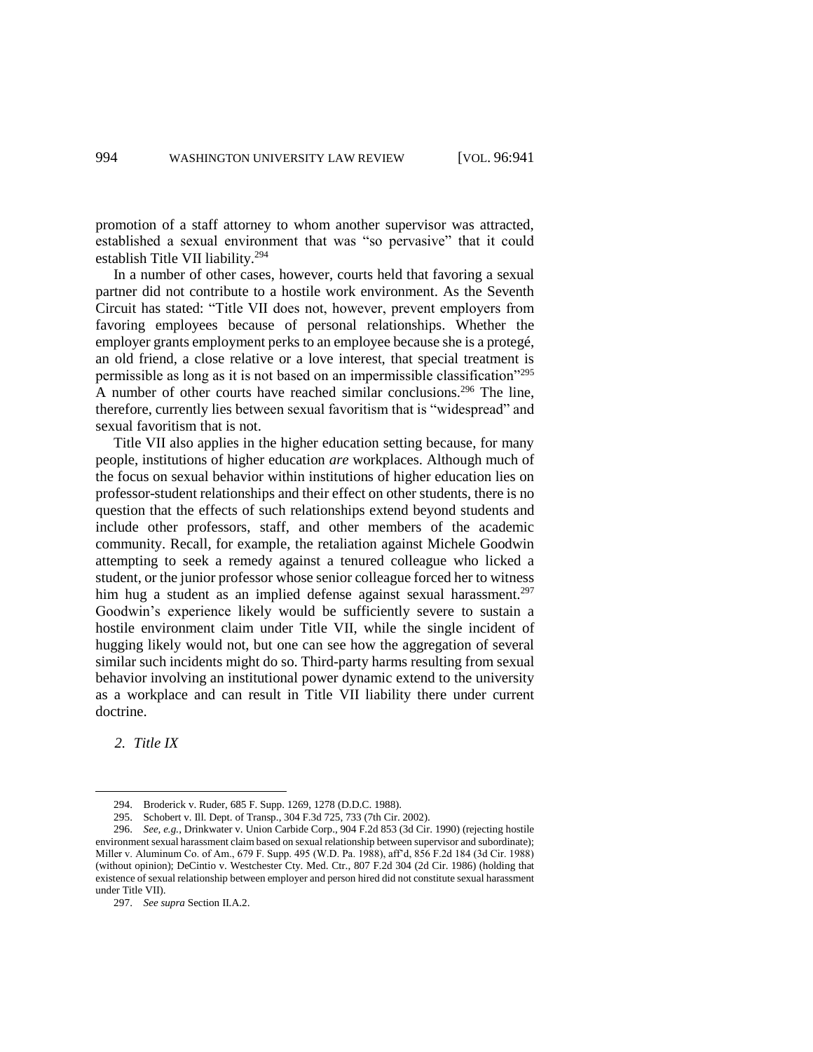promotion of a staff attorney to whom another supervisor was attracted, established a sexual environment that was "so pervasive" that it could establish Title VII liability.[294]

In a number of other cases, however, courts held that favoring a sexual partner did not contribute to a hostile work environment. As the Seventh Circuit has stated: "Title VII does not, however, prevent employers from favoring employees because of personal relationships. Whether the employer grants employment perks to an employee because she is a protegé, an old friend, a close relative or a love interest, that special treatment is permissible as long as it is not based on an impermissible classification"[295] A number of other courts have reached similar conclusions.[296] The line, therefore, currently lies between sexual favoritism that is "widespread" and sexual favoritism that is not.

Title VII also applies in the higher education setting because, for many people, institutions of higher education *are* workplaces. Although much of the focus on sexual behavior within institutions of higher education lies on professor-student relationships and their effect on other students, there is no question that the effects of such relationships extend beyond students and include other professors, staff, and other members of the academic community. Recall, for example, the retaliation against Michele Goodwin attempting to seek a remedy against a tenured colleague who licked a student, or the junior professor whose senior colleague forced her to witness him hug a student as an implied defense against sexual harassment.[297] Goodwin's experience likely would be sufficiently severe to sustain a hostile environment claim under Title VII, while the single incident of hugging likely would not, but one can see how the aggregation of several similar such incidents might do so. Third-party harms resulting from sexual behavior involving an institutional power dynamic extend to the university as a workplace and can result in Title VII liability there under current doctrine.

### *2. Title IX*

---

294. Broderick v. Ruder, 685 F. Supp. 1269, 1278 (D.D.C. 1988).

295. Schobert v. Ill. Dept. of Transp., 304 F.3d 725, 733 (7th Cir. 2002).

296. *See, e.g.*, Drinkwater v. Union Carbide Corp., 904 F.2d 853 (3d Cir. 1990) (rejecting hostile environment sexual harassment claim based on sexual relationship between supervisor and subordinate); Miller v. Aluminum Co. of Am., 679 F. Supp. 495 (W.D. Pa. 1988), aff'd, 856 F.2d 184 (3d Cir. 1988) (without opinion); DeCintio v. Westchester Cty. Med. Ctr., 807 F.2d 304 (2d Cir. 1986) (holding that existence of sexual relationship between employer and person hired did not constitute sexual harassment under Title VII).

297. *See supra* Section II.A.2.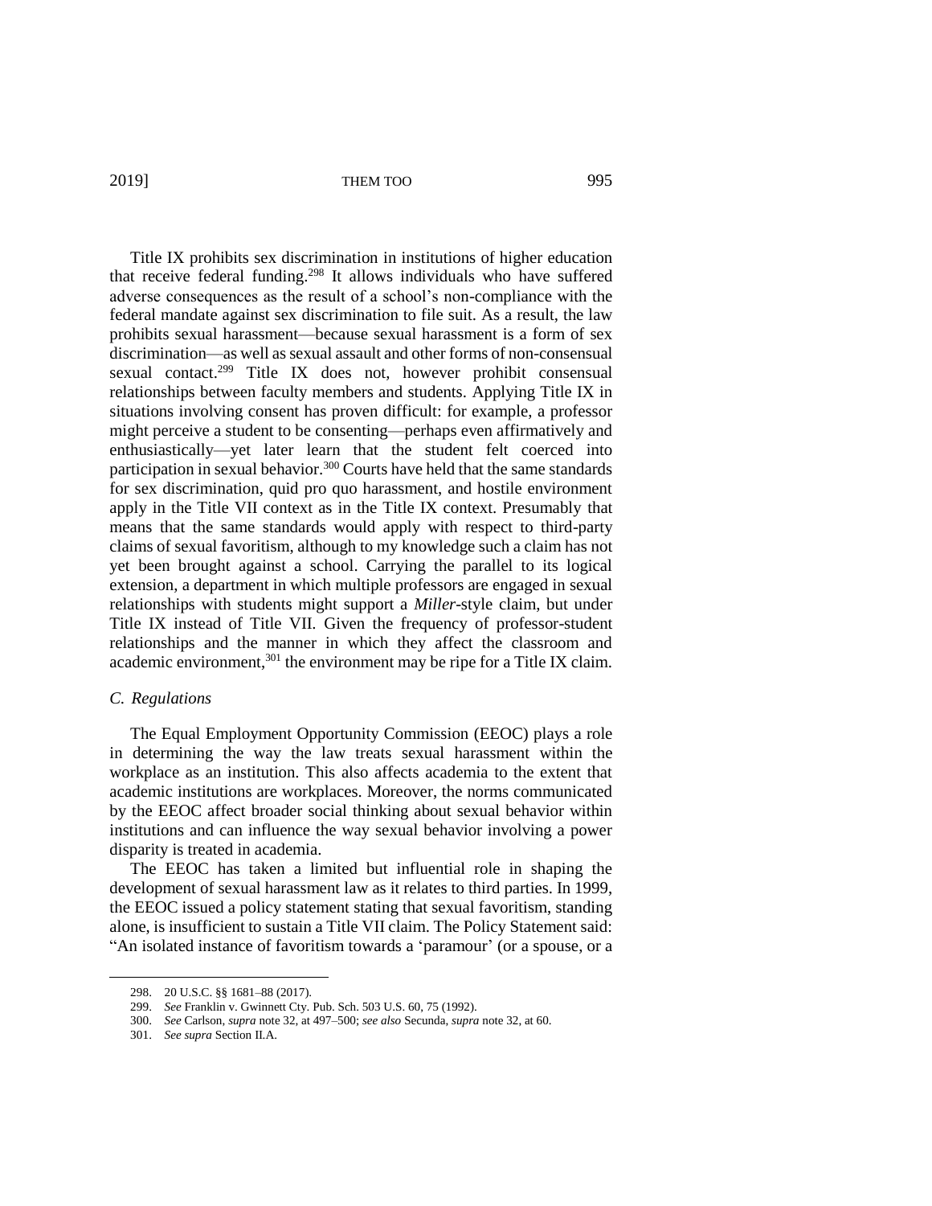Title IX prohibits sex discrimination in institutions of higher education that receive federal funding.[298] It allows individuals who have suffered adverse consequences as the result of a school's non-compliance with the federal mandate against sex discrimination to file suit. As a result, the law prohibits sexual harassment—because sexual harassment is a form of sex discrimination—as well as sexual assault and other forms of non-consensual sexual contact.[299] Title IX does not, however prohibit consensual relationships between faculty members and students. Applying Title IX in situations involving consent has proven difficult: for example, a professor might perceive a student to be consenting—perhaps even affirmatively and enthusiastically—yet later learn that the student felt coerced into participation in sexual behavior.[300] Courts have held that the same standards for sex discrimination, quid pro quo harassment, and hostile environment apply in the Title VII context as in the Title IX context. Presumably that means that the same standards would apply with respect to third-party claims of sexual favoritism, although to my knowledge such a claim has not yet been brought against a school. Carrying the parallel to its logical extension, a department in which multiple professors are engaged in sexual relationships with students might support a *Miller*-style claim, but under Title IX instead of Title VII. Given the frequency of professor-student relationships and the manner in which they affect the classroom and academic environment,[301] the environment may be ripe for a Title IX claim.

### *C. Regulations*

The Equal Employment Opportunity Commission (EEOC) plays a role in determining the way the law treats sexual harassment within the workplace as an institution. This also affects academia to the extent that academic institutions are workplaces. Moreover, the norms communicated by the EEOC affect broader social thinking about sexual behavior within institutions and can influence the way sexual behavior involving a power disparity is treated in academia.

The EEOC has taken a limited but influential role in shaping the development of sexual harassment law as it relates to third parties. In 1999, the EEOC issued a policy statement stating that sexual favoritism, standing alone, is insufficient to sustain a Title VII claim. The Policy Statement said: "An isolated instance of favoritism towards a 'paramour' (or a spouse, or a

---

298. 20 U.S.C. §§ 1681–88 (2017).

299. *See* Franklin v. Gwinnett Cty. Pub. Sch. 503 U.S. 60, 75 (1992).

300. *See* Carlson, *supra* note 32, at 497–500; *see also* Secunda, *supra* note 32, at 60.

301. *See supra* Section II.A.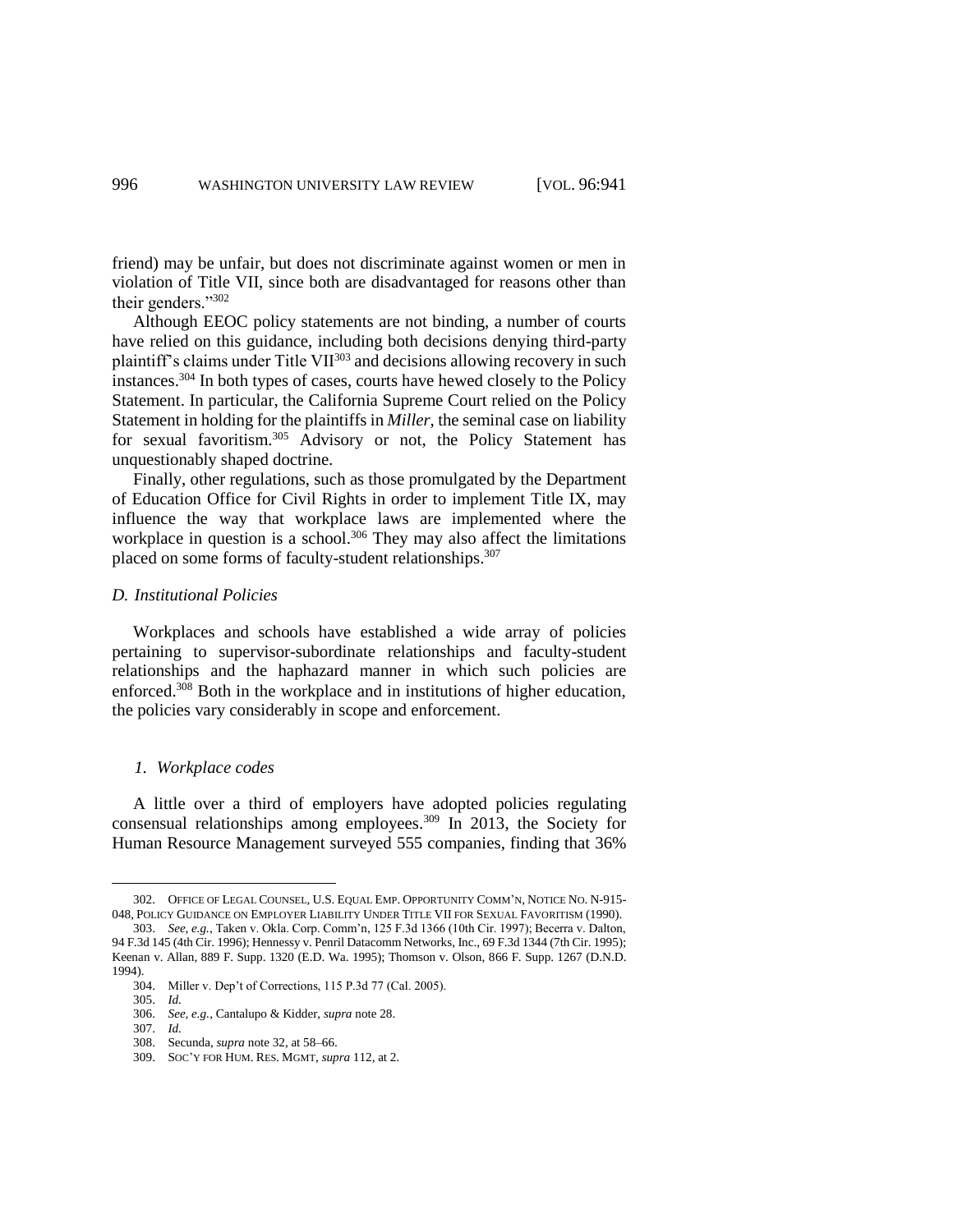friend) may be unfair, but does not discriminate against women or men in violation of Title VII, since both are disadvantaged for reasons other than their genders."[302]

Although EEOC policy statements are not binding, a number of courts have relied on this guidance, including both decisions denying third-party plaintiff's claims under Title VII[303] and decisions allowing recovery in such instances.[304] In both types of cases, courts have hewed closely to the Policy Statement. In particular, the California Supreme Court relied on the Policy Statement in holding for the plaintiffs in *Miller*, the seminal case on liability for sexual favoritism.[305] Advisory or not, the Policy Statement has unquestionably shaped doctrine.

Finally, other regulations, such as those promulgated by the Department of Education Office for Civil Rights in order to implement Title IX, may influence the way that workplace laws are implemented where the workplace in question is a school.[306] They may also affect the limitations placed on some forms of faculty-student relationships.[307]

### *D. Institutional Policies*

Workplaces and schools have established a wide array of policies pertaining to supervisor-subordinate relationships and faculty-student relationships and the haphazard manner in which such policies are enforced.[308] Both in the workplace and in institutions of higher education, the policies vary considerably in scope and enforcement.

#### *1. Workplace codes*

A little over a third of employers have adopted policies regulating consensual relationships among employees.[309] In 2013, the Society for Human Resource Management surveyed 555 companies, finding that 36%

---

302. OFFICE OF LEGAL COUNSEL, U.S. EQUAL EMP. OPPORTUNITY COMM'N, NOTICE NO. N-915-048, POLICY GUIDANCE ON EMPLOYER LIABILITY UNDER TITLE VII FOR SEXUAL FAVORITISM (1990).

303. *See, e.g.*, Taken v. Okla. Corp. Comm'n, 125 F.3d 1366 (10th Cir. 1997); Becerra v. Dalton, 94 F.3d 145 (4th Cir. 1996); Hennessy v. Penril Datacomm Networks, Inc., 69 F.3d 1344 (7th Cir. 1995); Keenan v. Allan, 889 F. Supp. 1320 (E.D. Wa. 1995); Thomson v. Olson, 866 F. Supp. 1267 (D.N.D. 1994).

304. Miller v. Dep't of Corrections, 115 P.3d 77 (Cal. 2005).

305. *Id.*

306. *See, e.g.*, Cantalupo & Kidder, *supra* note 28.

307. *Id.*

308. Secunda, *supra* note 32, at 58–66.

309. SOC'Y FOR HUM. RES. MGMT, *supra* 112, at 2.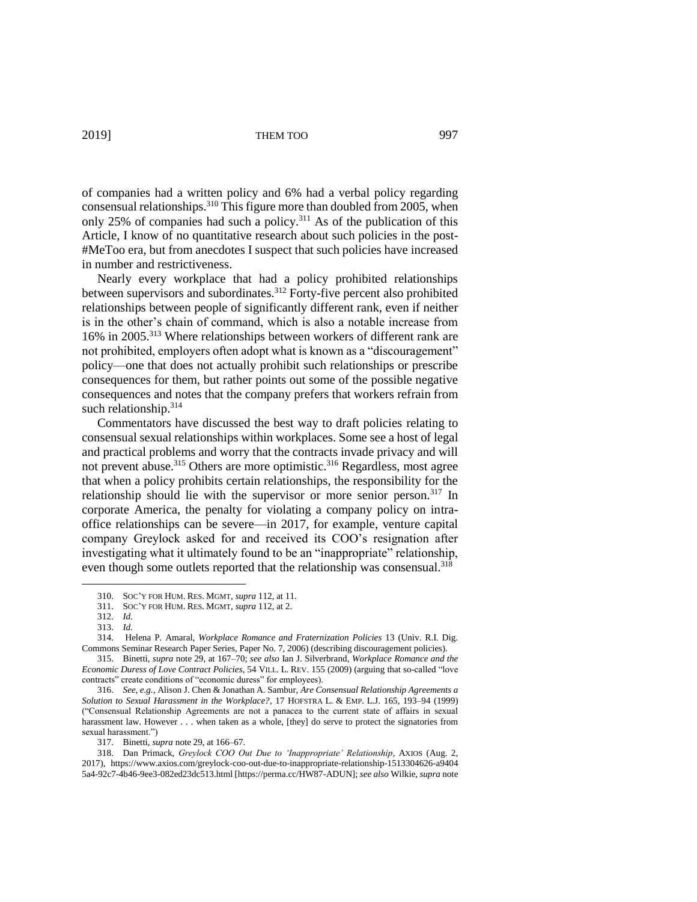of companies had a written policy and 6% had a verbal policy regarding consensual relationships.[310] This figure more than doubled from 2005, when only 25% of companies had such a policy.[311] As of the publication of this Article, I know of no quantitative research about such policies in the post-#MeToo era, but from anecdotes I suspect that such policies have increased in number and restrictiveness.

Nearly every workplace that had a policy prohibited relationships between supervisors and subordinates.[312] Forty-five percent also prohibited relationships between people of significantly different rank, even if neither is in the other's chain of command, which is also a notable increase from 16% in 2005.[313] Where relationships between workers of different rank are not prohibited, employers often adopt what is known as a "discouragement" policy—one that does not actually prohibit such relationships or prescribe consequences for them, but rather points out some of the possible negative consequences and notes that the company prefers that workers refrain from such relationship.[314]

Commentators have discussed the best way to draft policies relating to consensual sexual relationships within workplaces. Some see a host of legal and practical problems and worry that the contracts invade privacy and will not prevent abuse.[315] Others are more optimistic.[316] Regardless, most agree that when a policy prohibits certain relationships, the responsibility for the relationship should lie with the supervisor or more senior person.[317] In corporate America, the penalty for violating a company policy on intra-office relationships can be severe—in 2017, for example, venture capital company Greylock asked for and received its COO's resignation after investigating what it ultimately found to be an "inappropriate" relationship, even though some outlets reported that the relationship was consensual.[318]

---

310. SOC'Y FOR HUM. RES. MGMT, *supra* 112, at 11.

311. SOC'Y FOR HUM. RES. MGMT, *supra* 112, at 2.

312. *Id.*

313. *Id.*

314. Helena P. Amaral, *Workplace Romance and Fraternization Policies* 13 (Univ. R.I. Dig. Commons Seminar Research Paper Series, Paper No. 7, 2006) (describing discouragement policies).

315. Binetti, *supra* note 29, at 167–70; *see also* Ian J. Silverbrand, *Workplace Romance and the Economic Duress of Love Contract Policies*, 54 VILL. L. REV. 155 (2009) (arguing that so-called "love contracts" create conditions of "economic duress" for employees).

316. *See, e.g.*, Alison J. Chen & Jonathan A. Sambur, *Are Consensual Relationship Agreements a Solution to Sexual Harassment in the Workplace?*, 17 HOFSTRA L. & EMP. L.J. 165, 193–94 (1999) ("Consensual Relationship Agreements are not a panacea to the current state of affairs in sexual harassment law. However . . . when taken as a whole, [they] do serve to protect the signatories from sexual harassment.")

317. Binetti, *supra* note 29, at 166–67.

318. Dan Primack, *Greylock COO Out Due to 'Inappropriate' Relationship*, AXIOS (Aug. 2, 2017), https://www.axios.com/greylock-coo-out-due-to-inappropriate-relationship-1513304626-a9404 5a4-92c7-4b46-9ee3-082ed23dc513.html [https://perma.cc/HW87-ADUN]; *see also* Wilkie, *supra* note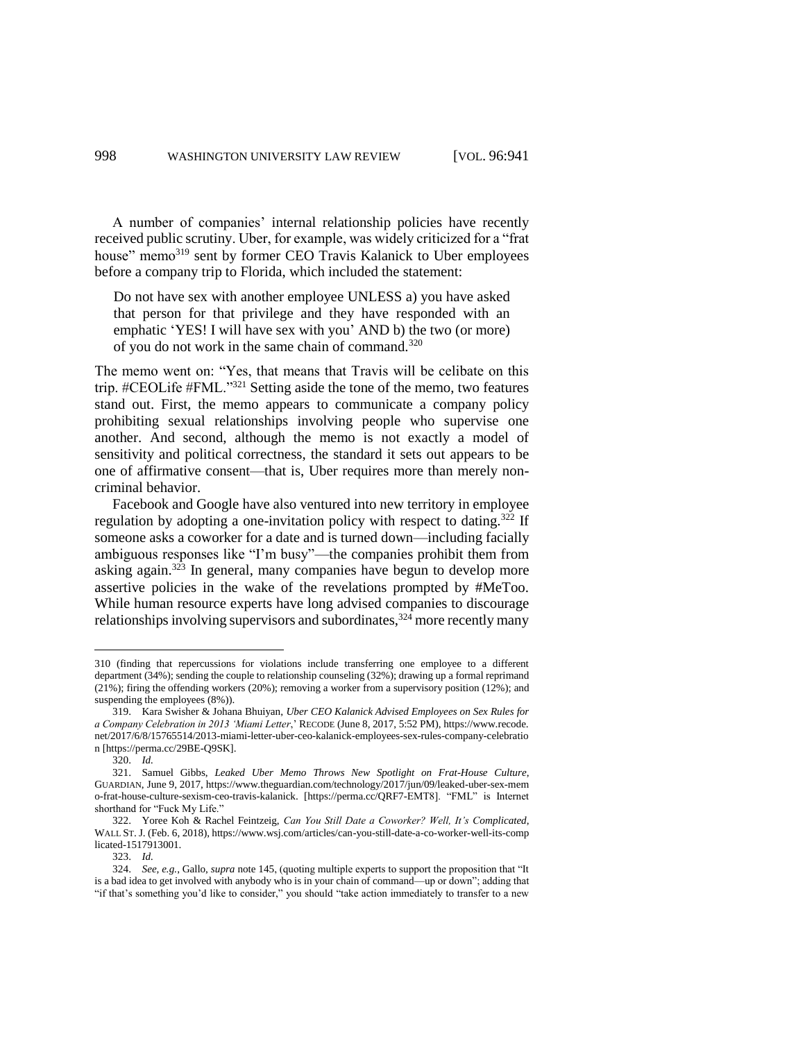A number of companies' internal relationship policies have recently received public scrutiny. Uber, for example, was widely criticized for a "frat house" memo[319] sent by former CEO Travis Kalanick to Uber employees before a company trip to Florida, which included the statement:

> Do not have sex with another employee UNLESS a) you have asked that person for that privilege and they have responded with an emphatic 'YES! I will have sex with you' AND b) the two (or more) of you do not work in the same chain of command.[320]

The memo went on: "Yes, that means that Travis will be celibate on this trip. #CEOLife #FML."[321] Setting aside the tone of the memo, two features stand out. First, the memo appears to communicate a company policy prohibiting sexual relationships involving people who supervise one another. And second, although the memo is not exactly a model of sensitivity and political correctness, the standard it sets out appears to be one of affirmative consent—that is, Uber requires more than merely non-criminal behavior.

Facebook and Google have also ventured into new territory in employee regulation by adopting a one-invitation policy with respect to dating.[322] If someone asks a coworker for a date and is turned down—including facially ambiguous responses like "I'm busy"—the companies prohibit them from asking again.[323] In general, many companies have begun to develop more assertive policies in the wake of the revelations prompted by #MeToo. While human resource experts have long advised companies to discourage relationships involving supervisors and subordinates,[324] more recently many

---

310 (finding that repercussions for violations include transferring one employee to a different department (34%); sending the couple to relationship counseling (32%); drawing up a formal reprimand (21%); firing the offending workers (20%); removing a worker from a supervisory position (12%); and suspending the employees (8%)).

319. Kara Swisher & Johana Bhuiyan, *Uber CEO Kalanick Advised Employees on Sex Rules for a Company Celebration in 2013 'Miami Letter*,' RECODE (June 8, 2017, 5:52 PM), https://www.recode.net/2017/6/8/15765514/2013-miami-letter-uber-ceo-kalanick-employees-sex-rules-company-celebration [https://perma.cc/29BE-Q9SK].

320. *Id.*

321. Samuel Gibbs, *Leaked Uber Memo Throws New Spotlight on Frat-House Culture*, GUARDIAN, June 9, 2017, https://www.theguardian.com/technology/2017/jun/09/leaked-uber-sex-memo-frat-house-culture-sexism-ceo-travis-kalanick. [https://perma.cc/QRF7-EMT8]. "FML" is Internet shorthand for "Fuck My Life."

322. Yoree Koh & Rachel Feintzeig, *Can You Still Date a Coworker? Well, It's Complicated*, WALL ST. J. (Feb. 6, 2018), https://www.wsj.com/articles/can-you-still-date-a-co-worker-well-its-complicated-1517913001.

323. *Id.*

324. *See, e.g.*, Gallo, *supra* note 145, (quoting multiple experts to support the proposition that "It is a bad idea to get involved with anybody who is in your chain of command—up or down"; adding that "if that's something you'd like to consider," you should "take action immediately to transfer to a new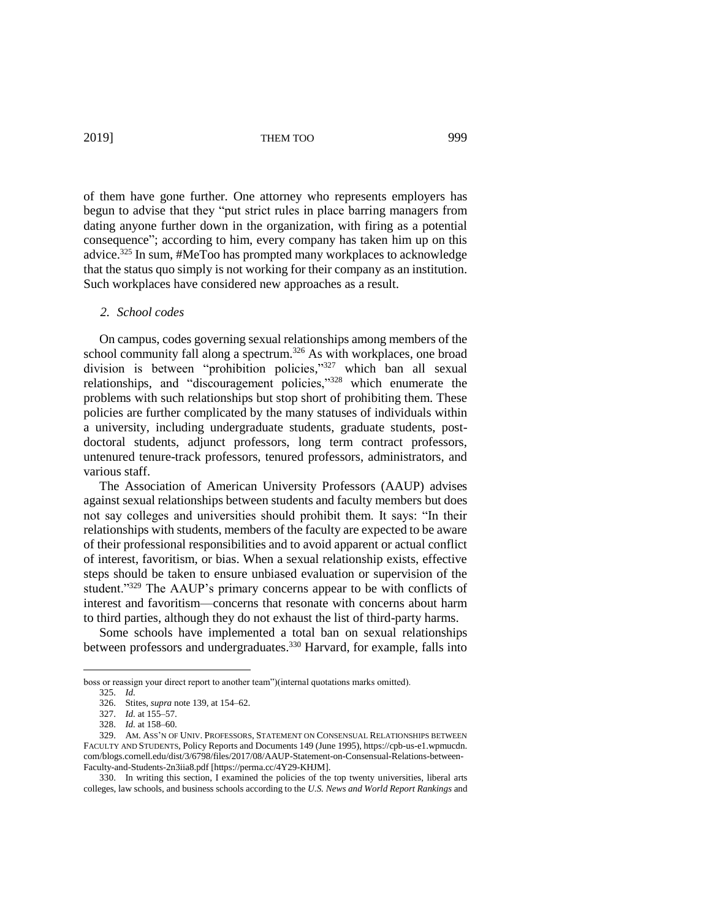of them have gone further. One attorney who represents employers has begun to advise that they "put strict rules in place barring managers from dating anyone further down in the organization, with firing as a potential consequence"; according to him, every company has taken him up on this advice.[325] In sum, #MeToo has prompted many workplaces to acknowledge that the status quo simply is not working for their company as an institution. Such workplaces have considered new approaches as a result.

### *2. School codes*

On campus, codes governing sexual relationships among members of the school community fall along a spectrum.[326] As with workplaces, one broad division is between "prohibition policies,"[327] which ban all sexual relationships, and "discouragement policies,"[328] which enumerate the problems with such relationships but stop short of prohibiting them. These policies are further complicated by the many statuses of individuals within a university, including undergraduate students, graduate students, post-doctoral students, adjunct professors, long term contract professors, untenured tenure-track professors, tenured professors, administrators, and various staff.

The Association of American University Professors (AAUP) advises against sexual relationships between students and faculty members but does not say colleges and universities should prohibit them. It says: "In their relationships with students, members of the faculty are expected to be aware of their professional responsibilities and to avoid apparent or actual conflict of interest, favoritism, or bias. When a sexual relationship exists, effective steps should be taken to ensure unbiased evaluation or supervision of the student."[329] The AAUP's primary concerns appear to be with conflicts of interest and favoritism—concerns that resonate with concerns about harm to third parties, although they do not exhaust the list of third-party harms.

Some schools have implemented a total ban on sexual relationships between professors and undergraduates.[330] Harvard, for example, falls into

---

boss or reassign your direct report to another team")(internal quotations marks omitted).

325. *Id.*

326. Stites, *supra* note 139, at 154–62.

327. *Id.* at 155–57.

328. *Id.* at 158–60.

329. AM. ASS'N OF UNIV. PROFESSORS, STATEMENT ON CONSENSUAL RELATIONSHIPS BETWEEN FACULTY AND STUDENTS, Policy Reports and Documents 149 (June 1995), https://cpb-us-e1.wpmucdn.com/blogs.cornell.edu/dist/3/6798/files/2017/08/AAUP-Statement-on-Consensual-Relations-between-Faculty-and-Students-2n3iia8.pdf [https://perma.cc/4Y29-KHJM].

330. In writing this section, I examined the policies of the top twenty universities, liberal arts colleges, law schools, and business schools according to the *U.S. News and World Report Rankings* and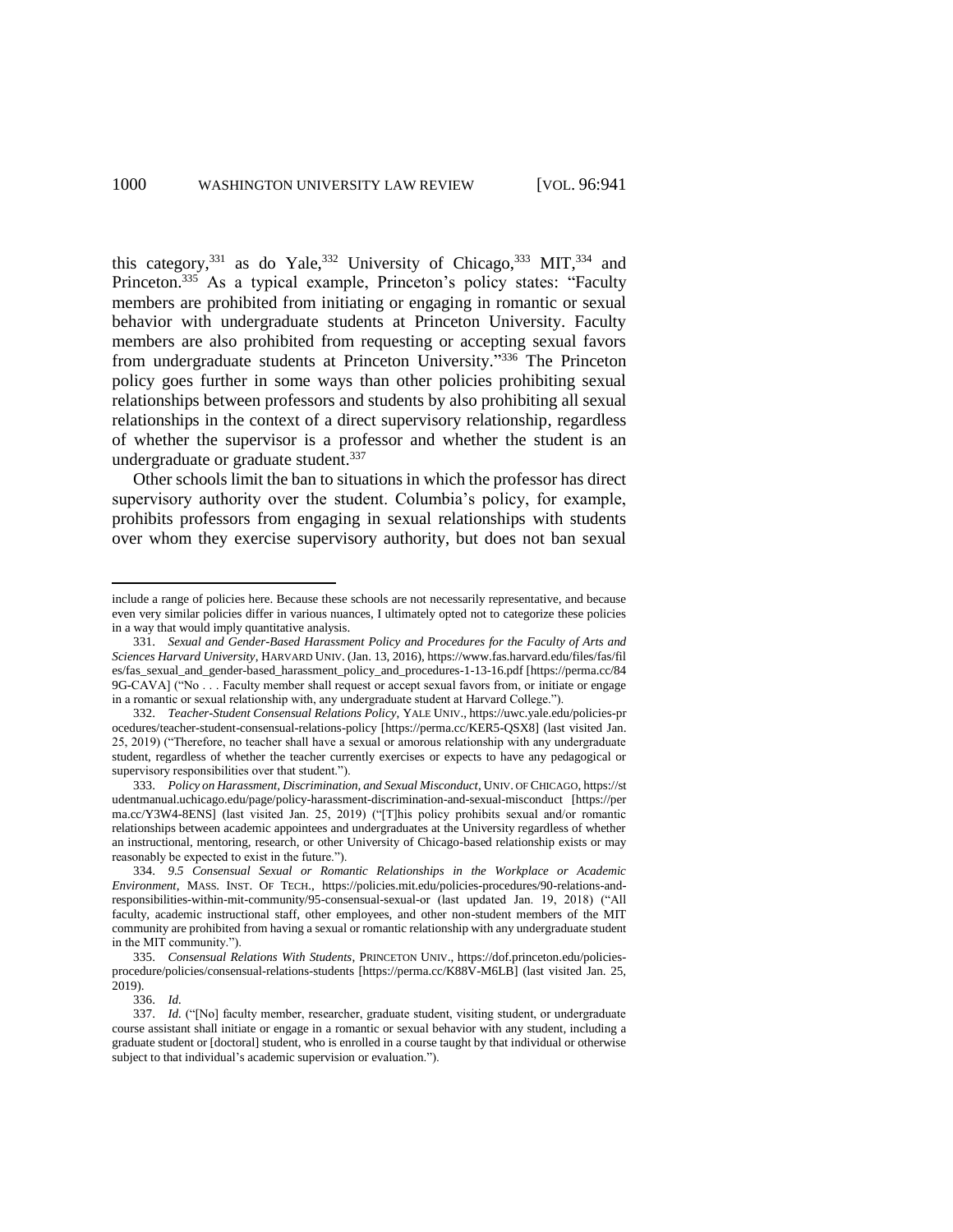this category,[331] as do Yale,[332] University of Chicago,[333] MIT,[334] and Princeton.[335] As a typical example, Princeton's policy states: "Faculty members are prohibited from initiating or engaging in romantic or sexual behavior with undergraduate students at Princeton University. Faculty members are also prohibited from requesting or accepting sexual favors from undergraduate students at Princeton University."[336] The Princeton policy goes further in some ways than other policies prohibiting sexual relationships between professors and students by also prohibiting all sexual relationships in the context of a direct supervisory relationship, regardless of whether the supervisor is a professor and whether the student is an undergraduate or graduate student.[337]

Other schools limit the ban to situations in which the professor has direct supervisory authority over the student. Columbia's policy, for example, prohibits professors from engaging in sexual relationships with students over whom they exercise supervisory authority, but does not ban sexual

---

include a range of policies here. Because these schools are not necessarily representative, and because even very similar policies differ in various nuances, I ultimately opted not to categorize these policies in a way that would imply quantitative analysis.

331. *Sexual and Gender-Based Harassment Policy and Procedures for the Faculty of Arts and Sciences Harvard University*, HARVARD UNIV. (Jan. 13, 2016), https://www.fas.harvard.edu/files/fas/files/fas_sexual_and_gender-based_harassment_policy_and_procedures-1-13-16.pdf [https://perma.cc/849G-CAVA] ("No . . . Faculty member shall request or accept sexual favors from, or initiate or engage in a romantic or sexual relationship with, any undergraduate student at Harvard College.").

332. *Teacher-Student Consensual Relations Policy*, YALE UNIV., https://uwc.yale.edu/policies-procedures/teacher-student-consensual-relations-policy [https://perma.cc/KER5-QSX8] (last visited Jan. 25, 2019) ("Therefore, no teacher shall have a sexual or amorous relationship with any undergraduate student, regardless of whether the teacher currently exercises or expects to have any pedagogical or supervisory responsibilities over that student.").

333. *Policy on Harassment, Discrimination, and Sexual Misconduct*, UNIV. OF CHICAGO, https://studentmanual.uchicago.edu/page/policy-harassment-discrimination-and-sexual-misconduct [https://perma.cc/Y3W4-8ENS] (last visited Jan. 25, 2019) ("[T]his policy prohibits sexual and/or romantic relationships between academic appointees and undergraduates at the University regardless of whether an instructional, mentoring, research, or other University of Chicago-based relationship exists or may reasonably be expected to exist in the future.").

334. *9.5 Consensual Sexual or Romantic Relationships in the Workplace or Academic Environment*, MASS. INST. OF TECH., https://policies.mit.edu/policies-procedures/90-relations-and-responsibilities-within-mit-community/95-consensual-sexual-or (last updated Jan. 19, 2018) ("All faculty, academic instructional staff, other employees, and other non-student members of the MIT community are prohibited from having a sexual or romantic relationship with any undergraduate student in the MIT community.").

335. *Consensual Relations With Students*, PRINCETON UNIV., https://dof.princeton.edu/policies-procedure/policies/consensual-relations-students [https://perma.cc/K88V-M6LB] (last visited Jan. 25, 2019).

336. *Id.*

337. *Id.* ("[No] faculty member, researcher, graduate student, visiting student, or undergraduate course assistant shall initiate or engage in a romantic or sexual behavior with any student, including a graduate student or [doctoral] student, who is enrolled in a course taught by that individual or otherwise subject to that individual's academic supervision or evaluation.").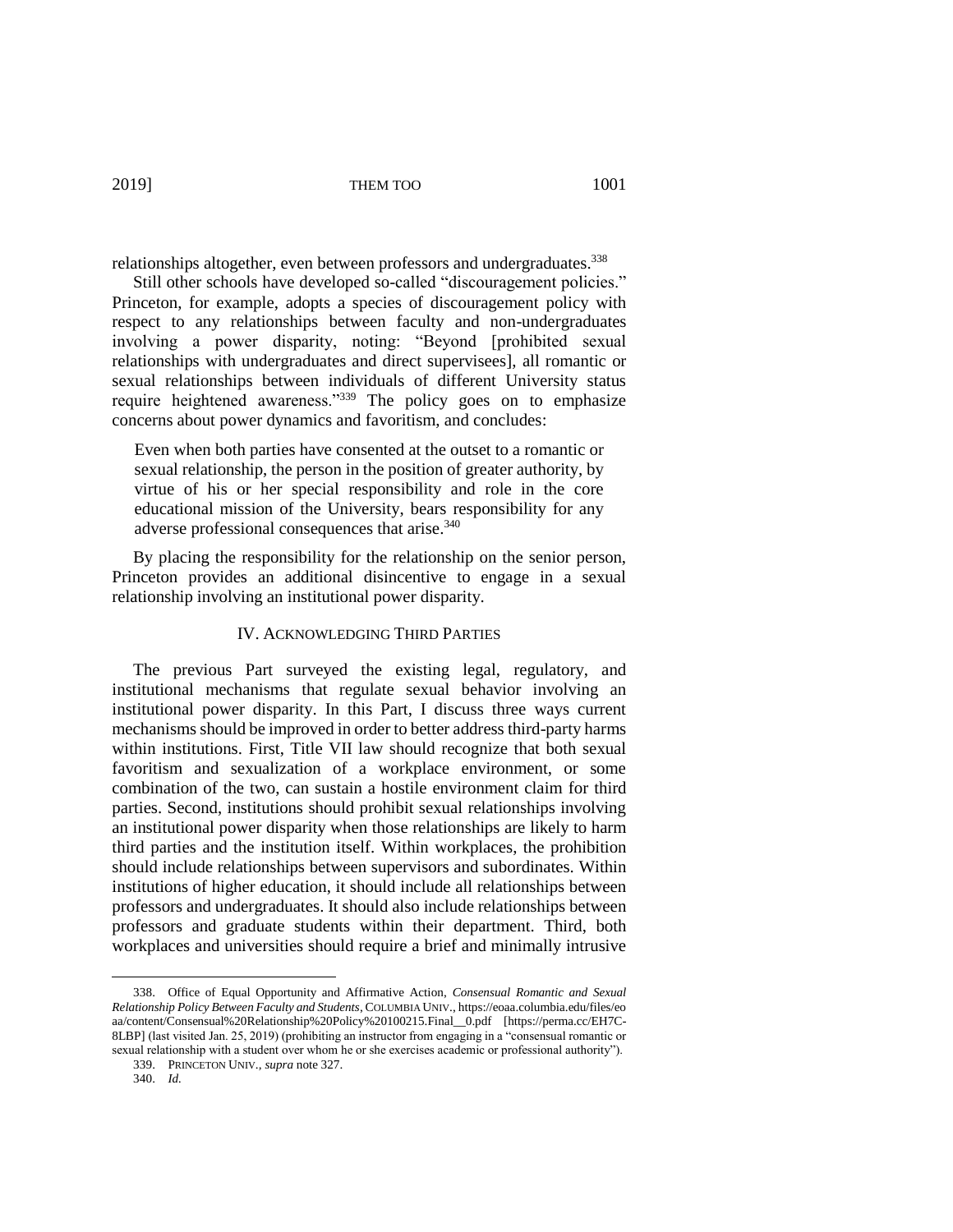relationships altogether, even between professors and undergraduates.[338]

Still other schools have developed so-called "discouragement policies." Princeton, for example, adopts a species of discouragement policy with respect to any relationships between faculty and non-undergraduates involving a power disparity, noting: "Beyond [prohibited sexual relationships with undergraduates and direct supervisees], all romantic or sexual relationships between individuals of different University status require heightened awareness."[339] The policy goes on to emphasize concerns about power dynamics and favoritism, and concludes:

> Even when both parties have consented at the outset to a romantic or sexual relationship, the person in the position of greater authority, by virtue of his or her special responsibility and role in the core educational mission of the University, bears responsibility for any adverse professional consequences that arise.[340]

By placing the responsibility for the relationship on the senior person, Princeton provides an additional disincentive to engage in a sexual relationship involving an institutional power disparity.

## IV. ACKNOWLEDGING THIRD PARTIES

The previous Part surveyed the existing legal, regulatory, and institutional mechanisms that regulate sexual behavior involving an institutional power disparity. In this Part, I discuss three ways current mechanisms should be improved in order to better address third-party harms within institutions. First, Title VII law should recognize that both sexual favoritism and sexualization of a workplace environment, or some combination of the two, can sustain a hostile environment claim for third parties. Second, institutions should prohibit sexual relationships involving an institutional power disparity when those relationships are likely to harm third parties and the institution itself. Within workplaces, the prohibition should include relationships between supervisors and subordinates. Within institutions of higher education, it should include all relationships between professors and undergraduates. It should also include relationships between professors and graduate students within their department. Third, both workplaces and universities should require a brief and minimally intrusive

---

338. Office of Equal Opportunity and Affirmative Action, *Consensual Romantic and Sexual Relationship Policy Between Faculty and Students*, COLUMBIA UNIV., https://eoaa.columbia.edu/files/eoaa/content/Consensual%20Relationship%20Policy%20100215.Final__0.pdf [https://perma.cc/EH7C-8LBP] (last visited Jan. 25, 2019) (prohibiting an instructor from engaging in a "consensual romantic or sexual relationship with a student over whom he or she exercises academic or professional authority").

339. PRINCETON UNIV., *supra* note 327.

340. *Id.*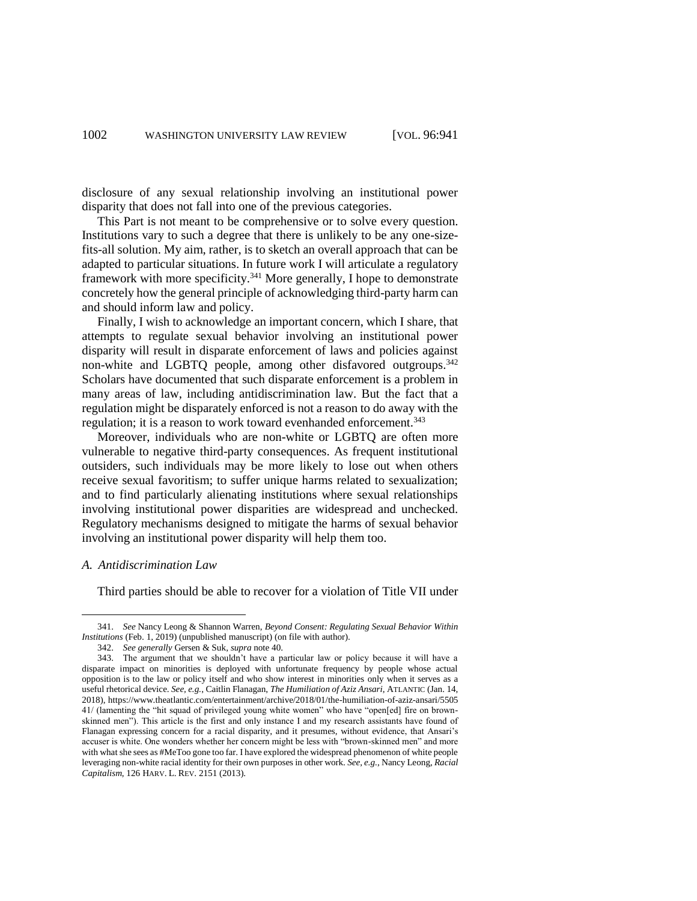disclosure of any sexual relationship involving an institutional power disparity that does not fall into one of the previous categories.

This Part is not meant to be comprehensive or to solve every question. Institutions vary to such a degree that there is unlikely to be any one-size-fits-all solution. My aim, rather, is to sketch an overall approach that can be adapted to particular situations. In future work I will articulate a regulatory framework with more specificity.[341] More generally, I hope to demonstrate concretely how the general principle of acknowledging third-party harm can and should inform law and policy.

Finally, I wish to acknowledge an important concern, which I share, that attempts to regulate sexual behavior involving an institutional power disparity will result in disparate enforcement of laws and policies against non-white and LGBTQ people, among other disfavored outgroups.[342] Scholars have documented that such disparate enforcement is a problem in many areas of law, including antidiscrimination law. But the fact that a regulation might be disparately enforced is not a reason to do away with the regulation; it is a reason to work toward evenhanded enforcement.[343]

Moreover, individuals who are non-white or LGBTQ are often more vulnerable to negative third-party consequences. As frequent institutional outsiders, such individuals may be more likely to lose out when others receive sexual favoritism; to suffer unique harms related to sexualization; and to find particularly alienating institutions where sexual relationships involving institutional power disparities are widespread and unchecked. Regulatory mechanisms designed to mitigate the harms of sexual behavior involving an institutional power disparity will help them too.

### *A. Antidiscrimination Law*

Third parties should be able to recover for a violation of Title VII under

---

341. *See* Nancy Leong & Shannon Warren, *Beyond Consent: Regulating Sexual Behavior Within Institutions* (Feb. 1, 2019) (unpublished manuscript) (on file with author).

342. *See generally* Gersen & Suk, *supra* note 40.

343. The argument that we shouldn't have a particular law or policy because it will have a disparate impact on minorities is deployed with unfortunate frequency by people whose actual opposition is to the law or policy itself and who show interest in minorities only when it serves as a useful rhetorical device. *See, e.g.*, Caitlin Flanagan, *The Humiliation of Aziz Ansari*, ATLANTIC (Jan. 14, 2018), https://www.theatlantic.com/entertainment/archive/2018/01/the-humiliation-of-aziz-ansari/550541/ (lamenting the "hit squad of privileged young white women" who have "open[ed] fire on brown-skinned men"). This article is the first and only instance I and my research assistants have found of Flanagan expressing concern for a racial disparity, and it presumes, without evidence, that Ansari's accuser is white. One wonders whether her concern might be less with "brown-skinned men" and more with what she sees as #MeToo gone too far. I have explored the widespread phenomenon of white people leveraging non-white racial identity for their own purposes in other work. *See, e.g.*, Nancy Leong, *Racial Capitalism*, 126 HARV. L. REV. 2151 (2013).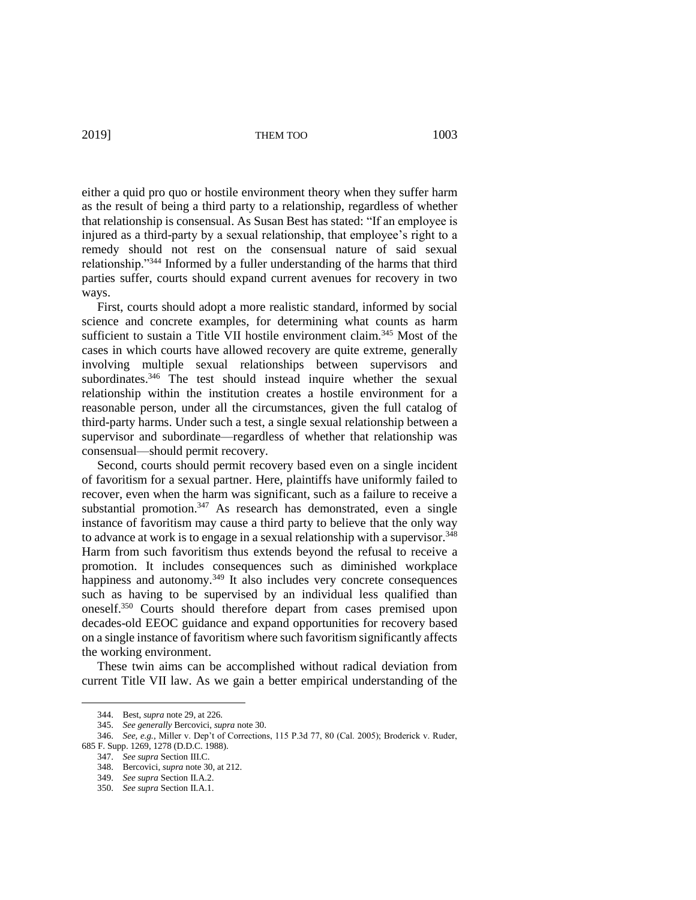either a quid pro quo or hostile environment theory when they suffer harm as the result of being a third party to a relationship, regardless of whether that relationship is consensual. As Susan Best has stated: "If an employee is injured as a third-party by a sexual relationship, that employee's right to a remedy should not rest on the consensual nature of said sexual relationship."[344] Informed by a fuller understanding of the harms that third parties suffer, courts should expand current avenues for recovery in two ways.

First, courts should adopt a more realistic standard, informed by social science and concrete examples, for determining what counts as harm sufficient to sustain a Title VII hostile environment claim.[345] Most of the cases in which courts have allowed recovery are quite extreme, generally involving multiple sexual relationships between supervisors and subordinates.[346] The test should instead inquire whether the sexual relationship within the institution creates a hostile environment for a reasonable person, under all the circumstances, given the full catalog of third-party harms. Under such a test, a single sexual relationship between a supervisor and subordinate—regardless of whether that relationship was consensual—should permit recovery.

Second, courts should permit recovery based even on a single incident of favoritism for a sexual partner. Here, plaintiffs have uniformly failed to recover, even when the harm was significant, such as a failure to receive a substantial promotion.[347] As research has demonstrated, even a single instance of favoritism may cause a third party to believe that the only way to advance at work is to engage in a sexual relationship with a supervisor.[348] Harm from such favoritism thus extends beyond the refusal to receive a promotion. It includes consequences such as diminished workplace happiness and autonomy.[349] It also includes very concrete consequences such as having to be supervised by an individual less qualified than oneself.[350] Courts should therefore depart from cases premised upon decades-old EEOC guidance and expand opportunities for recovery based on a single instance of favoritism where such favoritism significantly affects the working environment.

These twin aims can be accomplished without radical deviation from current Title VII law. As we gain a better empirical understanding of the

---

344. Best, *supra* note 29, at 226.

345. *See generally* Bercovici, *supra* note 30.

346. *See, e.g.*, Miller v. Dep't of Corrections, 115 P.3d 77, 80 (Cal. 2005); Broderick v. Ruder, 685 F. Supp. 1269, 1278 (D.D.C. 1988).

347. *See supra* Section III.C.

348. Bercovici, *supra* note 30, at 212.

349. *See supra* Section II.A.2.

350. *See supra* Section II.A.1.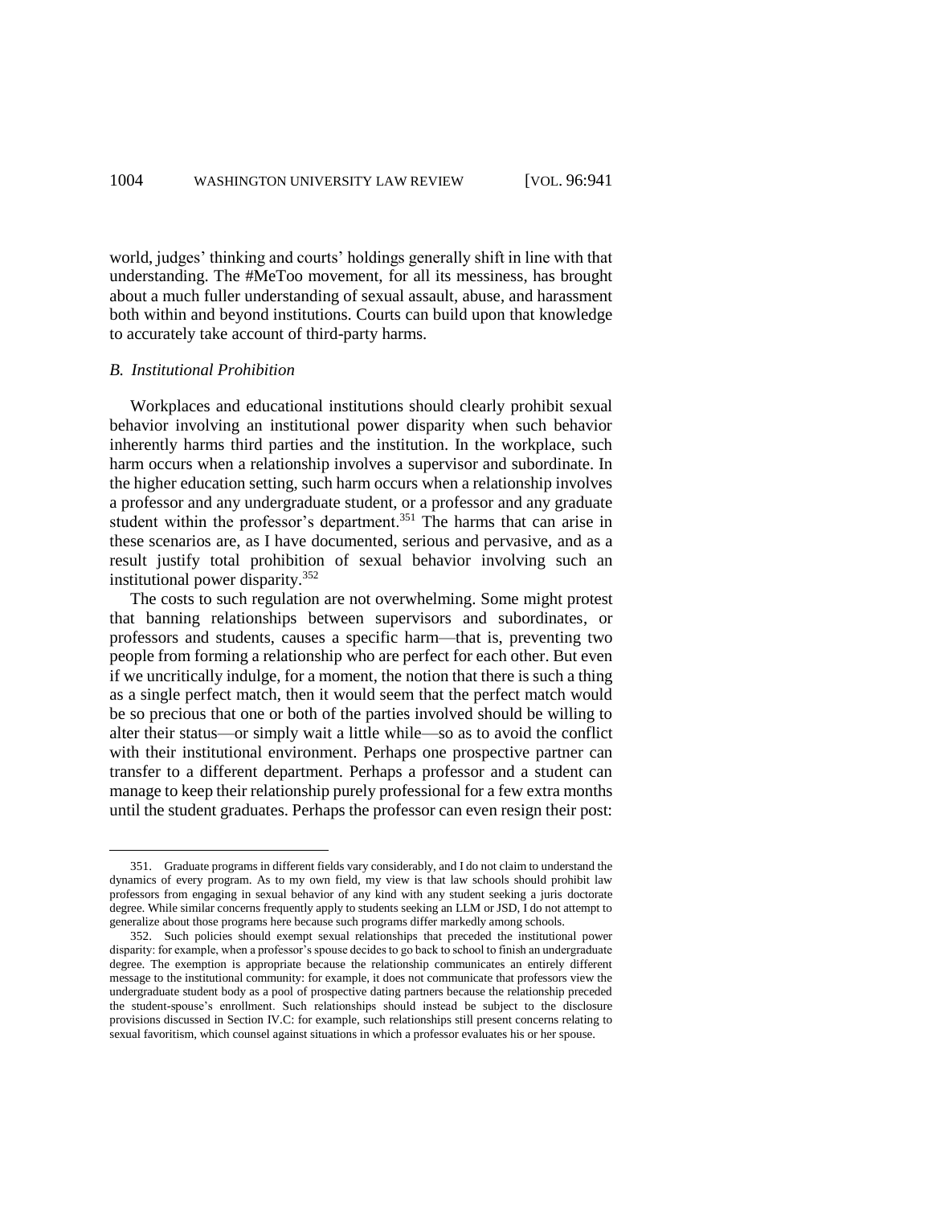world, judges' thinking and courts' holdings generally shift in line with that understanding. The #MeToo movement, for all its messiness, has brought about a much fuller understanding of sexual assault, abuse, and harassment both within and beyond institutions. Courts can build upon that knowledge to accurately take account of third-party harms.

### *B. Institutional Prohibition*

Workplaces and educational institutions should clearly prohibit sexual behavior involving an institutional power disparity when such behavior inherently harms third parties and the institution. In the workplace, such harm occurs when a relationship involves a supervisor and subordinate. In the higher education setting, such harm occurs when a relationship involves a professor and any undergraduate student, or a professor and any graduate student within the professor's department.[351] The harms that can arise in these scenarios are, as I have documented, serious and pervasive, and as a result justify total prohibition of sexual behavior involving such an institutional power disparity.[352]

The costs to such regulation are not overwhelming. Some might protest that banning relationships between supervisors and subordinates, or professors and students, causes a specific harm—that is, preventing two people from forming a relationship who are perfect for each other. But even if we uncritically indulge, for a moment, the notion that there is such a thing as a single perfect match, then it would seem that the perfect match would be so precious that one or both of the parties involved should be willing to alter their status—or simply wait a little while—so as to avoid the conflict with their institutional environment. Perhaps one prospective partner can transfer to a different department. Perhaps a professor and a student can manage to keep their relationship purely professional for a few extra months until the student graduates. Perhaps the professor can even resign their post:

---

351. Graduate programs in different fields vary considerably, and I do not claim to understand the dynamics of every program. As to my own field, my view is that law schools should prohibit law professors from engaging in sexual behavior of any kind with any student seeking a juris doctorate degree. While similar concerns frequently apply to students seeking an LLM or JSD, I do not attempt to generalize about those programs here because such programs differ markedly among schools.

352. Such policies should exempt sexual relationships that preceded the institutional power disparity: for example, when a professor's spouse decides to go back to school to finish an undergraduate degree. The exemption is appropriate because the relationship communicates an entirely different message to the institutional community: for example, it does not communicate that professors view the undergraduate student body as a pool of prospective dating partners because the relationship preceded the student-spouse's enrollment. Such relationships should instead be subject to the disclosure provisions discussed in Section IV.C: for example, such relationships still present concerns relating to sexual favoritism, which counsel against situations in which a professor evaluates his or her spouse.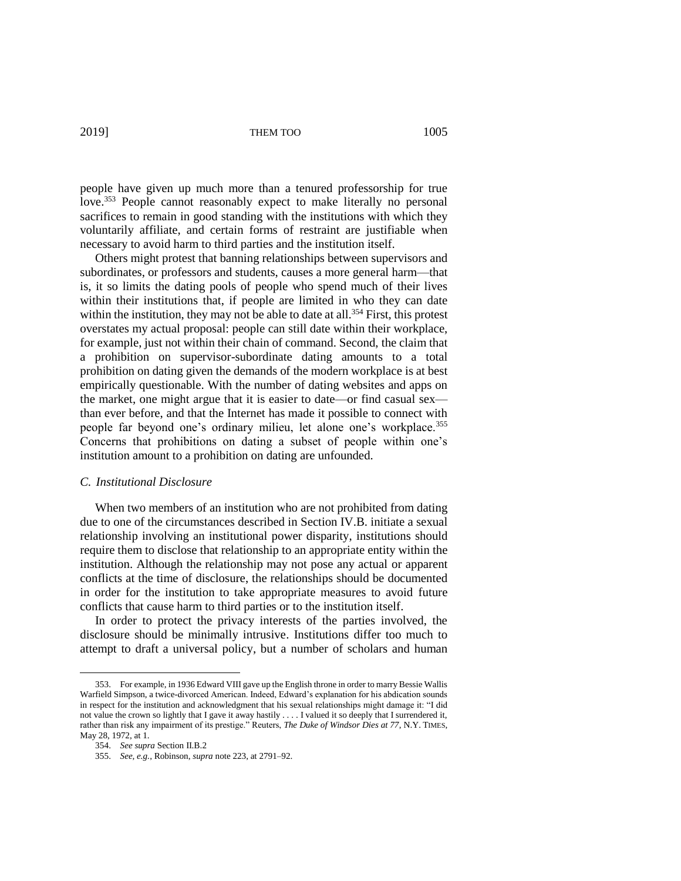people have given up much more than a tenured professorship for true love.[353] People cannot reasonably expect to make literally no personal sacrifices to remain in good standing with the institutions with which they voluntarily affiliate, and certain forms of restraint are justifiable when necessary to avoid harm to third parties and the institution itself.

Others might protest that banning relationships between supervisors and subordinates, or professors and students, causes a more general harm—that is, it so limits the dating pools of people who spend much of their lives within their institutions that, if people are limited in who they can date within the institution, they may not be able to date at all.[354] First, this protest overstates my actual proposal: people can still date within their workplace, for example, just not within their chain of command. Second, the claim that a prohibition on supervisor-subordinate dating amounts to a total prohibition on dating given the demands of the modern workplace is at best empirically questionable. With the number of dating websites and apps on the market, one might argue that it is easier to date—or find casual sex—than ever before, and that the Internet has made it possible to connect with people far beyond one's ordinary milieu, let alone one's workplace.[355] Concerns that prohibitions on dating a subset of people within one's institution amount to a prohibition on dating are unfounded.

### *C. Institutional Disclosure*

When two members of an institution who are not prohibited from dating due to one of the circumstances described in Section IV.B. initiate a sexual relationship involving an institutional power disparity, institutions should require them to disclose that relationship to an appropriate entity within the institution. Although the relationship may not pose any actual or apparent conflicts at the time of disclosure, the relationships should be documented in order for the institution to take appropriate measures to avoid future conflicts that cause harm to third parties or to the institution itself.

In order to protect the privacy interests of the parties involved, the disclosure should be minimally intrusive. Institutions differ too much to attempt to draft a universal policy, but a number of scholars and human

---

353. For example, in 1936 Edward VIII gave up the English throne in order to marry Bessie Wallis Warfield Simpson, a twice-divorced American. Indeed, Edward's explanation for his abdication sounds in respect for the institution and acknowledgment that his sexual relationships might damage it: "I did not value the crown so lightly that I gave it away hastily . . . . I valued it so deeply that I surrendered it, rather than risk any impairment of its prestige." Reuters, *The Duke of Windsor Dies at 77*, N.Y. TIMES, May 28, 1972, at 1.

354. *See supra* Section II.B.2

355. *See, e.g.*, Robinson, *supra* note 223, at 2791–92.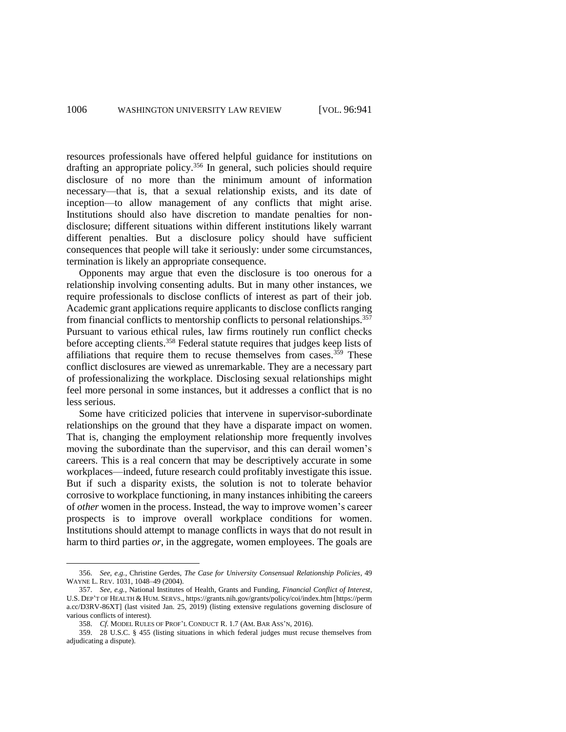resources professionals have offered helpful guidance for institutions on drafting an appropriate policy.[356] In general, such policies should require disclosure of no more than the minimum amount of information necessary—that is, that a sexual relationship exists, and its date of inception—to allow management of any conflicts that might arise. Institutions should also have discretion to mandate penalties for non-disclosure; different situations within different institutions likely warrant different penalties. But a disclosure policy should have sufficient consequences that people will take it seriously: under some circumstances, termination is likely an appropriate consequence.

Opponents may argue that even the disclosure is too onerous for a relationship involving consenting adults. But in many other instances, we require professionals to disclose conflicts of interest as part of their job. Academic grant applications require applicants to disclose conflicts ranging from financial conflicts to mentorship conflicts to personal relationships.[357] Pursuant to various ethical rules, law firms routinely run conflict checks before accepting clients.[358] Federal statute requires that judges keep lists of affiliations that require them to recuse themselves from cases.[359] These conflict disclosures are viewed as unremarkable. They are a necessary part of professionalizing the workplace. Disclosing sexual relationships might feel more personal in some instances, but it addresses a conflict that is no less serious.

Some have criticized policies that intervene in supervisor-subordinate relationships on the ground that they have a disparate impact on women. That is, changing the employment relationship more frequently involves moving the subordinate than the supervisor, and this can derail women's careers. This is a real concern that may be descriptively accurate in some workplaces—indeed, future research could profitably investigate this issue. But if such a disparity exists, the solution is not to tolerate behavior corrosive to workplace functioning, in many instances inhibiting the careers of *other* women in the process. Instead, the way to improve women's career prospects is to improve overall workplace conditions for women. Institutions should attempt to manage conflicts in ways that do not result in harm to third parties *or*, in the aggregate, women employees. The goals are

---

356. *See, e.g.*, Christine Gerdes, *The Case for University Consensual Relationship Policies*, 49 WAYNE L. REV. 1031, 1048–49 (2004).

357. *See, e.g.*, National Institutes of Health, Grants and Funding, *Financial Conflict of Interest*, U.S. DEP'T OF HEALTH & HUM. SERVS., https://grants.nih.gov/grants/policy/coi/index.htm [https://perma.cc/D3RV-86XT] (last visited Jan. 25, 2019) (listing extensive regulations governing disclosure of various conflicts of interest).

358. *Cf.* MODEL RULES OF PROF'L CONDUCT R. 1.7 (AM. BAR ASS'N, 2016).

359. 28 U.S.C. § 455 (listing situations in which federal judges must recuse themselves from adjudicating a dispute).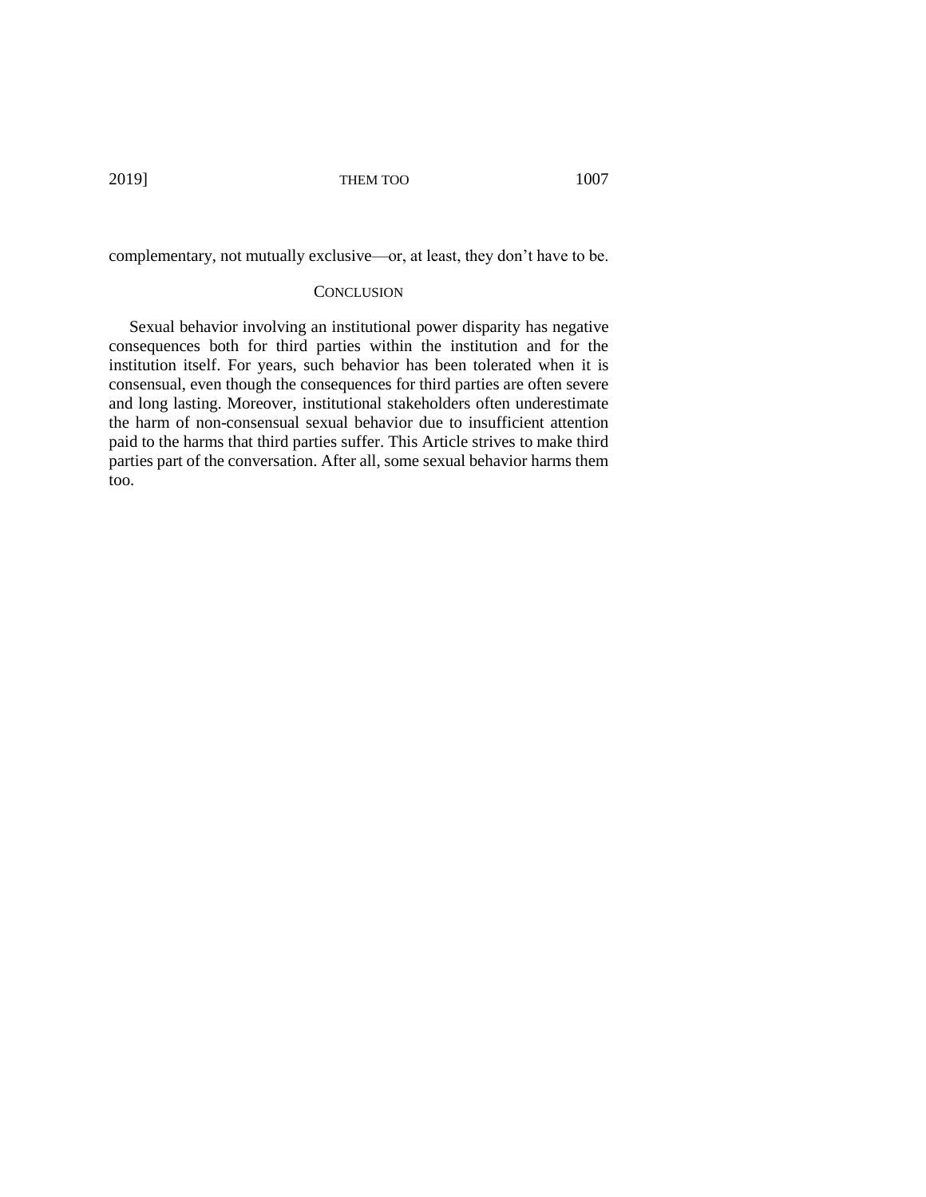complementary, not mutually exclusive—or, at least, they don't have to be.

## CONCLUSION

Sexual behavior involving an institutional power disparity has negative consequences both for third parties within the institution and for the institution itself. For years, such behavior has been tolerated when it is consensual, even though the consequences for third parties are often severe and long lasting. Moreover, institutional stakeholders often underestimate the harm of non-consensual sexual behavior due to insufficient attention paid to the harms that third parties suffer. This Article strives to make third parties part of the conversation. After all, some sexual behavior harms them too.